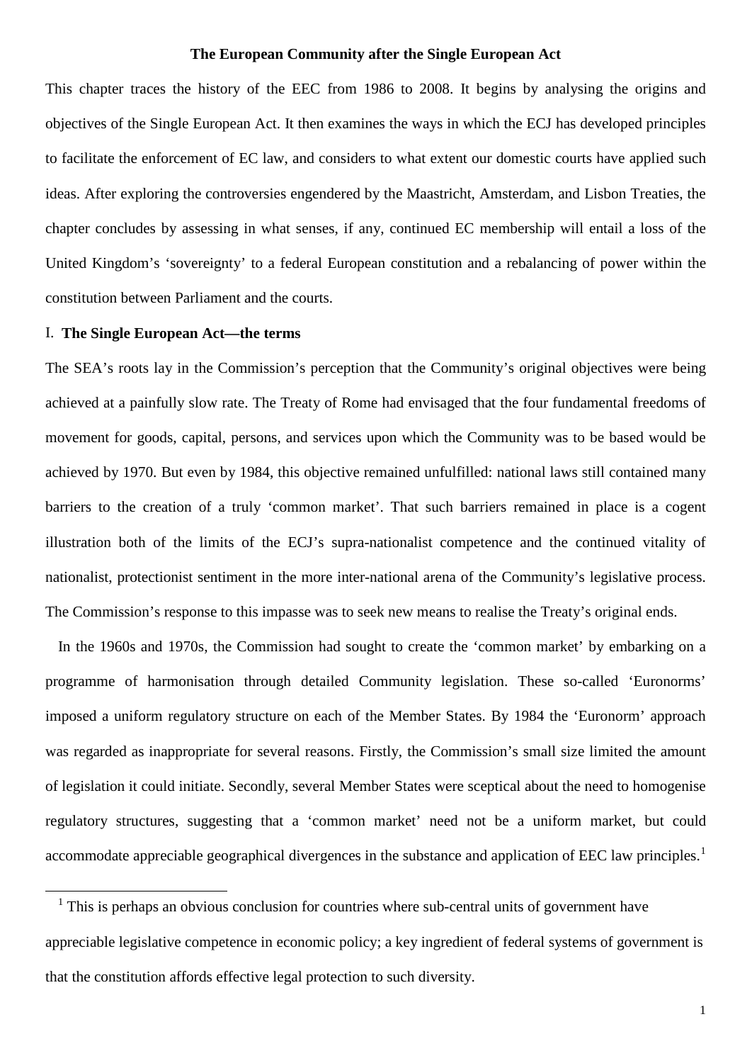# The European Community after the Single European Act

This chapter traces the history of the EEC from 1986 to 2008. It begins by analysing the origins and objectives of the Single European Act. It then examines the ways in which the ECJ has developed principles to facilitate the enforcement of EC law, and considers to what extent our domestic courts have applied such ideas. After exploring the controversies engendered by the Maastricht, Amsterdam, and Lisbon Treaties, the chapter concludes by assessing in what senses, if any, continued EC membership will entail a loss of the United Kingdom's 'sovereignty' to a federal European constitution and a rebalancing of power within the constitution between Parliament and the courts.

## I. The Single European Act—the terms

The SEA's roots lay in the Commission's perception that the Community's original objectives were being achieved at a painfully slow rate. The Treaty of Rome had envisaged that the four fundamental freedoms of movement for goods, capital, persons, and services upon which the Community was to be based would be achieved by 1970. But even by 1984, this objective remained unfulfilled: national laws still contained many barriers to the creation of a truly 'common market'. That such barriers remained in place is a cogent illustration both of the limits of the ECJ's supra-nationalist competence and the continued vitality of nationalist, protectionist sentiment in the more inter-national arena of the Community's legislative process. The Commission's response to this impasse was to seek new means to realise the Treaty's original ends.

In the 1960s and 1970s, the Commission had sought to create the 'common market' by embarking on a programme of harmonisation through detailed Community legislation. These so-called 'Euronorms' imposed a uniform regulatory structure on each of the Member States. By 1984 the 'Euronorm' approach was regarded as inappropriate for several reasons. Firstly, the Commission's small size limited the amount of legislation it could initiate. Secondly, several Member States were sceptical about the need to homogenise regulatory structures, suggesting that a 'common market' need not be a uniform market, but could accommodate appreciable geographical divergences in the substance and application of EEC law principles.[1]

[1] This is perhaps an obvious conclusion for countries where sub-central units of government have appreciable legislative competence in economic policy; a key ingredient of federal systems of government is that the constitution affords effective legal protection to such diversity.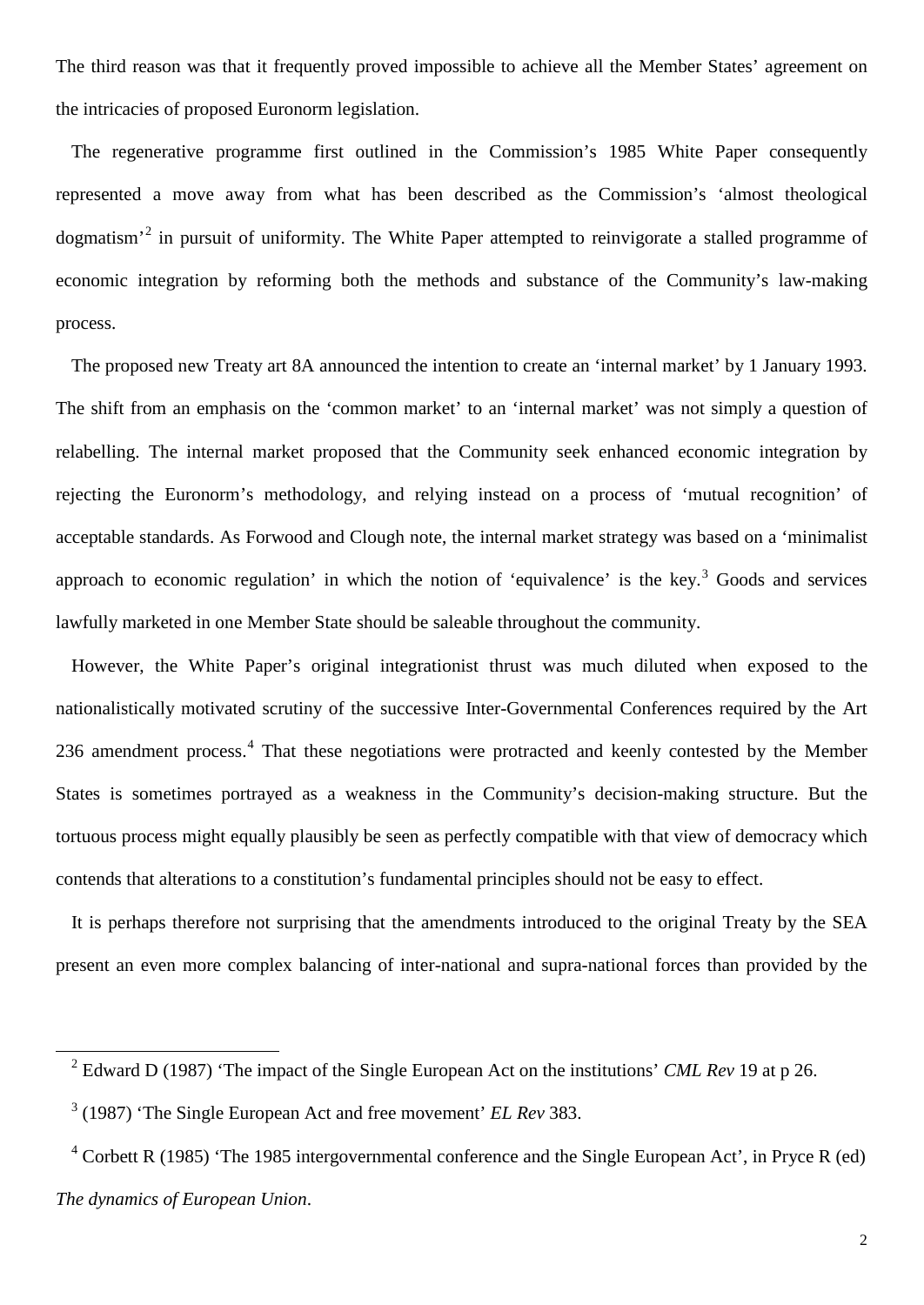The third reason was that it frequently proved impossible to achieve all the Member States' agreement on the intricacies of proposed Euronorm legislation.

The regenerative programme first outlined in the Commission's 1985 White Paper consequently represented a move away from what has been described as the Commission's 'almost theological dogmatism'[2] in pursuit of uniformity. The White Paper attempted to reinvigorate a stalled programme of economic integration by reforming both the methods and substance of the Community's law-making process.

The proposed new Treaty art 8A announced the intention to create an 'internal market' by 1 January 1993. The shift from an emphasis on the 'common market' to an 'internal market' was not simply a question of relabelling. The internal market proposed that the Community seek enhanced economic integration by rejecting the Euronorm's methodology, and relying instead on a process of 'mutual recognition' of acceptable standards. As Forwood and Clough note, the internal market strategy was based on a 'minimalist approach to economic regulation' in which the notion of 'equivalence' is the key.[3] Goods and services lawfully marketed in one Member State should be saleable throughout the community.

However, the White Paper's original integrationist thrust was much diluted when exposed to the nationalistically motivated scrutiny of the successive Inter-Governmental Conferences required by the Art 236 amendment process.[4] That these negotiations were protracted and keenly contested by the Member States is sometimes portrayed as a weakness in the Community's decision-making structure. But the tortuous process might equally plausibly be seen as perfectly compatible with that view of democracy which contends that alterations to a constitution's fundamental principles should not be easy to effect.

It is perhaps therefore not surprising that the amendments introduced to the original Treaty by the SEA present an even more complex balancing of inter-national and supra-national forces than provided by the

---

[2] Edward D (1987) 'The impact of the Single European Act on the institutions' *CML Rev* 19 at p 26.

[3] (1987) 'The Single European Act and free movement' *EL Rev* 383.

[4] Corbett R (1985) 'The 1985 intergovernmental conference and the Single European Act', in Pryce R (ed) *The dynamics of European Union*.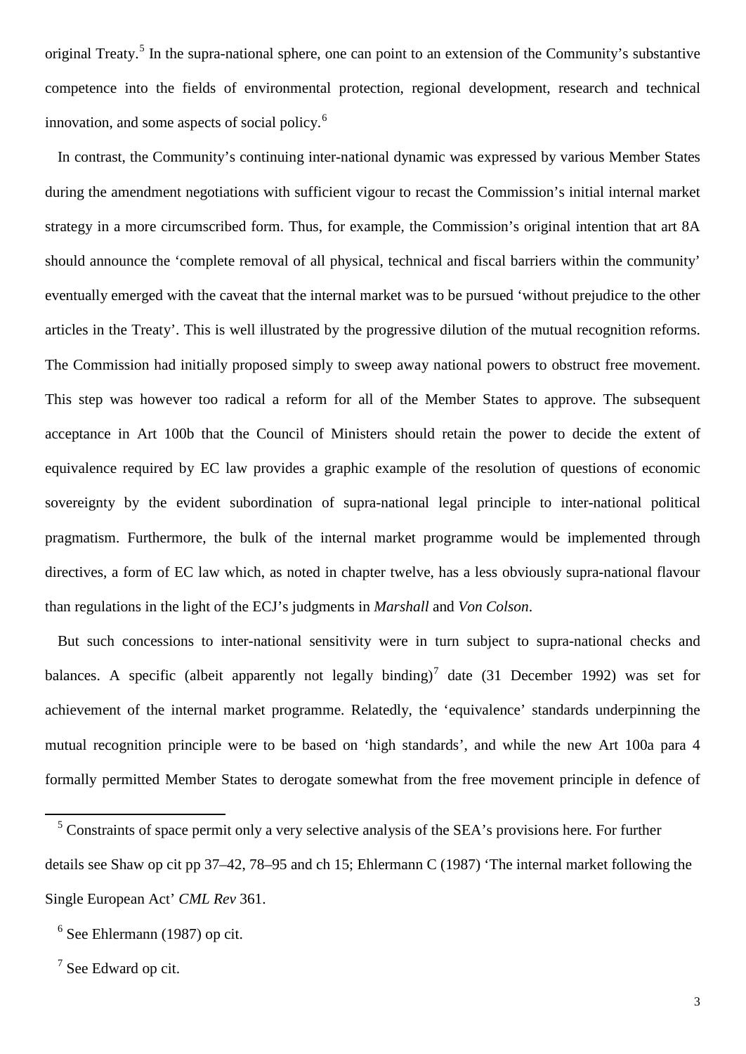original Treaty.[5] In the supra-national sphere, one can point to an extension of the Community's substantive competence into the fields of environmental protection, regional development, research and technical innovation, and some aspects of social policy.[6]

In contrast, the Community's continuing inter-national dynamic was expressed by various Member States during the amendment negotiations with sufficient vigour to recast the Commission's initial internal market strategy in a more circumscribed form. Thus, for example, the Commission's original intention that art 8A should announce the 'complete removal of all physical, technical and fiscal barriers within the community' eventually emerged with the caveat that the internal market was to be pursued 'without prejudice to the other articles in the Treaty'. This is well illustrated by the progressive dilution of the mutual recognition reforms. The Commission had initially proposed simply to sweep away national powers to obstruct free movement. This step was however too radical a reform for all of the Member States to approve. The subsequent acceptance in Art 100b that the Council of Ministers should retain the power to decide the extent of equivalence required by EC law provides a graphic example of the resolution of questions of economic sovereignty by the evident subordination of supra-national legal principle to inter-national political pragmatism. Furthermore, the bulk of the internal market programme would be implemented through directives, a form of EC law which, as noted in chapter twelve, has a less obviously supra-national flavour than regulations in the light of the ECJ's judgments in *Marshall* and *Von Colson*.

But such concessions to inter-national sensitivity were in turn subject to supra-national checks and balances. A specific (albeit apparently not legally binding)[7] date (31 December 1992) was set for achievement of the internal market programme. Relatedly, the 'equivalence' standards underpinning the mutual recognition principle were to be based on 'high standards', and while the new Art 100a para 4 formally permitted Member States to derogate somewhat from the free movement principle in defence of

---

[5] Constraints of space permit only a very selective analysis of the SEA's provisions here. For further details see Shaw op cit pp 37–42, 78–95 and ch 15; Ehlermann C (1987) 'The internal market following the Single European Act' *CML Rev* 361.

[6] See Ehlermann (1987) op cit.

[7] See Edward op cit.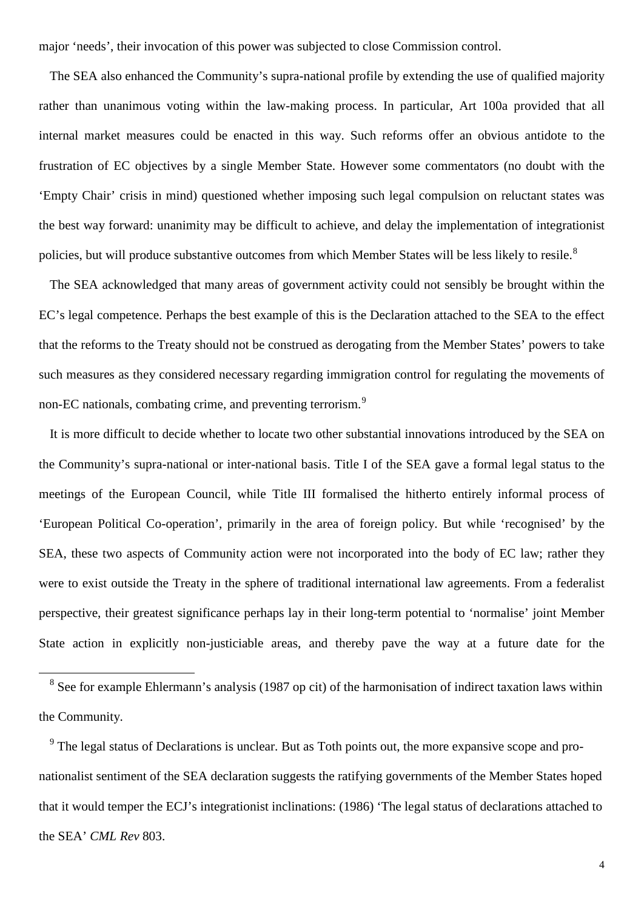major 'needs', their invocation of this power was subjected to close Commission control.

The SEA also enhanced the Community's supra-national profile by extending the use of qualified majority rather than unanimous voting within the law-making process. In particular, Art 100a provided that all internal market measures could be enacted in this way. Such reforms offer an obvious antidote to the frustration of EC objectives by a single Member State. However some commentators (no doubt with the 'Empty Chair' crisis in mind) questioned whether imposing such legal compulsion on reluctant states was the best way forward: unanimity may be difficult to achieve, and delay the implementation of integrationist policies, but will produce substantive outcomes from which Member States will be less likely to resile.[8]

The SEA acknowledged that many areas of government activity could not sensibly be brought within the EC's legal competence. Perhaps the best example of this is the Declaration attached to the SEA to the effect that the reforms to the Treaty should not be construed as derogating from the Member States' powers to take such measures as they considered necessary regarding immigration control for regulating the movements of non-EC nationals, combating crime, and preventing terrorism.[9]

It is more difficult to decide whether to locate two other substantial innovations introduced by the SEA on the Community's supra-national or inter-national basis. Title I of the SEA gave a formal legal status to the meetings of the European Council, while Title III formalised the hitherto entirely informal process of 'European Political Co-operation', primarily in the area of foreign policy. But while 'recognised' by the SEA, these two aspects of Community action were not incorporated into the body of EC law; rather they were to exist outside the Treaty in the sphere of traditional international law agreements. From a federalist perspective, their greatest significance perhaps lay in their long-term potential to 'normalise' joint Member State action in explicitly non-justiciable areas, and thereby pave the way at a future date for the

[8] See for example Ehlermann's analysis (1987 op cit) of the harmonisation of indirect taxation laws within the Community.

[9] The legal status of Declarations is unclear. But as Toth points out, the more expansive scope and pro-nationalist sentiment of the SEA declaration suggests the ratifying governments of the Member States hoped that it would temper the ECJ's integrationist inclinations: (1986) 'The legal status of declarations attached to the SEA' *CML Rev* 803.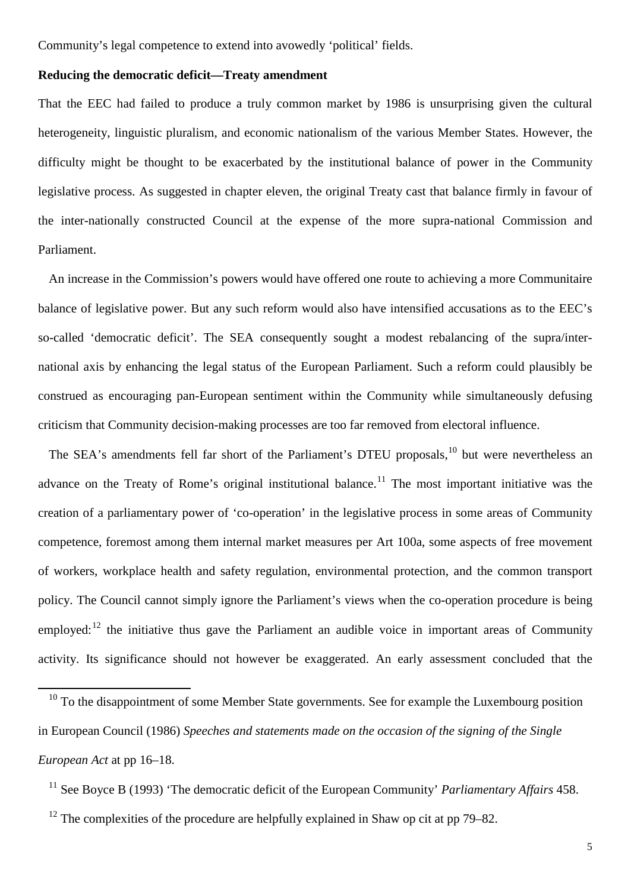Community's legal competence to extend into avowedly 'political' fields.

**Reducing the democratic deficit—Treaty amendment**

That the EEC had failed to produce a truly common market by 1986 is unsurprising given the cultural heterogeneity, linguistic pluralism, and economic nationalism of the various Member States. However, the difficulty might be thought to be exacerbated by the institutional balance of power in the Community legislative process. As suggested in chapter eleven, the original Treaty cast that balance firmly in favour of the inter-nationally constructed Council at the expense of the more supra-national Commission and Parliament.

An increase in the Commission's powers would have offered one route to achieving a more Communitaire balance of legislative power. But any such reform would also have intensified accusations as to the EEC's so-called 'democratic deficit'. The SEA consequently sought a modest rebalancing of the supra/inter-national axis by enhancing the legal status of the European Parliament. Such a reform could plausibly be construed as encouraging pan-European sentiment within the Community while simultaneously defusing criticism that Community decision-making processes are too far removed from electoral influence.

The SEA's amendments fell far short of the Parliament's DTEU proposals,[10] but were nevertheless an advance on the Treaty of Rome's original institutional balance.[11] The most important initiative was the creation of a parliamentary power of 'co-operation' in the legislative process in some areas of Community competence, foremost among them internal market measures per Art 100a, some aspects of free movement of workers, workplace health and safety regulation, environmental protection, and the common transport policy. The Council cannot simply ignore the Parliament's views when the co-operation procedure is being employed:[12] the initiative thus gave the Parliament an audible voice in important areas of Community activity. Its significance should not however be exaggerated. An early assessment concluded that the

---

[10] To the disappointment of some Member State governments. See for example the Luxembourg position in European Council (1986) *Speeches and statements made on the occasion of the signing of the Single European Act* at pp 16–18.

[11] See Boyce B (1993) 'The democratic deficit of the European Community' *Parliamentary Affairs* 458.

[12] The complexities of the procedure are helpfully explained in Shaw op cit at pp 79–82.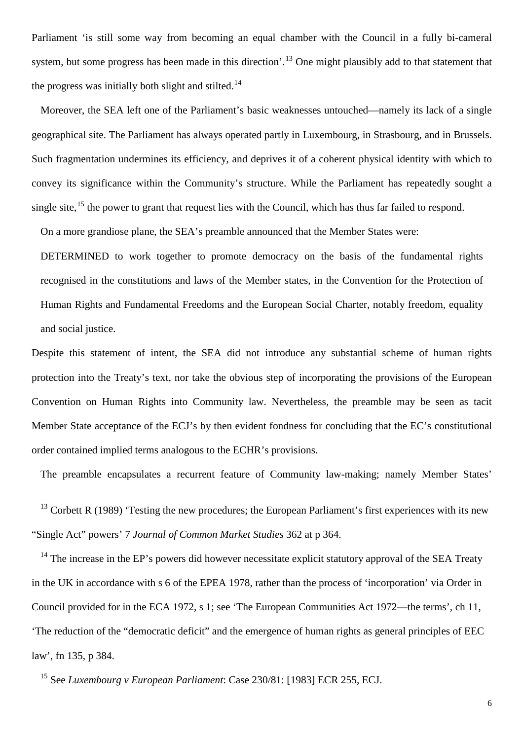Parliament 'is still some way from becoming an equal chamber with the Council in a fully bi-cameral system, but some progress has been made in this direction'.[13] One might plausibly add to that statement that the progress was initially both slight and stilted.[14]

Moreover, the SEA left one of the Parliament's basic weaknesses untouched—namely its lack of a single geographical site. The Parliament has always operated partly in Luxembourg, in Strasbourg, and in Brussels. Such fragmentation undermines its efficiency, and deprives it of a coherent physical identity with which to convey its significance within the Community's structure. While the Parliament has repeatedly sought a single site,[15] the power to grant that request lies with the Council, which has thus far failed to respond.

On a more grandiose plane, the SEA's preamble announced that the Member States were:

> DETERMINED to work together to promote democracy on the basis of the fundamental rights recognised in the constitutions and laws of the Member states, in the Convention for the Protection of Human Rights and Fundamental Freedoms and the European Social Charter, notably freedom, equality and social justice.

Despite this statement of intent, the SEA did not introduce any substantial scheme of human rights protection into the Treaty's text, nor take the obvious step of incorporating the provisions of the European Convention on Human Rights into Community law. Nevertheless, the preamble may be seen as tacit Member State acceptance of the ECJ's by then evident fondness for concluding that the EC's constitutional order contained implied terms analogous to the ECHR's provisions.

The preamble encapsulates a recurrent feature of Community law-making; namely Member States'

---

[13] Corbett R (1989) 'Testing the new procedures; the European Parliament's first experiences with its new "Single Act" powers' 7 *Journal of Common Market Studies* 362 at p 364.

[14] The increase in the EP's powers did however necessitate explicit statutory approval of the SEA Treaty in the UK in accordance with s 6 of the EPEA 1978, rather than the process of 'incorporation' via Order in Council provided for in the ECA 1972, s 1; see 'The European Communities Act 1972—the terms', ch 11, 'The reduction of the "democratic deficit" and the emergence of human rights as general principles of EEC law', fn 135, p 384.

[15] See *Luxembourg v European Parliament*: Case 230/81: [1983] ECR 255, ECJ.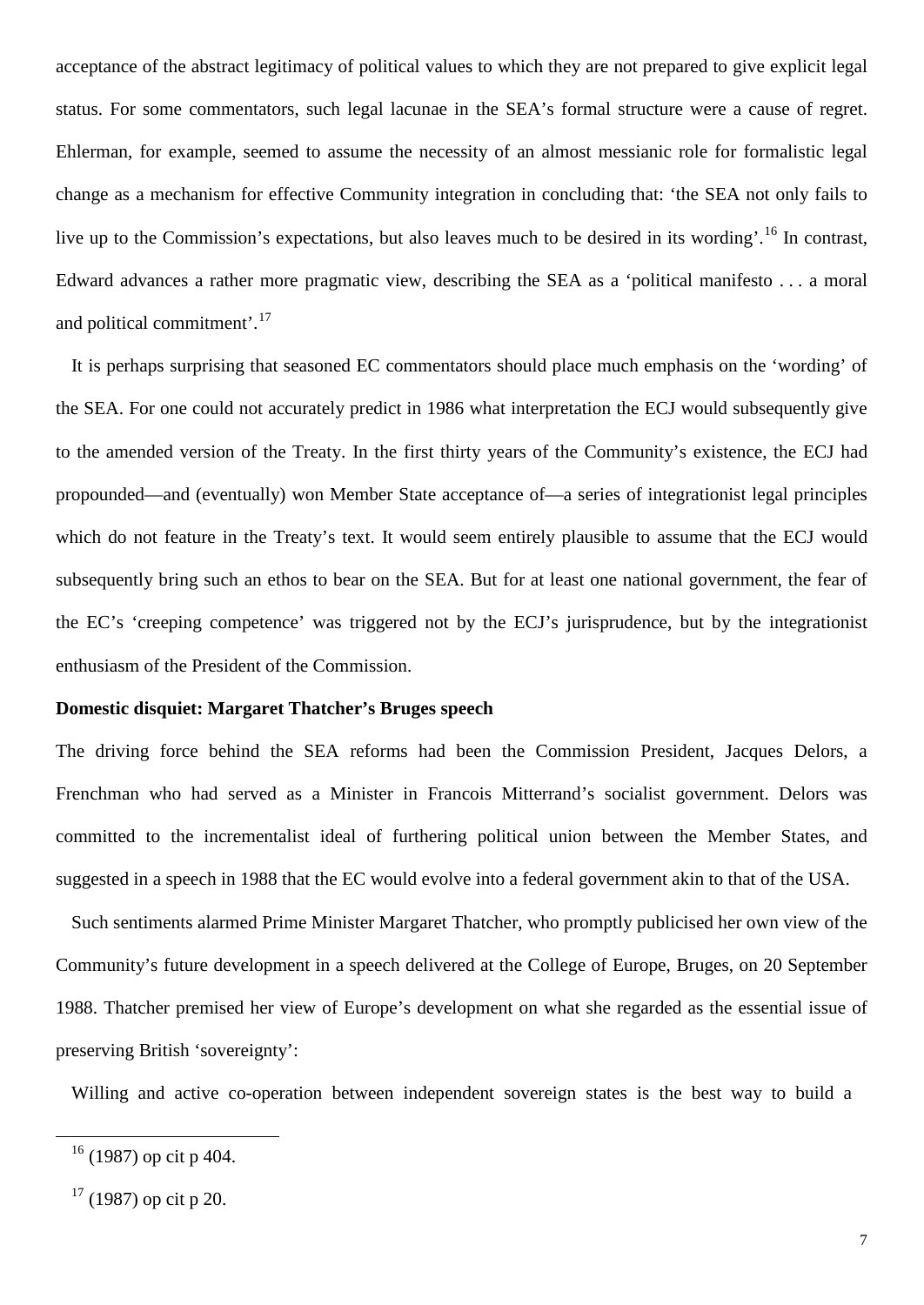acceptance of the abstract legitimacy of political values to which they are not prepared to give explicit legal status. For some commentators, such legal lacunae in the SEA's formal structure were a cause of regret. Ehlerman, for example, seemed to assume the necessity of an almost messianic role for formalistic legal change as a mechanism for effective Community integration in concluding that: 'the SEA not only fails to live up to the Commission's expectations, but also leaves much to be desired in its wording'.[16] In contrast, Edward advances a rather more pragmatic view, describing the SEA as a 'political manifesto . . . a moral and political commitment'.[17]

It is perhaps surprising that seasoned EC commentators should place much emphasis on the 'wording' of the SEA. For one could not accurately predict in 1986 what interpretation the ECJ would subsequently give to the amended version of the Treaty. In the first thirty years of the Community's existence, the ECJ had propounded—and (eventually) won Member State acceptance of—a series of integrationist legal principles which do not feature in the Treaty's text. It would seem entirely plausible to assume that the ECJ would subsequently bring such an ethos to bear on the SEA. But for at least one national government, the fear of the EC's 'creeping competence' was triggered not by the ECJ's jurisprudence, but by the integrationist enthusiasm of the President of the Commission.

**Domestic disquiet: Margaret Thatcher's Bruges speech**

The driving force behind the SEA reforms had been the Commission President, Jacques Delors, a Frenchman who had served as a Minister in Francois Mitterrand's socialist government. Delors was committed to the incrementalist ideal of furthering political union between the Member States, and suggested in a speech in 1988 that the EC would evolve into a federal government akin to that of the USA.

Such sentiments alarmed Prime Minister Margaret Thatcher, who promptly publicised her own view of the Community's future development in a speech delivered at the College of Europe, Bruges, on 20 September 1988. Thatcher premised her view of Europe's development on what she regarded as the essential issue of preserving British 'sovereignty':

Willing and active co-operation between independent sovereign states is the best way to build a

---

[16] (1987) op cit p 404.

[17] (1987) op cit p 20.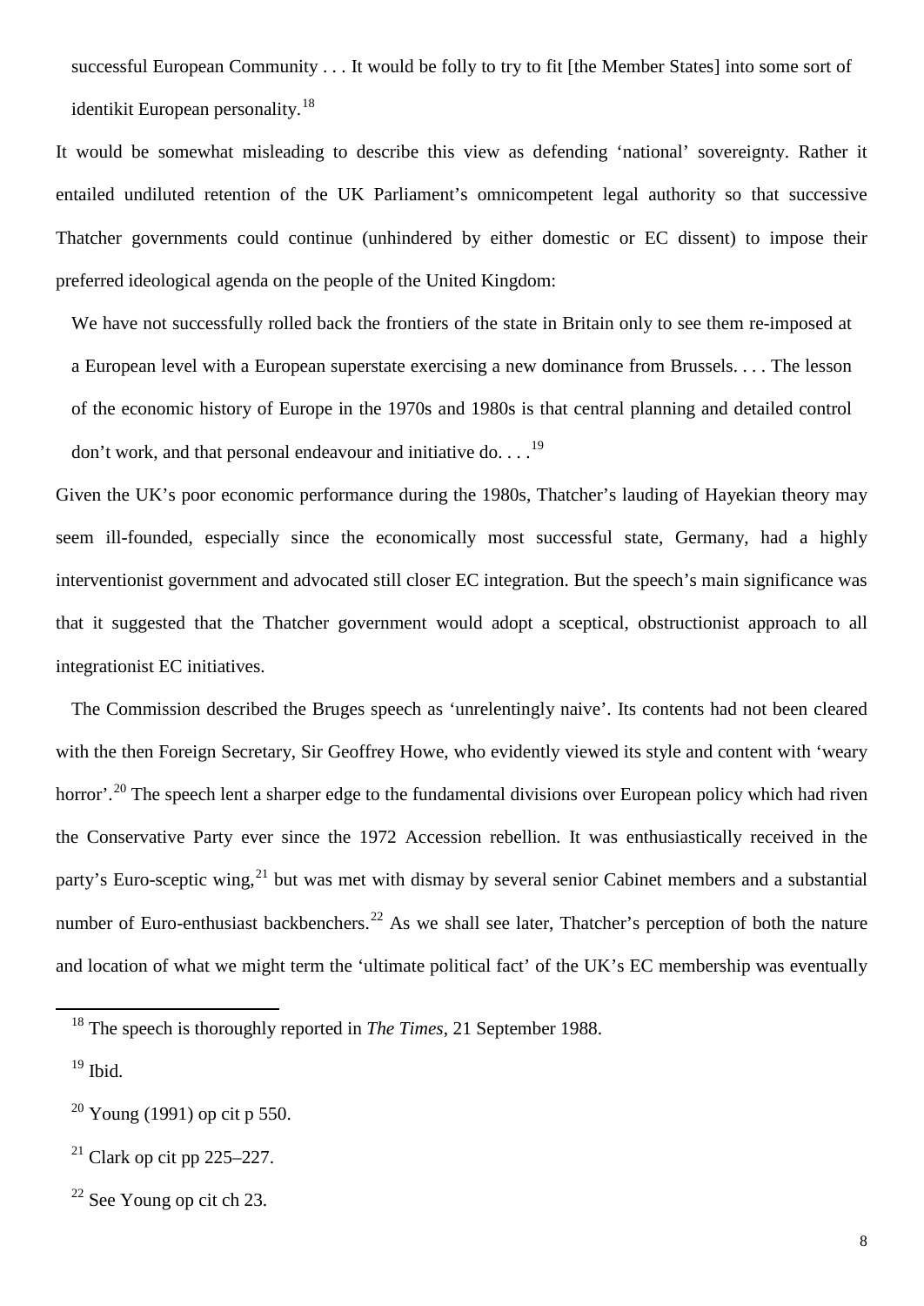> successful European Community . . . It would be folly to try to fit [the Member States] into some sort of identikit European personality.[18]

It would be somewhat misleading to describe this view as defending 'national' sovereignty. Rather it entailed undiluted retention of the UK Parliament's omnicompetent legal authority so that successive Thatcher governments could continue (unhindered by either domestic or EC dissent) to impose their preferred ideological agenda on the people of the United Kingdom:

> We have not successfully rolled back the frontiers of the state in Britain only to see them re-imposed at a European level with a European superstate exercising a new dominance from Brussels. . . . The lesson of the economic history of Europe in the 1970s and 1980s is that central planning and detailed control don't work, and that personal endeavour and initiative do. . . .[19]

Given the UK's poor economic performance during the 1980s, Thatcher's lauding of Hayekian theory may seem ill-founded, especially since the economically most successful state, Germany, had a highly interventionist government and advocated still closer EC integration. But the speech's main significance was that it suggested that the Thatcher government would adopt a sceptical, obstructionist approach to all integrationist EC initiatives.

The Commission described the Bruges speech as 'unrelentingly naive'. Its contents had not been cleared with the then Foreign Secretary, Sir Geoffrey Howe, who evidently viewed its style and content with 'weary horror'.[20] The speech lent a sharper edge to the fundamental divisions over European policy which had riven the Conservative Party ever since the 1972 Accession rebellion. It was enthusiastically received in the party's Euro-sceptic wing,[21] but was met with dismay by several senior Cabinet members and a substantial number of Euro-enthusiast backbenchers.[22] As we shall see later, Thatcher's perception of both the nature and location of what we might term the 'ultimate political fact' of the UK's EC membership was eventually

---

[18] The speech is thoroughly reported in *The Times*, 21 September 1988.

[19] Ibid.

[20] Young (1991) op cit p 550.

[21] Clark op cit pp 225–227.

[22] See Young op cit ch 23.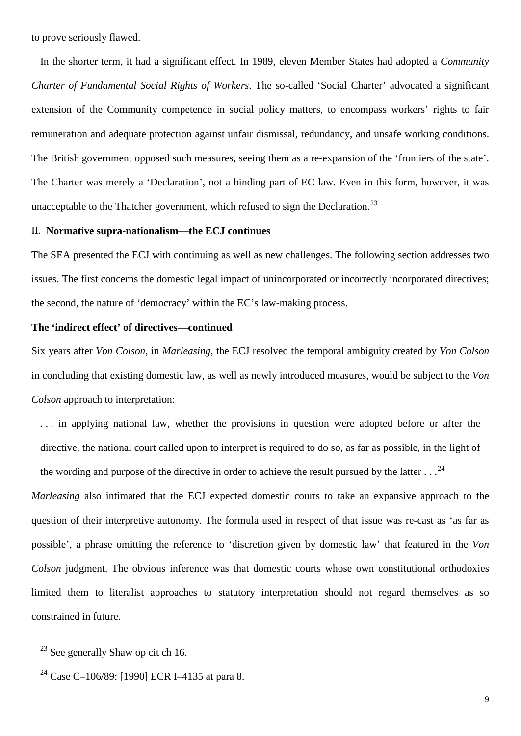to prove seriously flawed.

In the shorter term, it had a significant effect. In 1989, eleven Member States had adopted a *Community Charter of Fundamental Social Rights of Workers*. The so-called 'Social Charter' advocated a significant extension of the Community competence in social policy matters, to encompass workers' rights to fair remuneration and adequate protection against unfair dismissal, redundancy, and unsafe working conditions. The British government opposed such measures, seeing them as a re-expansion of the 'frontiers of the state'. The Charter was merely a 'Declaration', not a binding part of EC law. Even in this form, however, it was unacceptable to the Thatcher government, which refused to sign the Declaration.[23]

## II. Normative supra-nationalism—the ECJ continues

The SEA presented the ECJ with continuing as well as new challenges. The following section addresses two issues. The first concerns the domestic legal impact of unincorporated or incorrectly incorporated directives; the second, the nature of 'democracy' within the EC's law-making process.

### The 'indirect effect' of directives—continued

Six years after *Von Colson*, in *Marleasing*, the ECJ resolved the temporal ambiguity created by *Von Colson* in concluding that existing domestic law, as well as newly introduced measures, would be subject to the *Von Colson* approach to interpretation:

> . . . in applying national law, whether the provisions in question were adopted before or after the directive, the national court called upon to interpret is required to do so, as far as possible, in the light of the wording and purpose of the directive in order to achieve the result pursued by the latter . . .[24]

*Marleasing* also intimated that the ECJ expected domestic courts to take an expansive approach to the question of their interpretive autonomy. The formula used in respect of that issue was re-cast as 'as far as possible', a phrase omitting the reference to 'discretion given by domestic law' that featured in the *Von Colson* judgment. The obvious inference was that domestic courts whose own constitutional orthodoxies limited them to literalist approaches to statutory interpretation should not regard themselves as so constrained in future.

---

[23] See generally Shaw op cit ch 16.

[24] Case C–106/89: [1990] ECR I–4135 at para 8.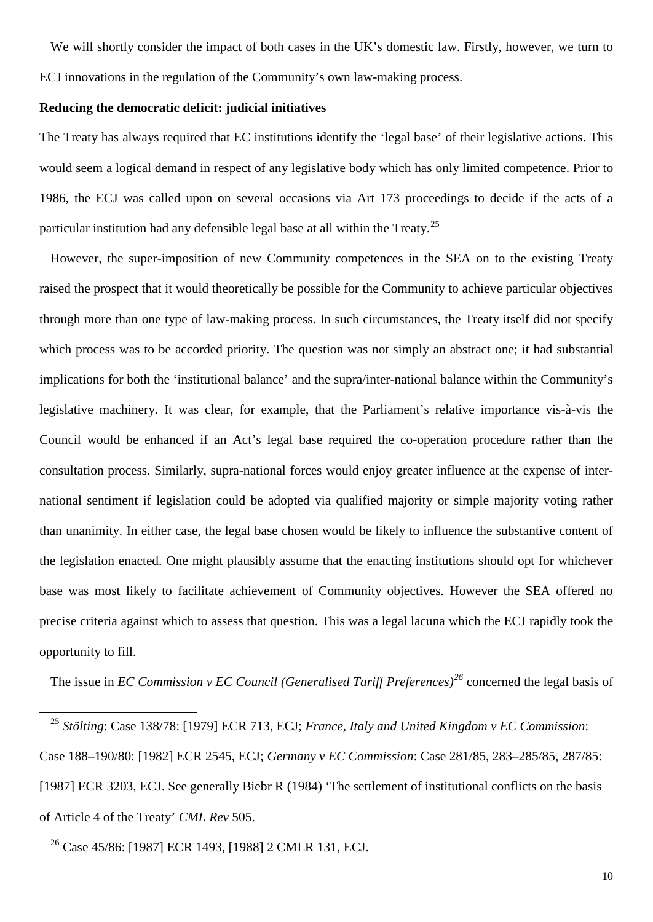We will shortly consider the impact of both cases in the UK's domestic law. Firstly, however, we turn to ECJ innovations in the regulation of the Community's own law-making process.

**Reducing the democratic deficit: judicial initiatives**

The Treaty has always required that EC institutions identify the 'legal base' of their legislative actions. This would seem a logical demand in respect of any legislative body which has only limited competence. Prior to 1986, the ECJ was called upon on several occasions via Art 173 proceedings to decide if the acts of a particular institution had any defensible legal base at all within the Treaty.[25]

However, the super-imposition of new Community competences in the SEA on to the existing Treaty raised the prospect that it would theoretically be possible for the Community to achieve particular objectives through more than one type of law-making process. In such circumstances, the Treaty itself did not specify which process was to be accorded priority. The question was not simply an abstract one; it had substantial implications for both the 'institutional balance' and the supra/inter-national balance within the Community's legislative machinery. It was clear, for example, that the Parliament's relative importance vis-à-vis the Council would be enhanced if an Act's legal base required the co-operation procedure rather than the consultation process. Similarly, supra-national forces would enjoy greater influence at the expense of inter-national sentiment if legislation could be adopted via qualified majority or simple majority voting rather than unanimity. In either case, the legal base chosen would be likely to influence the substantive content of the legislation enacted. One might plausibly assume that the enacting institutions should opt for whichever base was most likely to facilitate achievement of Community objectives. However the SEA offered no precise criteria against which to assess that question. This was a legal lacuna which the ECJ rapidly took the opportunity to fill.

The issue in *EC Commission v EC Council (Generalised Tariff Preferences)*[26] concerned the legal basis of

---

[25] *Stölting*: Case 138/78: [1979] ECR 713, ECJ; *France, Italy and United Kingdom v EC Commission*: Case 188–190/80: [1982] ECR 2545, ECJ; *Germany v EC Commission*: Case 281/85, 283–285/85, 287/85: [1987] ECR 3203, ECJ. See generally Biebr R (1984) 'The settlement of institutional conflicts on the basis of Article 4 of the Treaty' *CML Rev* 505.

[26] Case 45/86: [1987] ECR 1493, [1988] 2 CMLR 131, ECJ.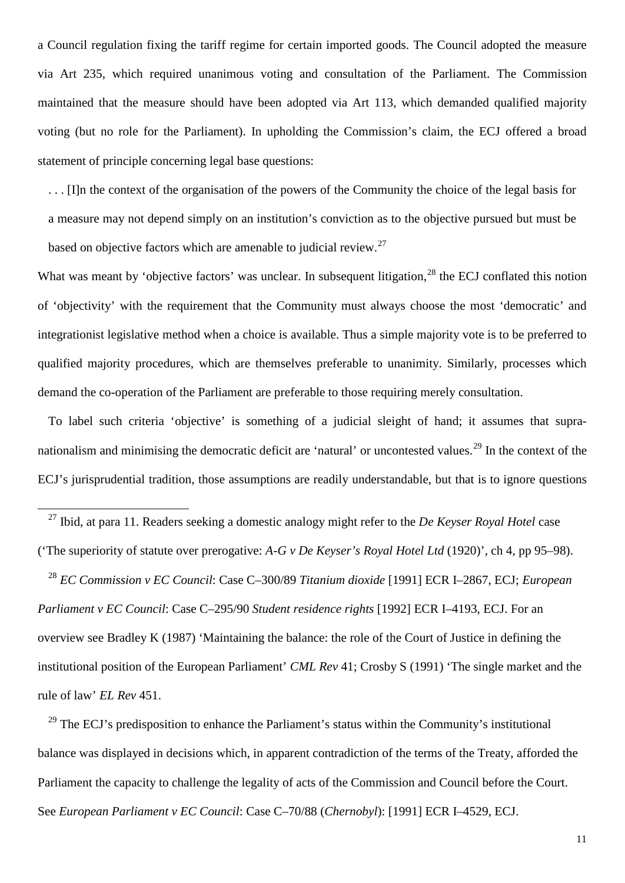a Council regulation fixing the tariff regime for certain imported goods. The Council adopted the measure via Art 235, which required unanimous voting and consultation of the Parliament. The Commission maintained that the measure should have been adopted via Art 113, which demanded qualified majority voting (but no role for the Parliament). In upholding the Commission's claim, the ECJ offered a broad statement of principle concerning legal base questions:

> . . . [I]n the context of the organisation of the powers of the Community the choice of the legal basis for a measure may not depend simply on an institution's conviction as to the objective pursued but must be based on objective factors which are amenable to judicial review.[27]

What was meant by 'objective factors' was unclear. In subsequent litigation,[28] the ECJ conflated this notion of 'objectivity' with the requirement that the Community must always choose the most 'democratic' and integrationist legislative method when a choice is available. Thus a simple majority vote is to be preferred to qualified majority procedures, which are themselves preferable to unanimity. Similarly, processes which demand the co-operation of the Parliament are preferable to those requiring merely consultation.

To label such criteria 'objective' is something of a judicial sleight of hand; it assumes that supra-nationalism and minimising the democratic deficit are 'natural' or uncontested values.[29] In the context of the ECJ's jurisprudential tradition, those assumptions are readily understandable, but that is to ignore questions

---

[27] Ibid, at para 11. Readers seeking a domestic analogy might refer to the *De Keyser Royal Hotel* case ('The superiority of statute over prerogative: *A-G v De Keyser's Royal Hotel Ltd* (1920)', ch 4, pp 95–98).

[28] *EC Commission v EC Council*: Case C–300/89 *Titanium dioxide* [1991] ECR I–2867, ECJ; *European Parliament v EC Council*: Case C–295/90 *Student residence rights* [1992] ECR I–4193, ECJ. For an overview see Bradley K (1987) 'Maintaining the balance: the role of the Court of Justice in defining the institutional position of the European Parliament' *CML Rev* 41; Crosby S (1991) 'The single market and the rule of law' *EL Rev* 451.

[29] The ECJ's predisposition to enhance the Parliament's status within the Community's institutional balance was displayed in decisions which, in apparent contradiction of the terms of the Treaty, afforded the Parliament the capacity to challenge the legality of acts of the Commission and Council before the Court. See *European Parliament v EC Council*: Case C–70/88 (*Chernobyl*): [1991] ECR I–4529, ECJ.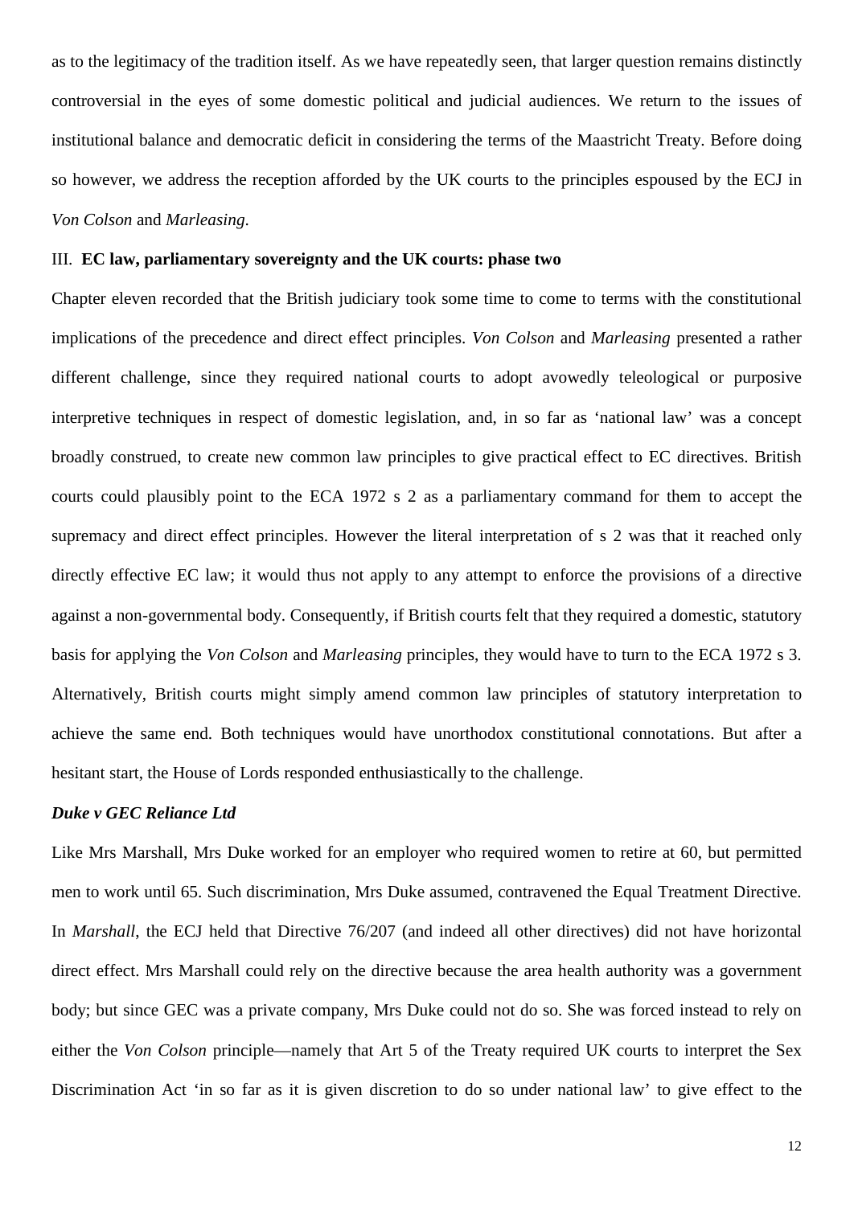as to the legitimacy of the tradition itself. As we have repeatedly seen, that larger question remains distinctly controversial in the eyes of some domestic political and judicial audiences. We return to the issues of institutional balance and democratic deficit in considering the terms of the Maastricht Treaty. Before doing so however, we address the reception afforded by the UK courts to the principles espoused by the ECJ in *Von Colson* and *Marleasing*.

### III. EC law, parliamentary sovereignty and the UK courts: phase two

Chapter eleven recorded that the British judiciary took some time to come to terms with the constitutional implications of the precedence and direct effect principles. *Von Colson* and *Marleasing* presented a rather different challenge, since they required national courts to adopt avowedly teleological or purposive interpretive techniques in respect of domestic legislation, and, in so far as 'national law' was a concept broadly construed, to create new common law principles to give practical effect to EC directives. British courts could plausibly point to the ECA 1972 s 2 as a parliamentary command for them to accept the supremacy and direct effect principles. However the literal interpretation of s 2 was that it reached only directly effective EC law; it would thus not apply to any attempt to enforce the provisions of a directive against a non-governmental body. Consequently, if British courts felt that they required a domestic, statutory basis for applying the *Von Colson* and *Marleasing* principles, they would have to turn to the ECA 1972 s 3. Alternatively, British courts might simply amend common law principles of statutory interpretation to achieve the same end. Both techniques would have unorthodox constitutional connotations. But after a hesitant start, the House of Lords responded enthusiastically to the challenge.

#### *Duke v GEC Reliance Ltd*

Like Mrs Marshall, Mrs Duke worked for an employer who required women to retire at 60, but permitted men to work until 65. Such discrimination, Mrs Duke assumed, contravened the Equal Treatment Directive. In *Marshall*, the ECJ held that Directive 76/207 (and indeed all other directives) did not have horizontal direct effect. Mrs Marshall could rely on the directive because the area health authority was a government body; but since GEC was a private company, Mrs Duke could not do so. She was forced instead to rely on either the *Von Colson* principle—namely that Art 5 of the Treaty required UK courts to interpret the Sex Discrimination Act 'in so far as it is given discretion to do so under national law' to give effect to the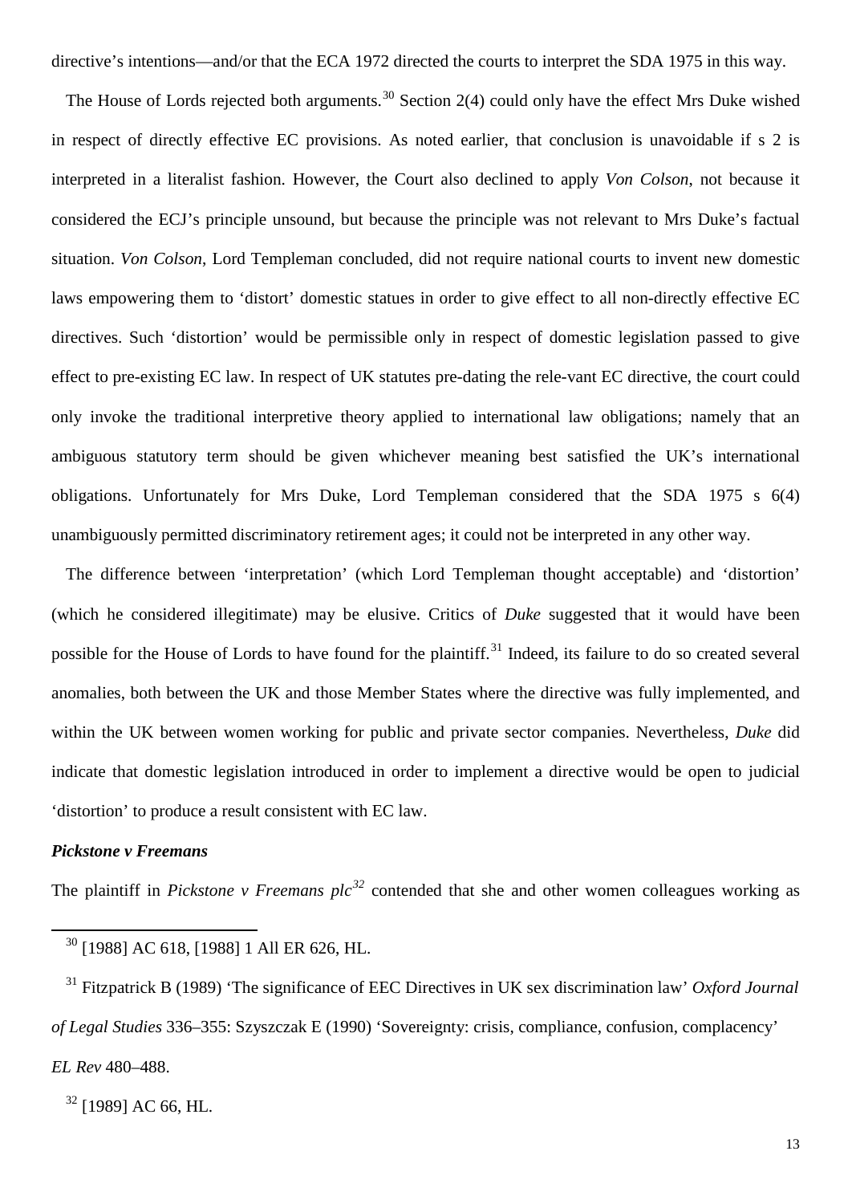directive's intentions—and/or that the ECA 1972 directed the courts to interpret the SDA 1975 in this way.

The House of Lords rejected both arguments.[30] Section 2(4) could only have the effect Mrs Duke wished in respect of directly effective EC provisions. As noted earlier, that conclusion is unavoidable if s 2 is interpreted in a literalist fashion. However, the Court also declined to apply *Von Colson*, not because it considered the ECJ's principle unsound, but because the principle was not relevant to Mrs Duke's factual situation. *Von Colson*, Lord Templeman concluded, did not require national courts to invent new domestic laws empowering them to 'distort' domestic statues in order to give effect to all non-directly effective EC directives. Such 'distortion' would be permissible only in respect of domestic legislation passed to give effect to pre-existing EC law. In respect of UK statutes pre-dating the rele-vant EC directive, the court could only invoke the traditional interpretive theory applied to international law obligations; namely that an ambiguous statutory term should be given whichever meaning best satisfied the UK's international obligations. Unfortunately for Mrs Duke, Lord Templeman considered that the SDA 1975 s 6(4) unambiguously permitted discriminatory retirement ages; it could not be interpreted in any other way.

The difference between 'interpretation' (which Lord Templeman thought acceptable) and 'distortion' (which he considered illegitimate) may be elusive. Critics of *Duke* suggested that it would have been possible for the House of Lords to have found for the plaintiff.[31] Indeed, its failure to do so created several anomalies, both between the UK and those Member States where the directive was fully implemented, and within the UK between women working for public and private sector companies. Nevertheless, *Duke* did indicate that domestic legislation introduced in order to implement a directive would be open to judicial 'distortion' to produce a result consistent with EC law.

### *Pickstone v Freemans*

The plaintiff in *Pickstone v Freemans plc*[32] contended that she and other women colleagues working as

[30] [1988] AC 618, [1988] 1 All ER 626, HL.

[31] Fitzpatrick B (1989) 'The significance of EEC Directives in UK sex discrimination law' *Oxford Journal of Legal Studies* 336–355: Szyszczak E (1990) 'Sovereignty: crisis, compliance, confusion, complacency' *EL Rev* 480–488.

[32] [1989] AC 66, HL.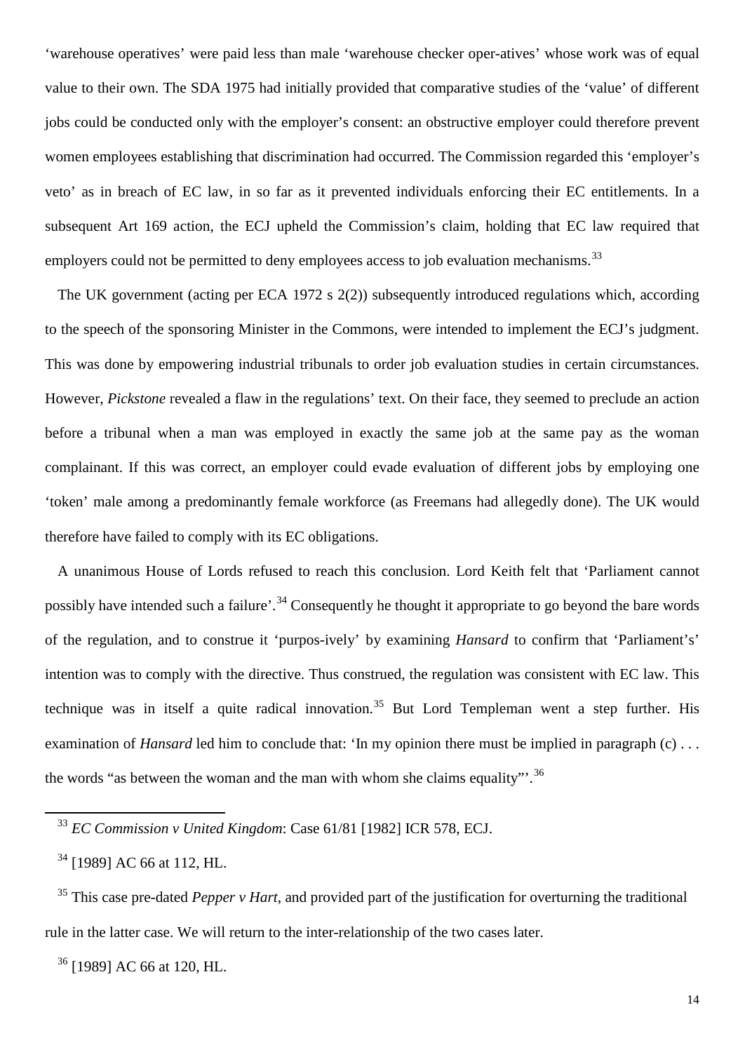'warehouse operatives' were paid less than male 'warehouse checker oper-atives' whose work was of equal value to their own. The SDA 1975 had initially provided that comparative studies of the 'value' of different jobs could be conducted only with the employer's consent: an obstructive employer could therefore prevent women employees establishing that discrimination had occurred. The Commission regarded this 'employer's veto' as in breach of EC law, in so far as it prevented individuals enforcing their EC entitlements. In a subsequent Art 169 action, the ECJ upheld the Commission's claim, holding that EC law required that employers could not be permitted to deny employees access to job evaluation mechanisms.[33]

The UK government (acting per ECA 1972 s 2(2)) subsequently introduced regulations which, according to the speech of the sponsoring Minister in the Commons, were intended to implement the ECJ's judgment. This was done by empowering industrial tribunals to order job evaluation studies in certain circumstances. However, *Pickstone* revealed a flaw in the regulations' text. On their face, they seemed to preclude an action before a tribunal when a man was employed in exactly the same job at the same pay as the woman complainant. If this was correct, an employer could evade evaluation of different jobs by employing one 'token' male among a predominantly female workforce (as Freemans had allegedly done). The UK would therefore have failed to comply with its EC obligations.

A unanimous House of Lords refused to reach this conclusion. Lord Keith felt that 'Parliament cannot possibly have intended such a failure'.[34] Consequently he thought it appropriate to go beyond the bare words of the regulation, and to construe it 'purpos-ively' by examining *Hansard* to confirm that 'Parliament's' intention was to comply with the directive. Thus construed, the regulation was consistent with EC law. This technique was in itself a quite radical innovation.[35] But Lord Templeman went a step further. His examination of *Hansard* led him to conclude that: 'In my opinion there must be implied in paragraph (c) . . . the words "as between the woman and the man with whom she claims equality"'.[36]

---

[33] *EC Commission v United Kingdom*: Case 61/81 [1982] ICR 578, ECJ.

[34] [1989] AC 66 at 112, HL.

[35] This case pre-dated *Pepper v Hart*, and provided part of the justification for overturning the traditional rule in the latter case. We will return to the inter-relationship of the two cases later.

[36] [1989] AC 66 at 120, HL.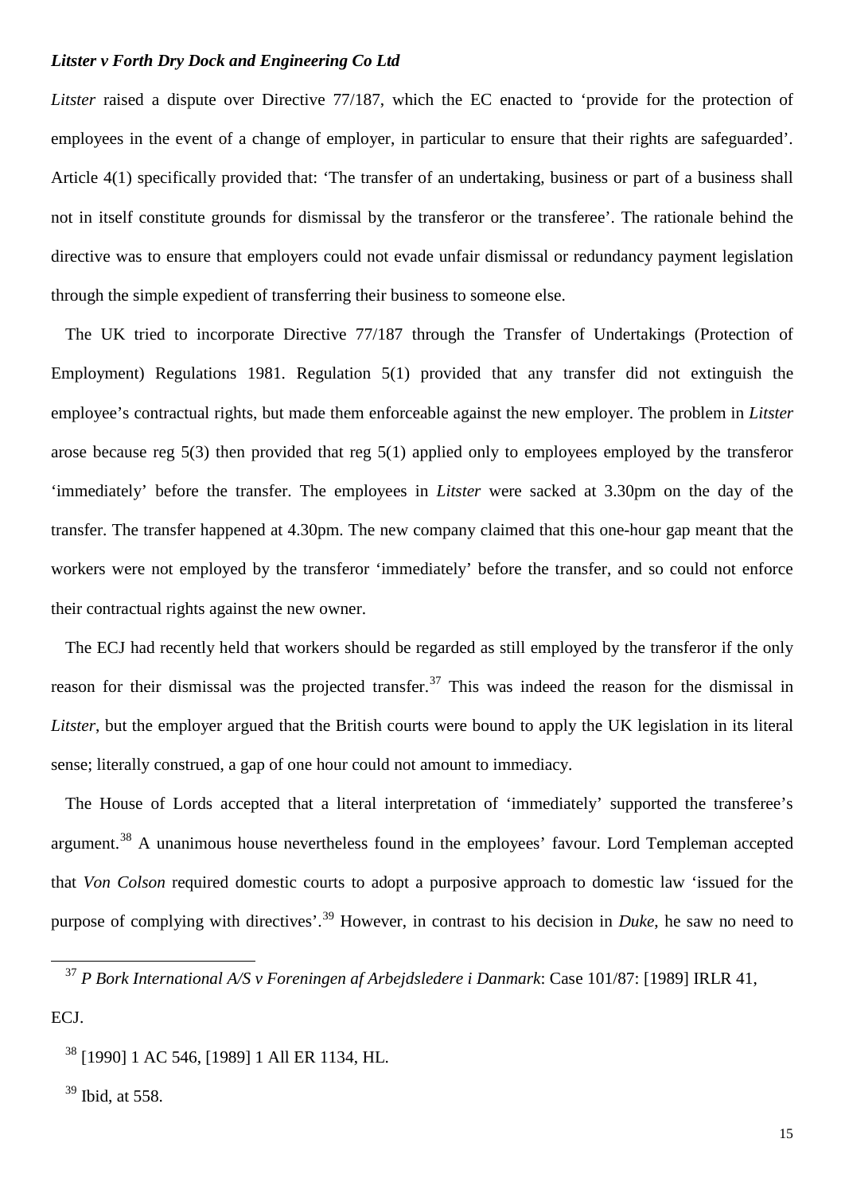***Litster v Forth Dry Dock and Engineering Co Ltd***

*Litster* raised a dispute over Directive 77/187, which the EC enacted to 'provide for the protection of employees in the event of a change of employer, in particular to ensure that their rights are safeguarded'. Article 4(1) specifically provided that: 'The transfer of an undertaking, business or part of a business shall not in itself constitute grounds for dismissal by the transferor or the transferee'. The rationale behind the directive was to ensure that employers could not evade unfair dismissal or redundancy payment legislation through the simple expedient of transferring their business to someone else.

The UK tried to incorporate Directive 77/187 through the Transfer of Undertakings (Protection of Employment) Regulations 1981. Regulation 5(1) provided that any transfer did not extinguish the employee's contractual rights, but made them enforceable against the new employer. The problem in *Litster* arose because reg 5(3) then provided that reg 5(1) applied only to employees employed by the transferor 'immediately' before the transfer. The employees in *Litster* were sacked at 3.30pm on the day of the transfer. The transfer happened at 4.30pm. The new company claimed that this one-hour gap meant that the workers were not employed by the transferor 'immediately' before the transfer, and so could not enforce their contractual rights against the new owner.

The ECJ had recently held that workers should be regarded as still employed by the transferor if the only reason for their dismissal was the projected transfer.[37] This was indeed the reason for the dismissal in *Litster*, but the employer argued that the British courts were bound to apply the UK legislation in its literal sense; literally construed, a gap of one hour could not amount to immediacy.

The House of Lords accepted that a literal interpretation of 'immediately' supported the transferee's argument.[38] A unanimous house nevertheless found in the employees' favour. Lord Templeman accepted that *Von Colson* required domestic courts to adopt a purposive approach to domestic law 'issued for the purpose of complying with directives'.[39] However, in contrast to his decision in *Duke*, he saw no need to

---

[37] *P Bork International A/S v Foreningen af Arbejdsledere i Danmark*: Case 101/87: [1989] IRLR 41, ECJ.

[38] [1990] 1 AC 546, [1989] 1 All ER 1134, HL.

[39] Ibid, at 558.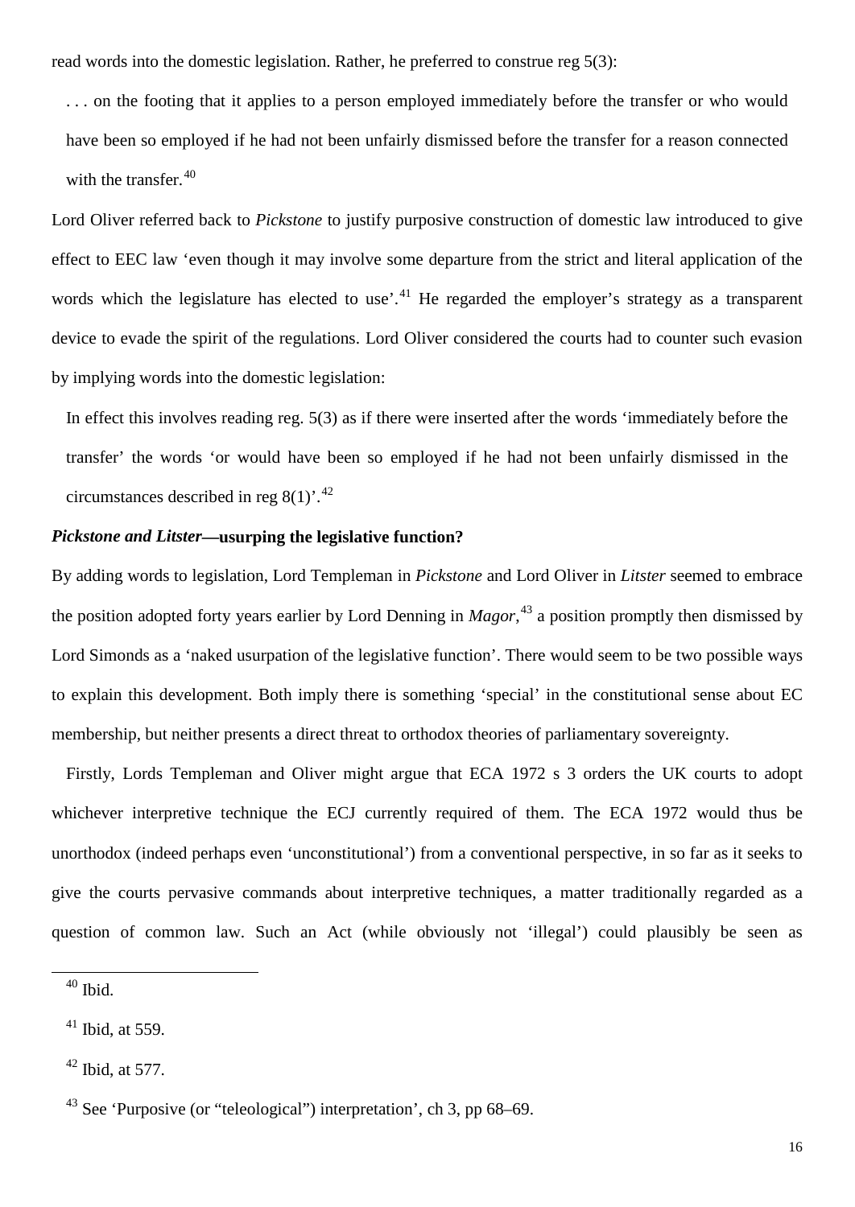read words into the domestic legislation. Rather, he preferred to construe reg 5(3):

> . . . on the footing that it applies to a person employed immediately before the transfer or who would have been so employed if he had not been unfairly dismissed before the transfer for a reason connected with the transfer.[40]

Lord Oliver referred back to *Pickstone* to justify purposive construction of domestic law introduced to give effect to EEC law 'even though it may involve some departure from the strict and literal application of the words which the legislature has elected to use'.[41] He regarded the employer's strategy as a transparent device to evade the spirit of the regulations. Lord Oliver considered the courts had to counter such evasion by implying words into the domestic legislation:

> In effect this involves reading reg. 5(3) as if there were inserted after the words 'immediately before the transfer' the words 'or would have been so employed if he had not been unfairly dismissed in the circumstances described in reg 8(1)'.[42]

### *Pickstone and Litster*—usurping the legislative function?

By adding words to legislation, Lord Templeman in *Pickstone* and Lord Oliver in *Litster* seemed to embrace the position adopted forty years earlier by Lord Denning in *Magor*,[43] a position promptly then dismissed by Lord Simonds as a 'naked usurpation of the legislative function'. There would seem to be two possible ways to explain this development. Both imply there is something 'special' in the constitutional sense about EC membership, but neither presents a direct threat to orthodox theories of parliamentary sovereignty.

Firstly, Lords Templeman and Oliver might argue that ECA 1972 s 3 orders the UK courts to adopt whichever interpretive technique the ECJ currently required of them. The ECA 1972 would thus be unorthodox (indeed perhaps even 'unconstitutional') from a conventional perspective, in so far as it seeks to give the courts pervasive commands about interpretive techniques, a matter traditionally regarded as a question of common law. Such an Act (while obviously not 'illegal') could plausibly be seen as

---

[40] Ibid.

[41] Ibid, at 559.

[42] Ibid, at 577.

[43] See 'Purposive (or "teleological") interpretation', ch 3, pp 68–69.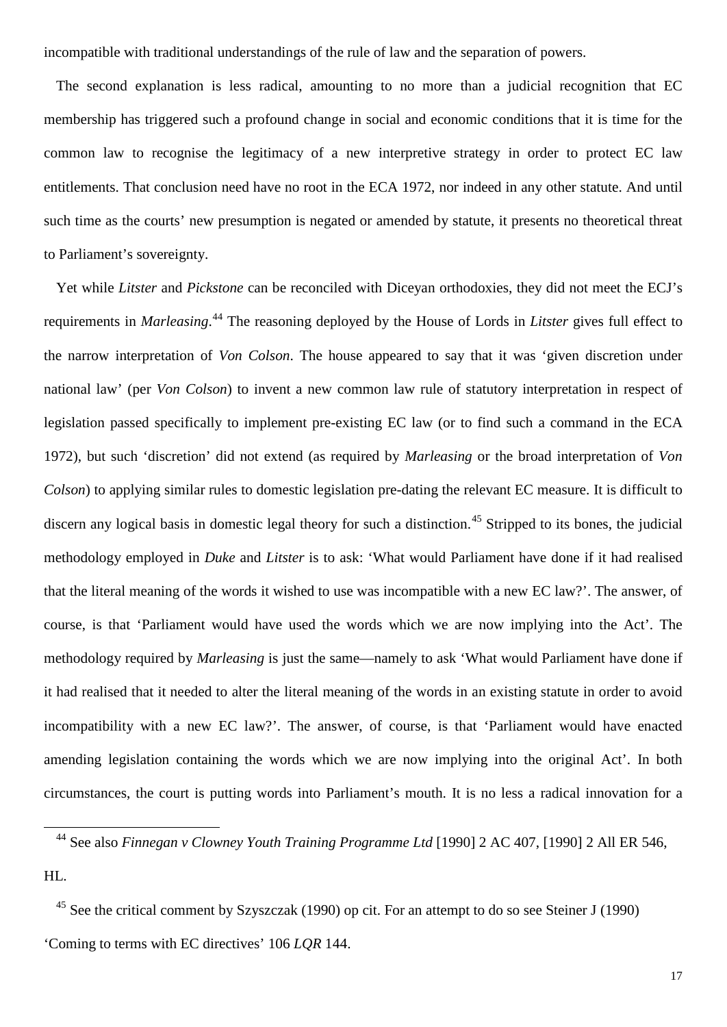incompatible with traditional understandings of the rule of law and the separation of powers.

The second explanation is less radical, amounting to no more than a judicial recognition that EC membership has triggered such a profound change in social and economic conditions that it is time for the common law to recognise the legitimacy of a new interpretive strategy in order to protect EC law entitlements. That conclusion need have no root in the ECA 1972, nor indeed in any other statute. And until such time as the courts' new presumption is negated or amended by statute, it presents no theoretical threat to Parliament's sovereignty.

Yet while *Litster* and *Pickstone* can be reconciled with Diceyan orthodoxies, they did not meet the ECJ's requirements in *Marleasing*.[44] The reasoning deployed by the House of Lords in *Litster* gives full effect to the narrow interpretation of *Von Colson*. The house appeared to say that it was 'given discretion under national law' (per *Von Colson*) to invent a new common law rule of statutory interpretation in respect of legislation passed specifically to implement pre-existing EC law (or to find such a command in the ECA 1972), but such 'discretion' did not extend (as required by *Marleasing* or the broad interpretation of *Von Colson*) to applying similar rules to domestic legislation pre-dating the relevant EC measure. It is difficult to discern any logical basis in domestic legal theory for such a distinction.[45] Stripped to its bones, the judicial methodology employed in *Duke* and *Litster* is to ask: 'What would Parliament have done if it had realised that the literal meaning of the words it wished to use was incompatible with a new EC law?'. The answer, of course, is that 'Parliament would have used the words which we are now implying into the Act'. The methodology required by *Marleasing* is just the same—namely to ask 'What would Parliament have done if it had realised that it needed to alter the literal meaning of the words in an existing statute in order to avoid incompatibility with a new EC law?'. The answer, of course, is that 'Parliament would have enacted amending legislation containing the words which we are now implying into the original Act'. In both circumstances, the court is putting words into Parliament's mouth. It is no less a radical innovation for a

[44] See also *Finnegan v Clowney Youth Training Programme Ltd* [1990] 2 AC 407, [1990] 2 All ER 546, HL.

[45] See the critical comment by Szyszczak (1990) op cit. For an attempt to do so see Steiner J (1990) 'Coming to terms with EC directives' 106 *LQR* 144.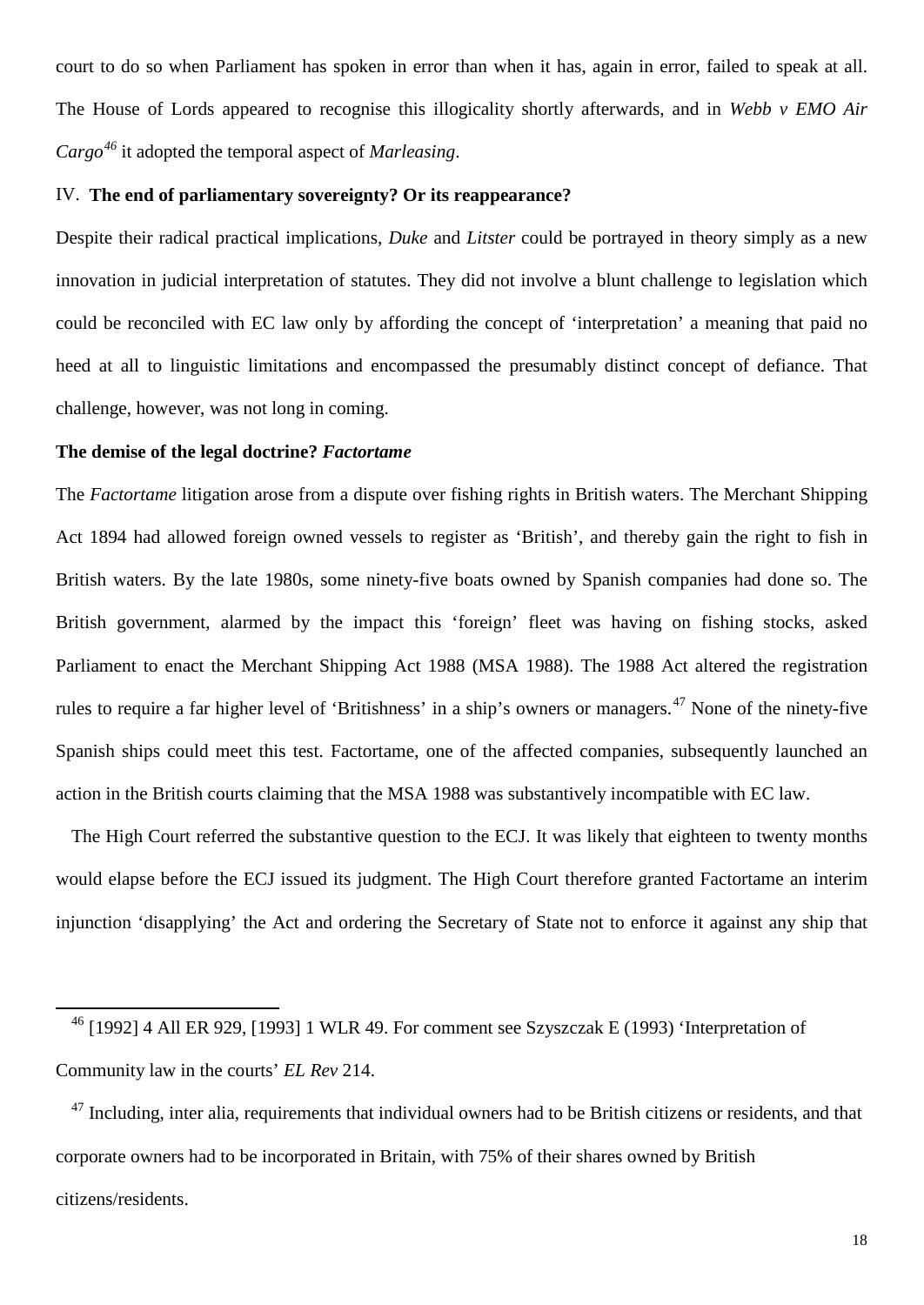court to do so when Parliament has spoken in error than when it has, again in error, failed to speak at all. The House of Lords appeared to recognise this illogicality shortly afterwards, and in *Webb v EMO Air Cargo*[46] it adopted the temporal aspect of *Marleasing*.

## IV. The end of parliamentary sovereignty? Or its reappearance?

Despite their radical practical implications, *Duke* and *Litster* could be portrayed in theory simply as a new innovation in judicial interpretation of statutes. They did not involve a blunt challenge to legislation which could be reconciled with EC law only by affording the concept of 'interpretation' a meaning that paid no heed at all to linguistic limitations and encompassed the presumably distinct concept of defiance. That challenge, however, was not long in coming.

### The demise of the legal doctrine? *Factortame*

The *Factortame* litigation arose from a dispute over fishing rights in British waters. The Merchant Shipping Act 1894 had allowed foreign owned vessels to register as 'British', and thereby gain the right to fish in British waters. By the late 1980s, some ninety-five boats owned by Spanish companies had done so. The British government, alarmed by the impact this 'foreign' fleet was having on fishing stocks, asked Parliament to enact the Merchant Shipping Act 1988 (MSA 1988). The 1988 Act altered the registration rules to require a far higher level of 'Britishness' in a ship's owners or managers.[47] None of the ninety-five Spanish ships could meet this test. Factortame, one of the affected companies, subsequently launched an action in the British courts claiming that the MSA 1988 was substantively incompatible with EC law.

The High Court referred the substantive question to the ECJ. It was likely that eighteen to twenty months would elapse before the ECJ issued its judgment. The High Court therefore granted Factortame an interim injunction 'disapplying' the Act and ordering the Secretary of State not to enforce it against any ship that

---

[46] [1992] 4 All ER 929, [1993] 1 WLR 49. For comment see Szyszczak E (1993) 'Interpretation of Community law in the courts' *EL Rev* 214.

[47] Including, inter alia, requirements that individual owners had to be British citizens or residents, and that corporate owners had to be incorporated in Britain, with 75% of their shares owned by British citizens/residents.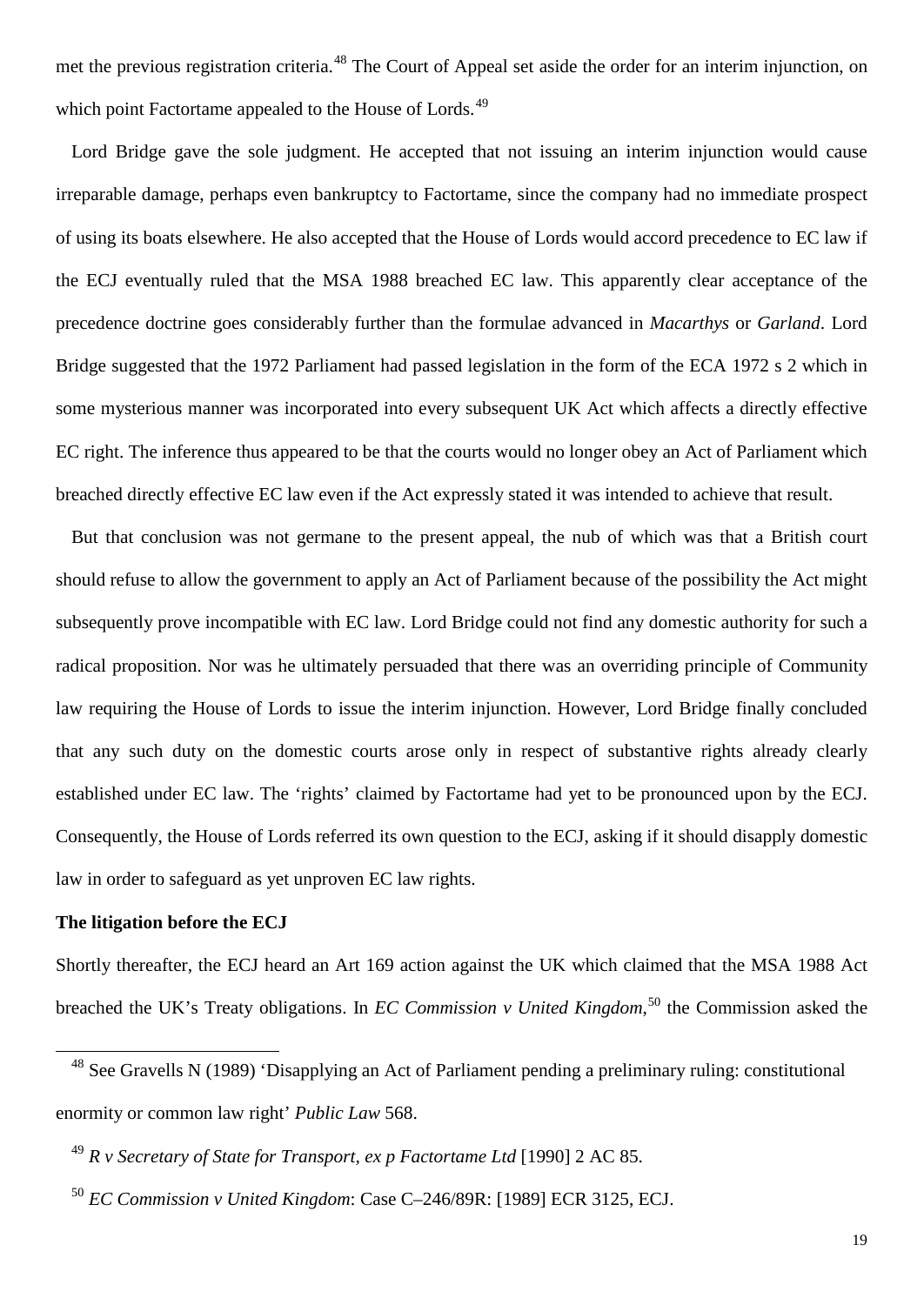met the previous registration criteria.[48] The Court of Appeal set aside the order for an interim injunction, on which point Factortame appealed to the House of Lords.[49]

Lord Bridge gave the sole judgment. He accepted that not issuing an interim injunction would cause irreparable damage, perhaps even bankruptcy to Factortame, since the company had no immediate prospect of using its boats elsewhere. He also accepted that the House of Lords would accord precedence to EC law if the ECJ eventually ruled that the MSA 1988 breached EC law. This apparently clear acceptance of the precedence doctrine goes considerably further than the formulae advanced in *Macarthys* or *Garland*. Lord Bridge suggested that the 1972 Parliament had passed legislation in the form of the ECA 1972 s 2 which in some mysterious manner was incorporated into every subsequent UK Act which affects a directly effective EC right. The inference thus appeared to be that the courts would no longer obey an Act of Parliament which breached directly effective EC law even if the Act expressly stated it was intended to achieve that result.

But that conclusion was not germane to the present appeal, the nub of which was that a British court should refuse to allow the government to apply an Act of Parliament because of the possibility the Act might subsequently prove incompatible with EC law. Lord Bridge could not find any domestic authority for such a radical proposition. Nor was he ultimately persuaded that there was an overriding principle of Community law requiring the House of Lords to issue the interim injunction. However, Lord Bridge finally concluded that any such duty on the domestic courts arose only in respect of substantive rights already clearly established under EC law. The 'rights' claimed by Factortame had yet to be pronounced upon by the ECJ. Consequently, the House of Lords referred its own question to the ECJ, asking if it should disapply domestic law in order to safeguard as yet unproven EC law rights.

**The litigation before the ECJ**

Shortly thereafter, the ECJ heard an Art 169 action against the UK which claimed that the MSA 1988 Act breached the UK's Treaty obligations. In *EC Commission v United Kingdom*,[50] the Commission asked the

[48] See Gravells N (1989) 'Disapplying an Act of Parliament pending a preliminary ruling: constitutional enormity or common law right' *Public Law* 568.

[49] *R v Secretary of State for Transport, ex p Factortame Ltd* [1990] 2 AC 85.

[50] *EC Commission v United Kingdom*: Case C–246/89R: [1989] ECR 3125, ECJ.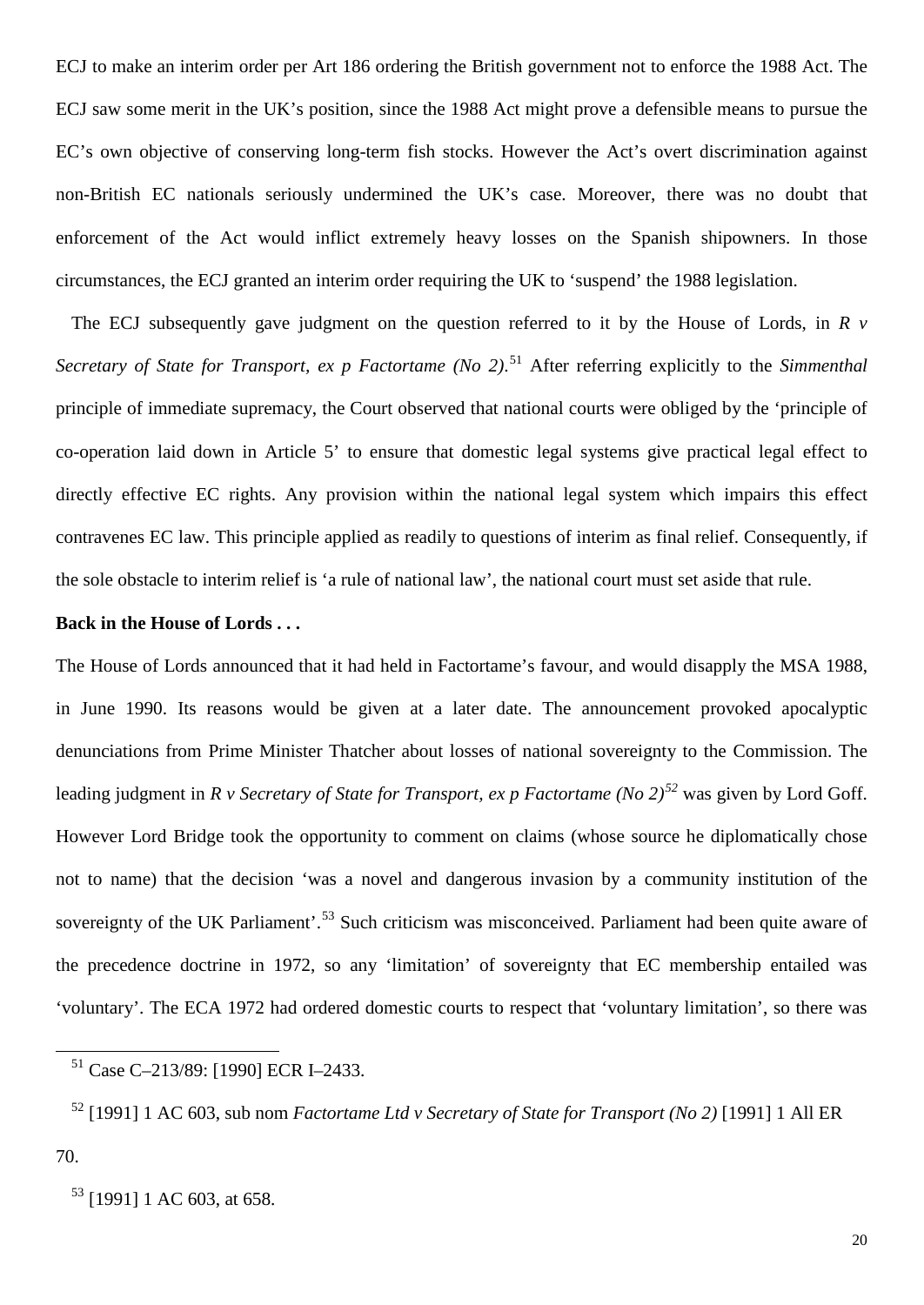ECJ to make an interim order per Art 186 ordering the British government not to enforce the 1988 Act. The ECJ saw some merit in the UK's position, since the 1988 Act might prove a defensible means to pursue the EC's own objective of conserving long-term fish stocks. However the Act's overt discrimination against non-British EC nationals seriously undermined the UK's case. Moreover, there was no doubt that enforcement of the Act would inflict extremely heavy losses on the Spanish shipowners. In those circumstances, the ECJ granted an interim order requiring the UK to 'suspend' the 1988 legislation.

The ECJ subsequently gave judgment on the question referred to it by the House of Lords, in *R v Secretary of State for Transport, ex p Factortame (No 2)*.[51] After referring explicitly to the *Simmenthal* principle of immediate supremacy, the Court observed that national courts were obliged by the 'principle of co-operation laid down in Article 5' to ensure that domestic legal systems give practical legal effect to directly effective EC rights. Any provision within the national legal system which impairs this effect contravenes EC law. This principle applied as readily to questions of interim as final relief. Consequently, if the sole obstacle to interim relief is 'a rule of national law', the national court must set aside that rule.

**Back in the House of Lords . . .**

The House of Lords announced that it had held in Factortame's favour, and would disapply the MSA 1988, in June 1990. Its reasons would be given at a later date. The announcement provoked apocalyptic denunciations from Prime Minister Thatcher about losses of national sovereignty to the Commission. The leading judgment in *R v Secretary of State for Transport, ex p Factortame (No 2)*[52] was given by Lord Goff. However Lord Bridge took the opportunity to comment on claims (whose source he diplomatically chose not to name) that the decision 'was a novel and dangerous invasion by a community institution of the sovereignty of the UK Parliament'.[53] Such criticism was misconceived. Parliament had been quite aware of the precedence doctrine in 1972, so any 'limitation' of sovereignty that EC membership entailed was 'voluntary'. The ECA 1972 had ordered domestic courts to respect that 'voluntary limitation', so there was

---

[51] Case C–213/89: [1990] ECR I–2433.

[52] [1991] 1 AC 603, sub nom *Factortame Ltd v Secretary of State for Transport (No 2)* [1991] 1 All ER 70.

[53] [1991] 1 AC 603, at 658.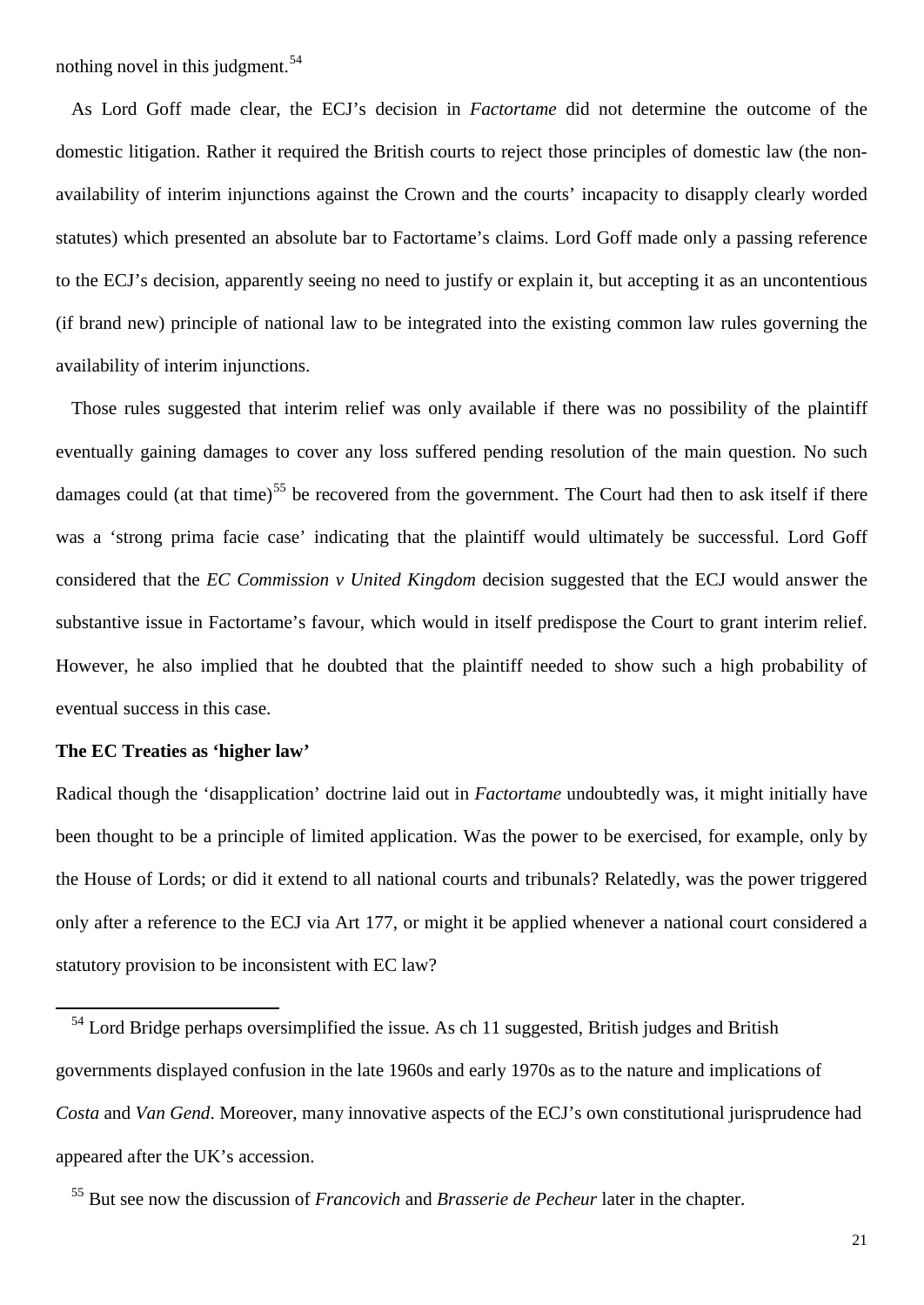nothing novel in this judgment.[54]

As Lord Goff made clear, the ECJ's decision in *Factortame* did not determine the outcome of the domestic litigation. Rather it required the British courts to reject those principles of domestic law (the non-availability of interim injunctions against the Crown and the courts' incapacity to disapply clearly worded statutes) which presented an absolute bar to Factortame's claims. Lord Goff made only a passing reference to the ECJ's decision, apparently seeing no need to justify or explain it, but accepting it as an uncontentious (if brand new) principle of national law to be integrated into the existing common law rules governing the availability of interim injunctions.

Those rules suggested that interim relief was only available if there was no possibility of the plaintiff eventually gaining damages to cover any loss suffered pending resolution of the main question. No such damages could (at that time)[55] be recovered from the government. The Court had then to ask itself if there was a 'strong prima facie case' indicating that the plaintiff would ultimately be successful. Lord Goff considered that the *EC Commission v United Kingdom* decision suggested that the ECJ would answer the substantive issue in Factortame's favour, which would in itself predispose the Court to grant interim relief. However, he also implied that he doubted that the plaintiff needed to show such a high probability of eventual success in this case.

**The EC Treaties as 'higher law'**

Radical though the 'disapplication' doctrine laid out in *Factortame* undoubtedly was, it might initially have been thought to be a principle of limited application. Was the power to be exercised, for example, only by the House of Lords; or did it extend to all national courts and tribunals? Relatedly, was the power triggered only after a reference to the ECJ via Art 177, or might it be applied whenever a national court considered a statutory provision to be inconsistent with EC law?

[54] Lord Bridge perhaps oversimplified the issue. As ch 11 suggested, British judges and British governments displayed confusion in the late 1960s and early 1970s as to the nature and implications of *Costa* and *Van Gend*. Moreover, many innovative aspects of the ECJ's own constitutional jurisprudence had appeared after the UK's accession.

[55] But see now the discussion of *Francovich* and *Brasserie de Pecheur* later in the chapter.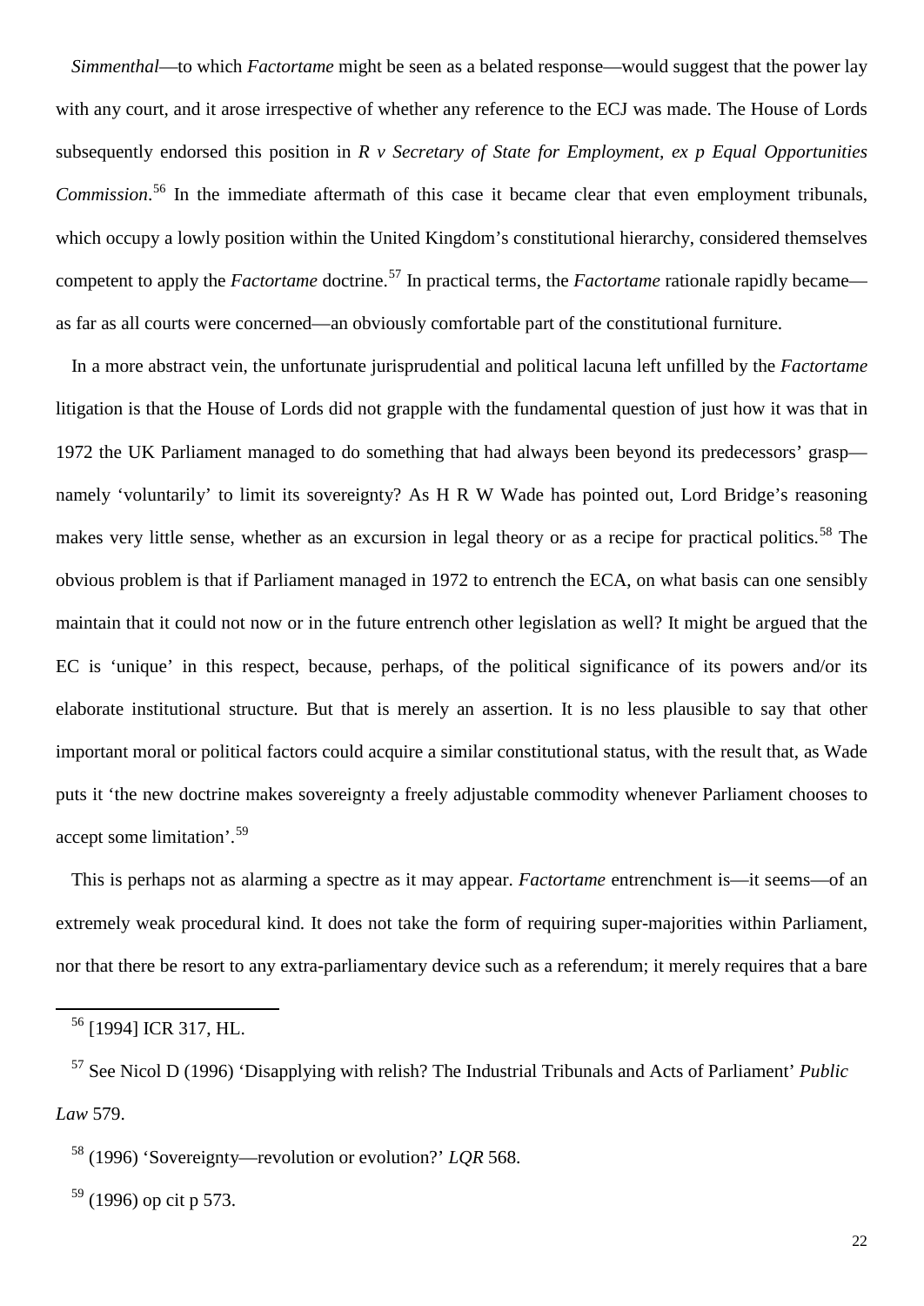*Simmenthal*—to which *Factortame* might be seen as a belated response—would suggest that the power lay with any court, and it arose irrespective of whether any reference to the ECJ was made. The House of Lords subsequently endorsed this position in *R v Secretary of State for Employment, ex p Equal Opportunities Commission*.[56] In the immediate aftermath of this case it became clear that even employment tribunals, which occupy a lowly position within the United Kingdom's constitutional hierarchy, considered themselves competent to apply the *Factortame* doctrine.[57] In practical terms, the *Factortame* rationale rapidly became—as far as all courts were concerned—an obviously comfortable part of the constitutional furniture.

In a more abstract vein, the unfortunate jurisprudential and political lacuna left unfilled by the *Factortame* litigation is that the House of Lords did not grapple with the fundamental question of just how it was that in 1972 the UK Parliament managed to do something that had always been beyond its predecessors' grasp—namely 'voluntarily' to limit its sovereignty? As H R W Wade has pointed out, Lord Bridge's reasoning makes very little sense, whether as an excursion in legal theory or as a recipe for practical politics.[58] The obvious problem is that if Parliament managed in 1972 to entrench the ECA, on what basis can one sensibly maintain that it could not now or in the future entrench other legislation as well? It might be argued that the EC is 'unique' in this respect, because, perhaps, of the political significance of its powers and/or its elaborate institutional structure. But that is merely an assertion. It is no less plausible to say that other important moral or political factors could acquire a similar constitutional status, with the result that, as Wade puts it 'the new doctrine makes sovereignty a freely adjustable commodity whenever Parliament chooses to accept some limitation'.[59]

This is perhaps not as alarming a spectre as it may appear. *Factortame* entrenchment is—it seems—of an extremely weak procedural kind. It does not take the form of requiring super-majorities within Parliament, nor that there be resort to any extra-parliamentary device such as a referendum; it merely requires that a bare

---

[56] [1994] ICR 317, HL.

[57] See Nicol D (1996) 'Disapplying with relish? The Industrial Tribunals and Acts of Parliament' *Public Law* 579.

[58] (1996) 'Sovereignty—revolution or evolution?' *LQR* 568.

[59] (1996) op cit p 573.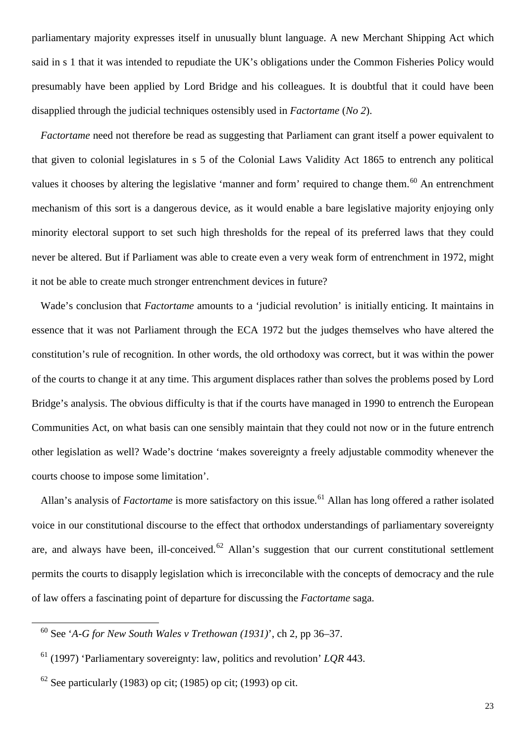parliamentary majority expresses itself in unusually blunt language. A new Merchant Shipping Act which said in s 1 that it was intended to repudiate the UK's obligations under the Common Fisheries Policy would presumably have been applied by Lord Bridge and his colleagues. It is doubtful that it could have been disapplied through the judicial techniques ostensibly used in *Factortame* (*No 2*).

*Factortame* need not therefore be read as suggesting that Parliament can grant itself a power equivalent to that given to colonial legislatures in s 5 of the Colonial Laws Validity Act 1865 to entrench any political values it chooses by altering the legislative 'manner and form' required to change them.[60] An entrenchment mechanism of this sort is a dangerous device, as it would enable a bare legislative majority enjoying only minority electoral support to set such high thresholds for the repeal of its preferred laws that they could never be altered. But if Parliament was able to create even a very weak form of entrenchment in 1972, might it not be able to create much stronger entrenchment devices in future?

Wade's conclusion that *Factortame* amounts to a 'judicial revolution' is initially enticing. It maintains in essence that it was not Parliament through the ECA 1972 but the judges themselves who have altered the constitution's rule of recognition. In other words, the old orthodoxy was correct, but it was within the power of the courts to change it at any time. This argument displaces rather than solves the problems posed by Lord Bridge's analysis. The obvious difficulty is that if the courts have managed in 1990 to entrench the European Communities Act, on what basis can one sensibly maintain that they could not now or in the future entrench other legislation as well? Wade's doctrine 'makes sovereignty a freely adjustable commodity whenever the courts choose to impose some limitation'.

Allan's analysis of *Factortame* is more satisfactory on this issue.[61] Allan has long offered a rather isolated voice in our constitutional discourse to the effect that orthodox understandings of parliamentary sovereignty are, and always have been, ill-conceived.[62] Allan's suggestion that our current constitutional settlement permits the courts to disapply legislation which is irreconcilable with the concepts of democracy and the rule of law offers a fascinating point of departure for discussing the *Factortame* saga.

---

[60] See '*A-G for New South Wales v Trethowan (1931)*', ch 2, pp 36–37.

[61] (1997) 'Parliamentary sovereignty: law, politics and revolution' *LQR* 443.

[62] See particularly (1983) op cit; (1985) op cit; (1993) op cit.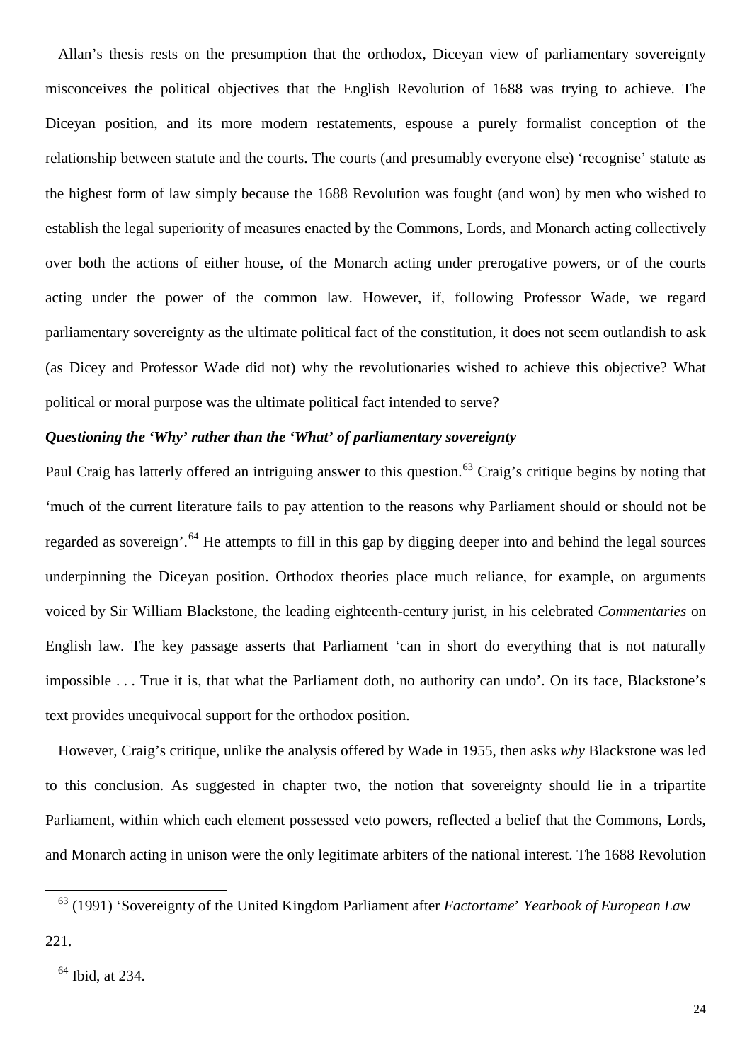Allan's thesis rests on the presumption that the orthodox, Diceyan view of parliamentary sovereignty misconceives the political objectives that the English Revolution of 1688 was trying to achieve. The Diceyan position, and its more modern restatements, espouse a purely formalist conception of the relationship between statute and the courts. The courts (and presumably everyone else) 'recognise' statute as the highest form of law simply because the 1688 Revolution was fought (and won) by men who wished to establish the legal superiority of measures enacted by the Commons, Lords, and Monarch acting collectively over both the actions of either house, of the Monarch acting under prerogative powers, or of the courts acting under the power of the common law. However, if, following Professor Wade, we regard parliamentary sovereignty as the ultimate political fact of the constitution, it does not seem outlandish to ask (as Dicey and Professor Wade did not) why the revolutionaries wished to achieve this objective? What political or moral purpose was the ultimate political fact intended to serve?

***Questioning the 'Why' rather than the 'What' of parliamentary sovereignty***

Paul Craig has latterly offered an intriguing answer to this question.[63] Craig's critique begins by noting that 'much of the current literature fails to pay attention to the reasons why Parliament should or should not be regarded as sovereign'.[64] He attempts to fill in this gap by digging deeper into and behind the legal sources underpinning the Diceyan position. Orthodox theories place much reliance, for example, on arguments voiced by Sir William Blackstone, the leading eighteenth-century jurist, in his celebrated *Commentaries* on English law. The key passage asserts that Parliament 'can in short do everything that is not naturally impossible . . . True it is, that what the Parliament doth, no authority can undo'. On its face, Blackstone's text provides unequivocal support for the orthodox position.

However, Craig's critique, unlike the analysis offered by Wade in 1955, then asks *why* Blackstone was led to this conclusion. As suggested in chapter two, the notion that sovereignty should lie in a tripartite Parliament, within which each element possessed veto powers, reflected a belief that the Commons, Lords, and Monarch acting in unison were the only legitimate arbiters of the national interest. The 1688 Revolution

---

[63] (1991) 'Sovereignty of the United Kingdom Parliament after *Factortame*' *Yearbook of European Law* 221.

[64] Ibid, at 234.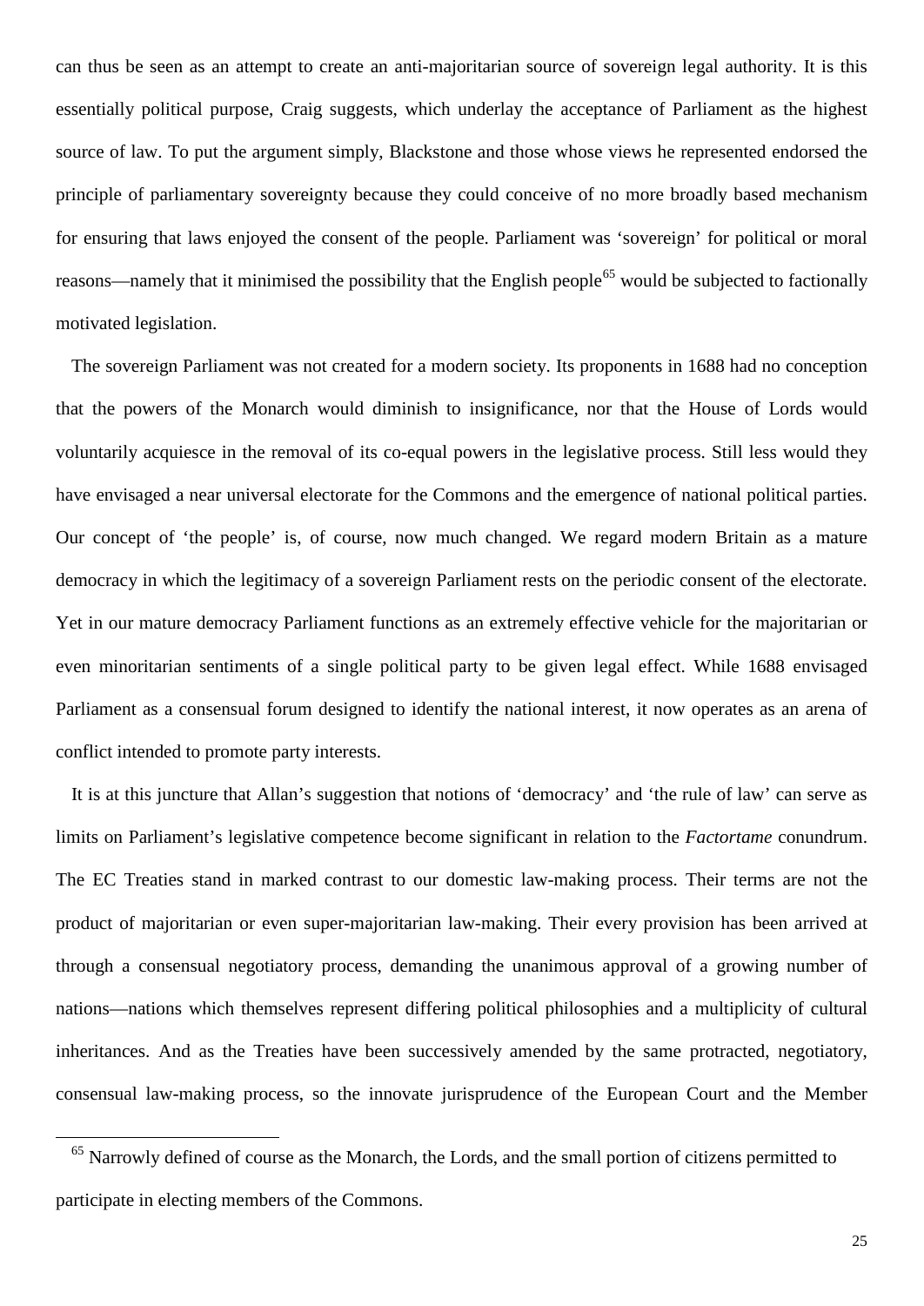can thus be seen as an attempt to create an anti-majoritarian source of sovereign legal authority. It is this essentially political purpose, Craig suggests, which underlay the acceptance of Parliament as the highest source of law. To put the argument simply, Blackstone and those whose views he represented endorsed the principle of parliamentary sovereignty because they could conceive of no more broadly based mechanism for ensuring that laws enjoyed the consent of the people. Parliament was 'sovereign' for political or moral reasons—namely that it minimised the possibility that the English people[65] would be subjected to factionally motivated legislation.

The sovereign Parliament was not created for a modern society. Its proponents in 1688 had no conception that the powers of the Monarch would diminish to insignificance, nor that the House of Lords would voluntarily acquiesce in the removal of its co-equal powers in the legislative process. Still less would they have envisaged a near universal electorate for the Commons and the emergence of national political parties. Our concept of 'the people' is, of course, now much changed. We regard modern Britain as a mature democracy in which the legitimacy of a sovereign Parliament rests on the periodic consent of the electorate. Yet in our mature democracy Parliament functions as an extremely effective vehicle for the majoritarian or even minoritarian sentiments of a single political party to be given legal effect. While 1688 envisaged Parliament as a consensual forum designed to identify the national interest, it now operates as an arena of conflict intended to promote party interests.

It is at this juncture that Allan's suggestion that notions of 'democracy' and 'the rule of law' can serve as limits on Parliament's legislative competence become significant in relation to the *Factortame* conundrum. The EC Treaties stand in marked contrast to our domestic law-making process. Their terms are not the product of majoritarian or even super-majoritarian law-making. Their every provision has been arrived at through a consensual negotiatory process, demanding the unanimous approval of a growing number of nations—nations which themselves represent differing political philosophies and a multiplicity of cultural inheritances. And as the Treaties have been successively amended by the same protracted, negotiatory, consensual law-making process, so the innovate jurisprudence of the European Court and the Member

[65] Narrowly defined of course as the Monarch, the Lords, and the small portion of citizens permitted to participate in electing members of the Commons.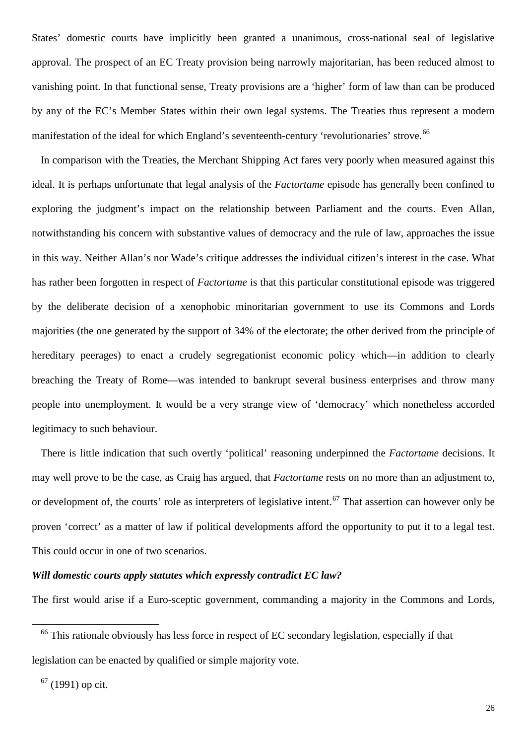States' domestic courts have implicitly been granted a unanimous, cross-national seal of legislative approval. The prospect of an EC Treaty provision being narrowly majoritarian, has been reduced almost to vanishing point. In that functional sense, Treaty provisions are a 'higher' form of law than can be produced by any of the EC's Member States within their own legal systems. The Treaties thus represent a modern manifestation of the ideal for which England's seventeenth-century 'revolutionaries' strove.[66]

In comparison with the Treaties, the Merchant Shipping Act fares very poorly when measured against this ideal. It is perhaps unfortunate that legal analysis of the *Factortame* episode has generally been confined to exploring the judgment's impact on the relationship between Parliament and the courts. Even Allan, notwithstanding his concern with substantive values of democracy and the rule of law, approaches the issue in this way. Neither Allan's nor Wade's critique addresses the individual citizen's interest in the case. What has rather been forgotten in respect of *Factortame* is that this particular constitutional episode was triggered by the deliberate decision of a xenophobic minoritarian government to use its Commons and Lords majorities (the one generated by the support of 34% of the electorate; the other derived from the principle of hereditary peerages) to enact a crudely segregationist economic policy which—in addition to clearly breaching the Treaty of Rome—was intended to bankrupt several business enterprises and throw many people into unemployment. It would be a very strange view of 'democracy' which nonetheless accorded legitimacy to such behaviour.

There is little indication that such overtly 'political' reasoning underpinned the *Factortame* decisions. It may well prove to be the case, as Craig has argued, that *Factortame* rests on no more than an adjustment to, or development of, the courts' role as interpreters of legislative intent.[67] That assertion can however only be proven 'correct' as a matter of law if political developments afford the opportunity to put it to a legal test. This could occur in one of two scenarios.

***Will domestic courts apply statutes which expressly contradict EC law?***

The first would arise if a Euro-sceptic government, commanding a majority in the Commons and Lords,

---

[66] This rationale obviously has less force in respect of EC secondary legislation, especially if that legislation can be enacted by qualified or simple majority vote.

[67] (1991) op cit.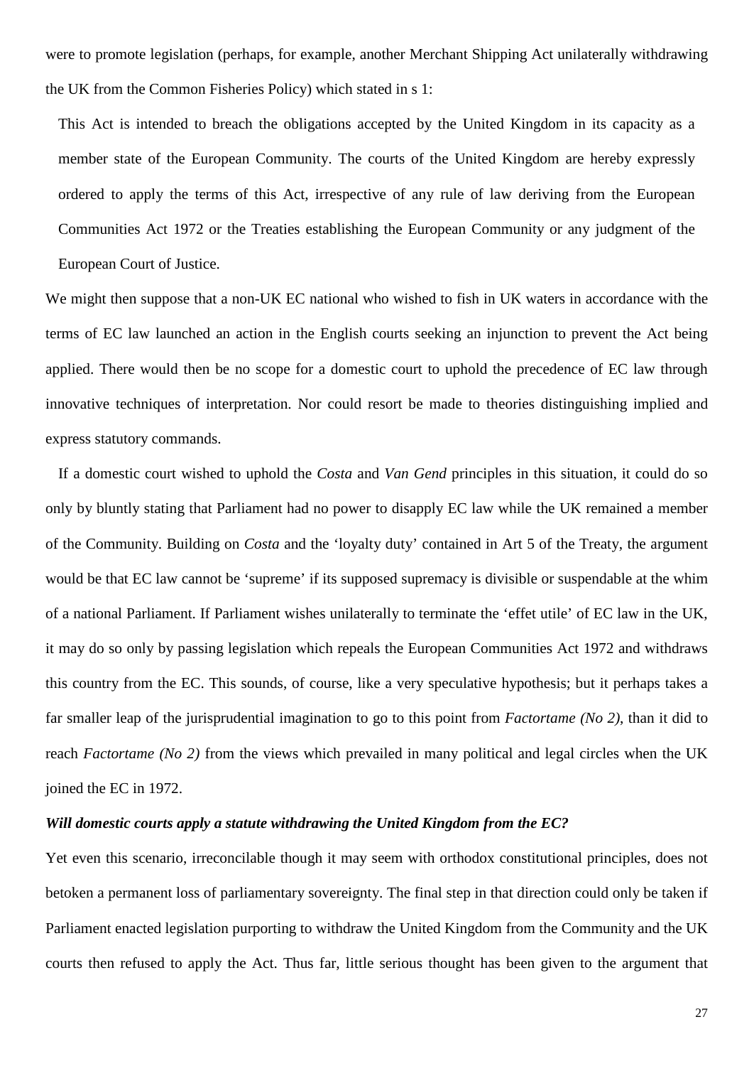were to promote legislation (perhaps, for example, another Merchant Shipping Act unilaterally withdrawing the UK from the Common Fisheries Policy) which stated in s 1:

> This Act is intended to breach the obligations accepted by the United Kingdom in its capacity as a member state of the European Community. The courts of the United Kingdom are hereby expressly ordered to apply the terms of this Act, irrespective of any rule of law deriving from the European Communities Act 1972 or the Treaties establishing the European Community or any judgment of the European Court of Justice.

We might then suppose that a non-UK EC national who wished to fish in UK waters in accordance with the terms of EC law launched an action in the English courts seeking an injunction to prevent the Act being applied. There would then be no scope for a domestic court to uphold the precedence of EC law through innovative techniques of interpretation. Nor could resort be made to theories distinguishing implied and express statutory commands.

If a domestic court wished to uphold the *Costa* and *Van Gend* principles in this situation, it could do so only by bluntly stating that Parliament had no power to disapply EC law while the UK remained a member of the Community. Building on *Costa* and the 'loyalty duty' contained in Art 5 of the Treaty, the argument would be that EC law cannot be 'supreme' if its supposed supremacy is divisible or suspendable at the whim of a national Parliament. If Parliament wishes unilaterally to terminate the 'effet utile' of EC law in the UK, it may do so only by passing legislation which repeals the European Communities Act 1972 and withdraws this country from the EC. This sounds, of course, like a very speculative hypothesis; but it perhaps takes a far smaller leap of the jurisprudential imagination to go to this point from *Factortame (No 2)*, than it did to reach *Factortame (No 2)* from the views which prevailed in many political and legal circles when the UK joined the EC in 1972.

***Will domestic courts apply a statute withdrawing the United Kingdom from the EC?***

Yet even this scenario, irreconcilable though it may seem with orthodox constitutional principles, does not betoken a permanent loss of parliamentary sovereignty. The final step in that direction could only be taken if Parliament enacted legislation purporting to withdraw the United Kingdom from the Community and the UK courts then refused to apply the Act. Thus far, little serious thought has been given to the argument that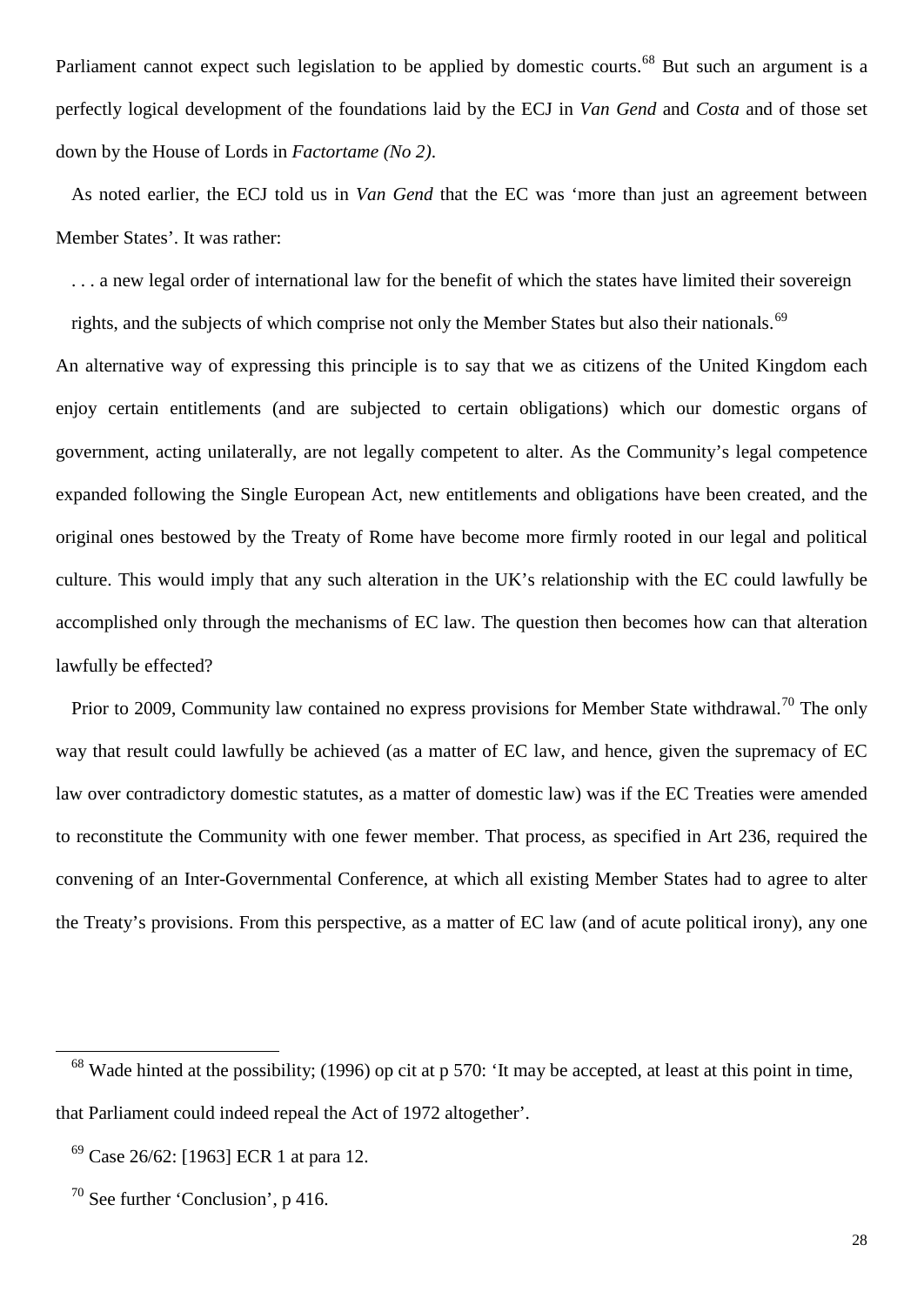Parliament cannot expect such legislation to be applied by domestic courts.[68] But such an argument is a perfectly logical development of the foundations laid by the ECJ in *Van Gend* and *Costa* and of those set down by the House of Lords in *Factortame (No 2)*.

As noted earlier, the ECJ told us in *Van Gend* that the EC was 'more than just an agreement between Member States'. It was rather:

> . . . a new legal order of international law for the benefit of which the states have limited their sovereign rights, and the subjects of which comprise not only the Member States but also their nationals.[69]

An alternative way of expressing this principle is to say that we as citizens of the United Kingdom each enjoy certain entitlements (and are subjected to certain obligations) which our domestic organs of government, acting unilaterally, are not legally competent to alter. As the Community's legal competence expanded following the Single European Act, new entitlements and obligations have been created, and the original ones bestowed by the Treaty of Rome have become more firmly rooted in our legal and political culture. This would imply that any such alteration in the UK's relationship with the EC could lawfully be accomplished only through the mechanisms of EC law. The question then becomes how can that alteration lawfully be effected?

Prior to 2009, Community law contained no express provisions for Member State withdrawal.[70] The only way that result could lawfully be achieved (as a matter of EC law, and hence, given the supremacy of EC law over contradictory domestic statutes, as a matter of domestic law) was if the EC Treaties were amended to reconstitute the Community with one fewer member. That process, as specified in Art 236, required the convening of an Inter-Governmental Conference, at which all existing Member States had to agree to alter the Treaty's provisions. From this perspective, as a matter of EC law (and of acute political irony), any one

---

[68] Wade hinted at the possibility; (1996) op cit at p 570: 'It may be accepted, at least at this point in time, that Parliament could indeed repeal the Act of 1972 altogether'.

[69] Case 26/62: [1963] ECR 1 at para 12.

[70] See further 'Conclusion', p 416.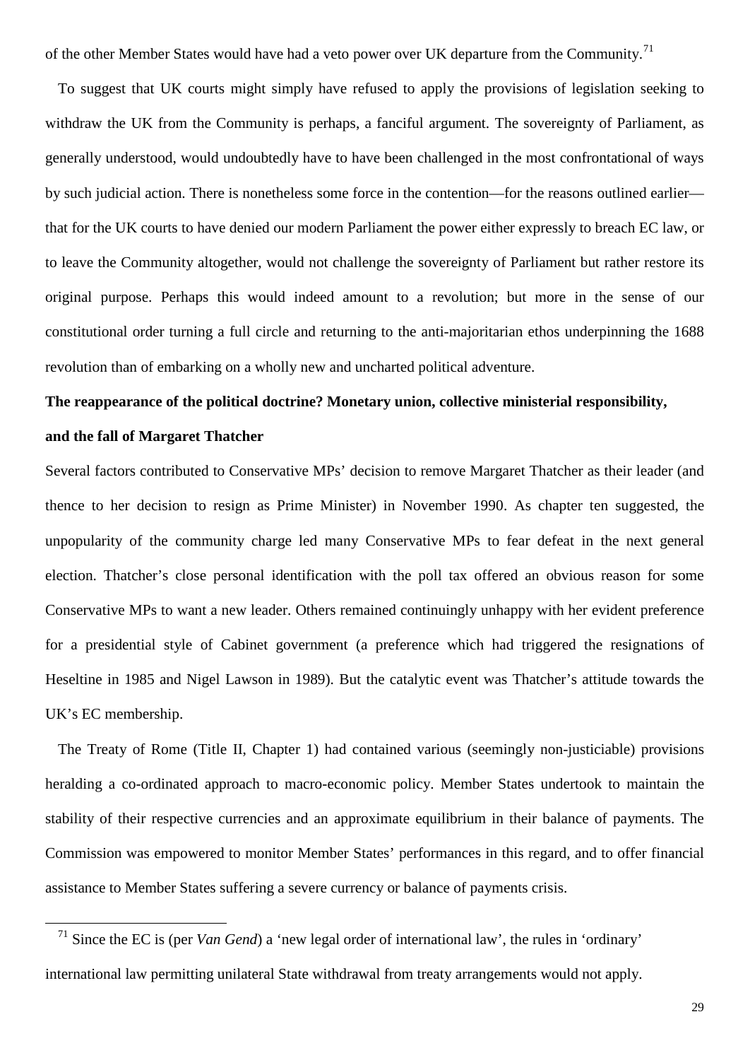of the other Member States would have had a veto power over UK departure from the Community.[71]

To suggest that UK courts might simply have refused to apply the provisions of legislation seeking to withdraw the UK from the Community is perhaps, a fanciful argument. The sovereignty of Parliament, as generally understood, would undoubtedly have to have been challenged in the most confrontational of ways by such judicial action. There is nonetheless some force in the contention—for the reasons outlined earlier—that for the UK courts to have denied our modern Parliament the power either expressly to breach EC law, or to leave the Community altogether, would not challenge the sovereignty of Parliament but rather restore its original purpose. Perhaps this would indeed amount to a revolution; but more in the sense of our constitutional order turning a full circle and returning to the anti-majoritarian ethos underpinning the 1688 revolution than of embarking on a wholly new and uncharted political adventure.

**The reappearance of the political doctrine? Monetary union, collective ministerial responsibility, and the fall of Margaret Thatcher**

Several factors contributed to Conservative MPs' decision to remove Margaret Thatcher as their leader (and thence to her decision to resign as Prime Minister) in November 1990. As chapter ten suggested, the unpopularity of the community charge led many Conservative MPs to fear defeat in the next general election. Thatcher's close personal identification with the poll tax offered an obvious reason for some Conservative MPs to want a new leader. Others remained continuingly unhappy with her evident preference for a presidential style of Cabinet government (a preference which had triggered the resignations of Heseltine in 1985 and Nigel Lawson in 1989). But the catalytic event was Thatcher's attitude towards the UK's EC membership.

The Treaty of Rome (Title II, Chapter 1) had contained various (seemingly non-justiciable) provisions heralding a co-ordinated approach to macro-economic policy. Member States undertook to maintain the stability of their respective currencies and an approximate equilibrium in their balance of payments. The Commission was empowered to monitor Member States' performances in this regard, and to offer financial assistance to Member States suffering a severe currency or balance of payments crisis.

[71] Since the EC is (per *Van Gend*) a 'new legal order of international law', the rules in 'ordinary' international law permitting unilateral State withdrawal from treaty arrangements would not apply.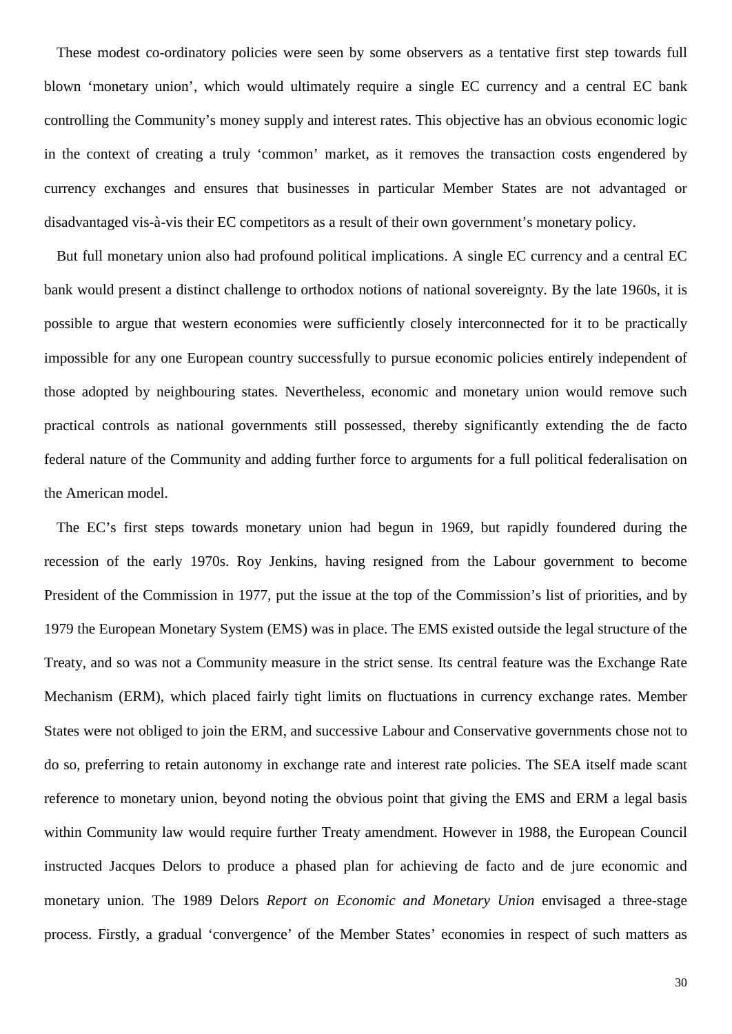These modest co-ordinatory policies were seen by some observers as a tentative first step towards full blown 'monetary union', which would ultimately require a single EC currency and a central EC bank controlling the Community's money supply and interest rates. This objective has an obvious economic logic in the context of creating a truly 'common' market, as it removes the transaction costs engendered by currency exchanges and ensures that businesses in particular Member States are not advantaged or disadvantaged vis-à-vis their EC competitors as a result of their own government's monetary policy.

But full monetary union also had profound political implications. A single EC currency and a central EC bank would present a distinct challenge to orthodox notions of national sovereignty. By the late 1960s, it is possible to argue that western economies were sufficiently closely interconnected for it to be practically impossible for any one European country successfully to pursue economic policies entirely independent of those adopted by neighbouring states. Nevertheless, economic and monetary union would remove such practical controls as national governments still possessed, thereby significantly extending the de facto federal nature of the Community and adding further force to arguments for a full political federalisation on the American model.

The EC's first steps towards monetary union had begun in 1969, but rapidly foundered during the recession of the early 1970s. Roy Jenkins, having resigned from the Labour government to become President of the Commission in 1977, put the issue at the top of the Commission's list of priorities, and by 1979 the European Monetary System (EMS) was in place. The EMS existed outside the legal structure of the Treaty, and so was not a Community measure in the strict sense. Its central feature was the Exchange Rate Mechanism (ERM), which placed fairly tight limits on fluctuations in currency exchange rates. Member States were not obliged to join the ERM, and successive Labour and Conservative governments chose not to do so, preferring to retain autonomy in exchange rate and interest rate policies. The SEA itself made scant reference to monetary union, beyond noting the obvious point that giving the EMS and ERM a legal basis within Community law would require further Treaty amendment. However in 1988, the European Council instructed Jacques Delors to produce a phased plan for achieving de facto and de jure economic and monetary union. The 1989 Delors *Report on Economic and Monetary Union* envisaged a three-stage process. Firstly, a gradual 'convergence' of the Member States' economies in respect of such matters as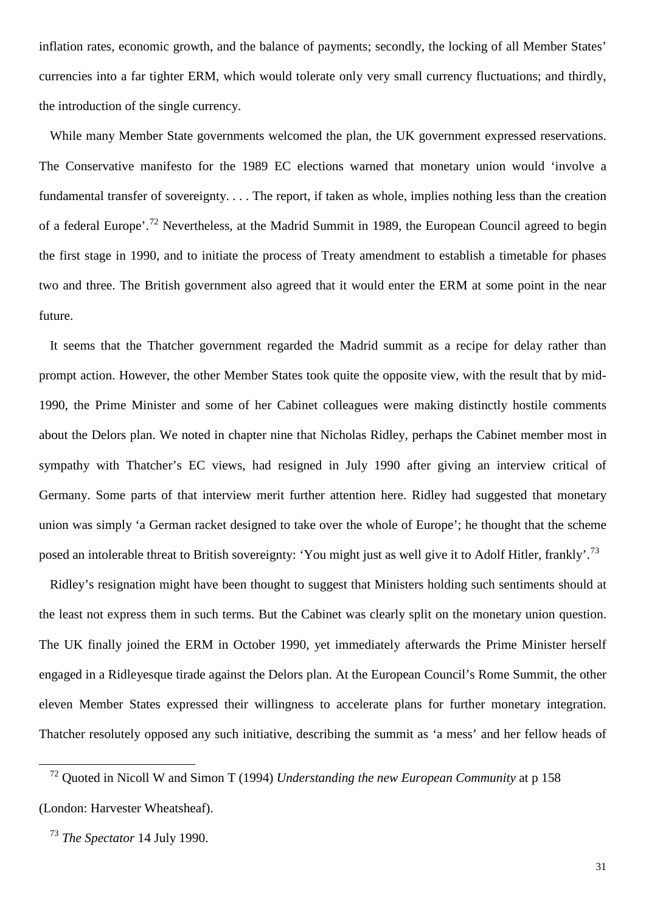inflation rates, economic growth, and the balance of payments; secondly, the locking of all Member States' currencies into a far tighter ERM, which would tolerate only very small currency fluctuations; and thirdly, the introduction of the single currency.

While many Member State governments welcomed the plan, the UK government expressed reservations. The Conservative manifesto for the 1989 EC elections warned that monetary union would 'involve a fundamental transfer of sovereignty. . . . The report, if taken as whole, implies nothing less than the creation of a federal Europe'.[72] Nevertheless, at the Madrid Summit in 1989, the European Council agreed to begin the first stage in 1990, and to initiate the process of Treaty amendment to establish a timetable for phases two and three. The British government also agreed that it would enter the ERM at some point in the near future.

It seems that the Thatcher government regarded the Madrid summit as a recipe for delay rather than prompt action. However, the other Member States took quite the opposite view, with the result that by mid-1990, the Prime Minister and some of her Cabinet colleagues were making distinctly hostile comments about the Delors plan. We noted in chapter nine that Nicholas Ridley, perhaps the Cabinet member most in sympathy with Thatcher's EC views, had resigned in July 1990 after giving an interview critical of Germany. Some parts of that interview merit further attention here. Ridley had suggested that monetary union was simply 'a German racket designed to take over the whole of Europe'; he thought that the scheme posed an intolerable threat to British sovereignty: 'You might just as well give it to Adolf Hitler, frankly'.[73]

Ridley's resignation might have been thought to suggest that Ministers holding such sentiments should at the least not express them in such terms. But the Cabinet was clearly split on the monetary union question. The UK finally joined the ERM in October 1990, yet immediately afterwards the Prime Minister herself engaged in a Ridleyesque tirade against the Delors plan. At the European Council's Rome Summit, the other eleven Member States expressed their willingness to accelerate plans for further monetary integration. Thatcher resolutely opposed any such initiative, describing the summit as 'a mess' and her fellow heads of

---

[72] Quoted in Nicoll W and Simon T (1994) *Understanding the new European Community* at p 158 (London: Harvester Wheatsheaf).

[73] *The Spectator* 14 July 1990.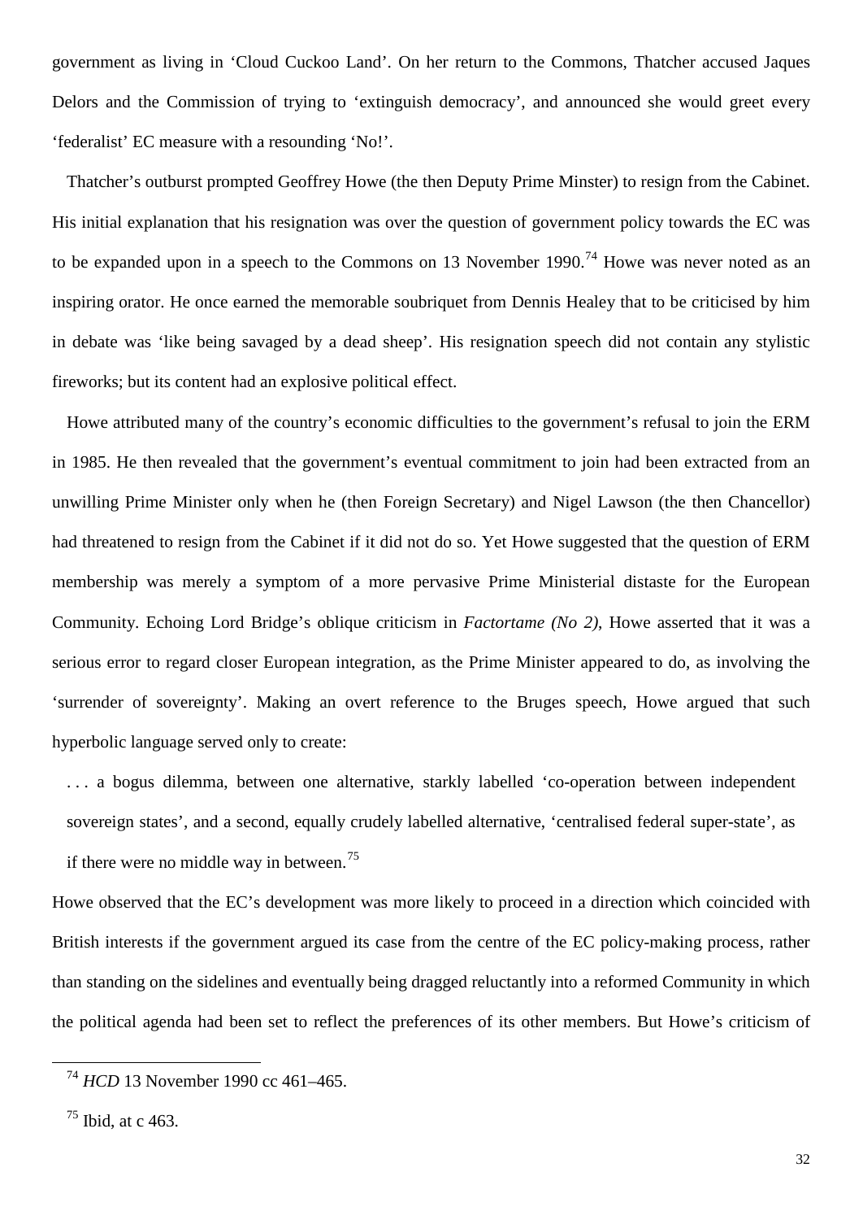government as living in 'Cloud Cuckoo Land'. On her return to the Commons, Thatcher accused Jaques Delors and the Commission of trying to 'extinguish democracy', and announced she would greet every 'federalist' EC measure with a resounding 'No!'.

Thatcher's outburst prompted Geoffrey Howe (the then Deputy Prime Minster) to resign from the Cabinet. His initial explanation that his resignation was over the question of government policy towards the EC was to be expanded upon in a speech to the Commons on 13 November 1990.[74] Howe was never noted as an inspiring orator. He once earned the memorable soubriquet from Dennis Healey that to be criticised by him in debate was 'like being savaged by a dead sheep'. His resignation speech did not contain any stylistic fireworks; but its content had an explosive political effect.

Howe attributed many of the country's economic difficulties to the government's refusal to join the ERM in 1985. He then revealed that the government's eventual commitment to join had been extracted from an unwilling Prime Minister only when he (then Foreign Secretary) and Nigel Lawson (the then Chancellor) had threatened to resign from the Cabinet if it did not do so. Yet Howe suggested that the question of ERM membership was merely a symptom of a more pervasive Prime Ministerial distaste for the European Community. Echoing Lord Bridge's oblique criticism in *Factortame (No 2)*, Howe asserted that it was a serious error to regard closer European integration, as the Prime Minister appeared to do, as involving the 'surrender of sovereignty'. Making an overt reference to the Bruges speech, Howe argued that such hyperbolic language served only to create:

> . . . a bogus dilemma, between one alternative, starkly labelled 'co-operation between independent sovereign states', and a second, equally crudely labelled alternative, 'centralised federal super-state', as if there were no middle way in between.[75]

Howe observed that the EC's development was more likely to proceed in a direction which coincided with British interests if the government argued its case from the centre of the EC policy-making process, rather than standing on the sidelines and eventually being dragged reluctantly into a reformed Community in which the political agenda had been set to reflect the preferences of its other members. But Howe's criticism of

[74] *HCD* 13 November 1990 cc 461–465.

[75] Ibid, at c 463.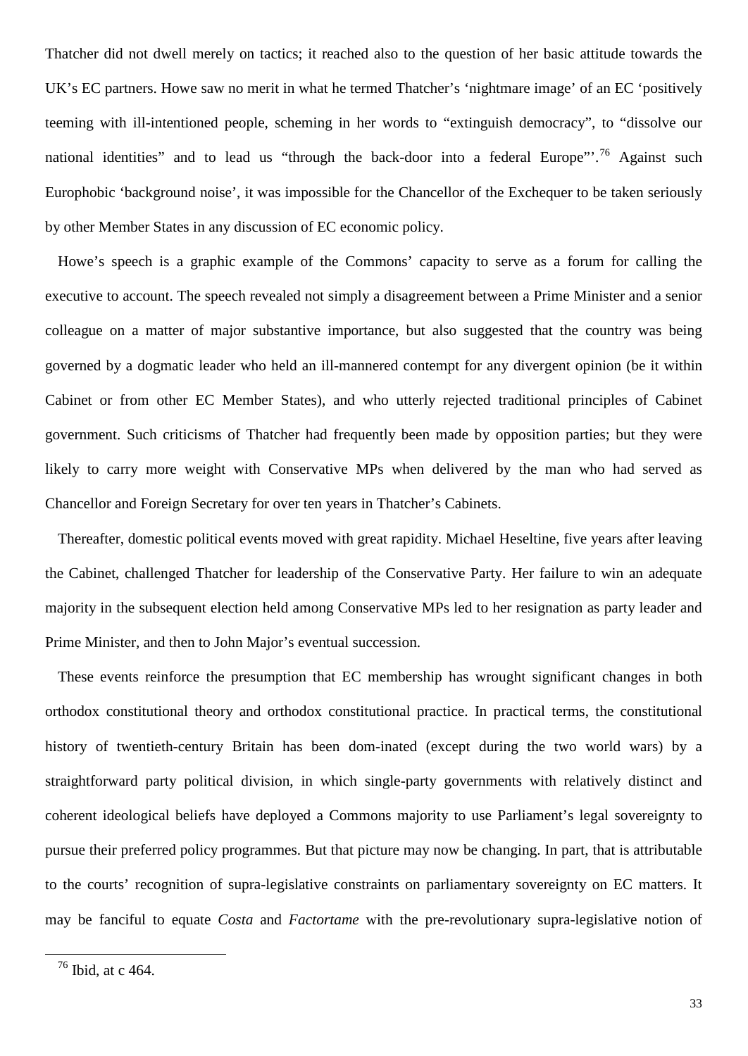Thatcher did not dwell merely on tactics; it reached also to the question of her basic attitude towards the UK's EC partners. Howe saw no merit in what he termed Thatcher's 'nightmare image' of an EC 'positively teeming with ill-intentioned people, scheming in her words to "extinguish democracy", to "dissolve our national identities" and to lead us "through the back-door into a federal Europe"'.[76] Against such Europhobic 'background noise', it was impossible for the Chancellor of the Exchequer to be taken seriously by other Member States in any discussion of EC economic policy.

Howe's speech is a graphic example of the Commons' capacity to serve as a forum for calling the executive to account. The speech revealed not simply a disagreement between a Prime Minister and a senior colleague on a matter of major substantive importance, but also suggested that the country was being governed by a dogmatic leader who held an ill-mannered contempt for any divergent opinion (be it within Cabinet or from other EC Member States), and who utterly rejected traditional principles of Cabinet government. Such criticisms of Thatcher had frequently been made by opposition parties; but they were likely to carry more weight with Conservative MPs when delivered by the man who had served as Chancellor and Foreign Secretary for over ten years in Thatcher's Cabinets.

Thereafter, domestic political events moved with great rapidity. Michael Heseltine, five years after leaving the Cabinet, challenged Thatcher for leadership of the Conservative Party. Her failure to win an adequate majority in the subsequent election held among Conservative MPs led to her resignation as party leader and Prime Minister, and then to John Major's eventual succession.

These events reinforce the presumption that EC membership has wrought significant changes in both orthodox constitutional theory and orthodox constitutional practice. In practical terms, the constitutional history of twentieth-century Britain has been dom-inated (except during the two world wars) by a straightforward party political division, in which single-party governments with relatively distinct and coherent ideological beliefs have deployed a Commons majority to use Parliament's legal sovereignty to pursue their preferred policy programmes. But that picture may now be changing. In part, that is attributable to the courts' recognition of supra-legislative constraints on parliamentary sovereignty on EC matters. It may be fanciful to equate *Costa* and *Factortame* with the pre-revolutionary supra-legislative notion of

[76] Ibid, at c 464.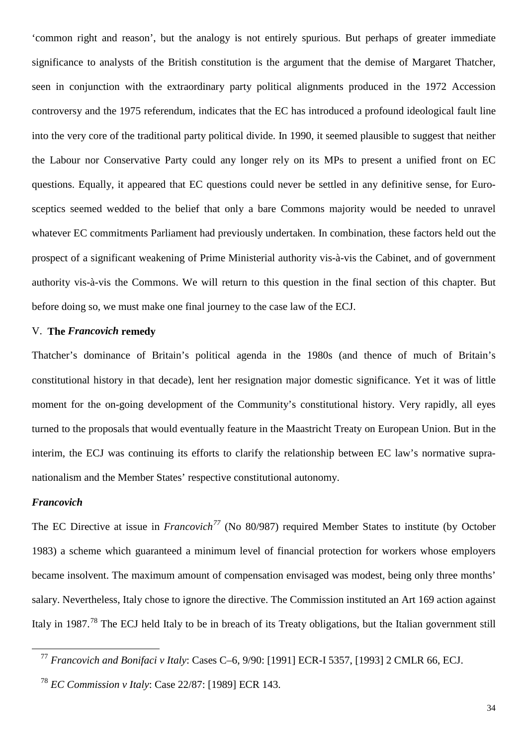'common right and reason', but the analogy is not entirely spurious. But perhaps of greater immediate significance to analysts of the British constitution is the argument that the demise of Margaret Thatcher, seen in conjunction with the extraordinary party political alignments produced in the 1972 Accession controversy and the 1975 referendum, indicates that the EC has introduced a profound ideological fault line into the very core of the traditional party political divide. In 1990, it seemed plausible to suggest that neither the Labour nor Conservative Party could any longer rely on its MPs to present a unified front on EC questions. Equally, it appeared that EC questions could never be settled in any definitive sense, for Euro-sceptics seemed wedded to the belief that only a bare Commons majority would be needed to unravel whatever EC commitments Parliament had previously undertaken. In combination, these factors held out the prospect of a significant weakening of Prime Ministerial authority vis-à-vis the Cabinet, and of government authority vis-à-vis the Commons. We will return to this question in the final section of this chapter. But before doing so, we must make one final journey to the case law of the ECJ.

## V. The *Francovich* remedy

Thatcher's dominance of Britain's political agenda in the 1980s (and thence of much of Britain's constitutional history in that decade), lent her resignation major domestic significance. Yet it was of little moment for the on-going development of the Community's constitutional history. Very rapidly, all eyes turned to the proposals that would eventually feature in the Maastricht Treaty on European Union. But in the interim, the ECJ was continuing its efforts to clarify the relationship between EC law's normative supra-nationalism and the Member States' respective constitutional autonomy.

### *Francovich*

The EC Directive at issue in *Francovich*[77] (No 80/987) required Member States to institute (by October 1983) a scheme which guaranteed a minimum level of financial protection for workers whose employers became insolvent. The maximum amount of compensation envisaged was modest, being only three months' salary. Nevertheless, Italy chose to ignore the directive. The Commission instituted an Art 169 action against Italy in 1987.[78] The ECJ held Italy to be in breach of its Treaty obligations, but the Italian government still

---

[77] *Francovich and Bonifaci v Italy*: Cases C–6, 9/90: [1991] ECR-I 5357, [1993] 2 CMLR 66, ECJ.

[78] *EC Commission v Italy*: Case 22/87: [1989] ECR 143.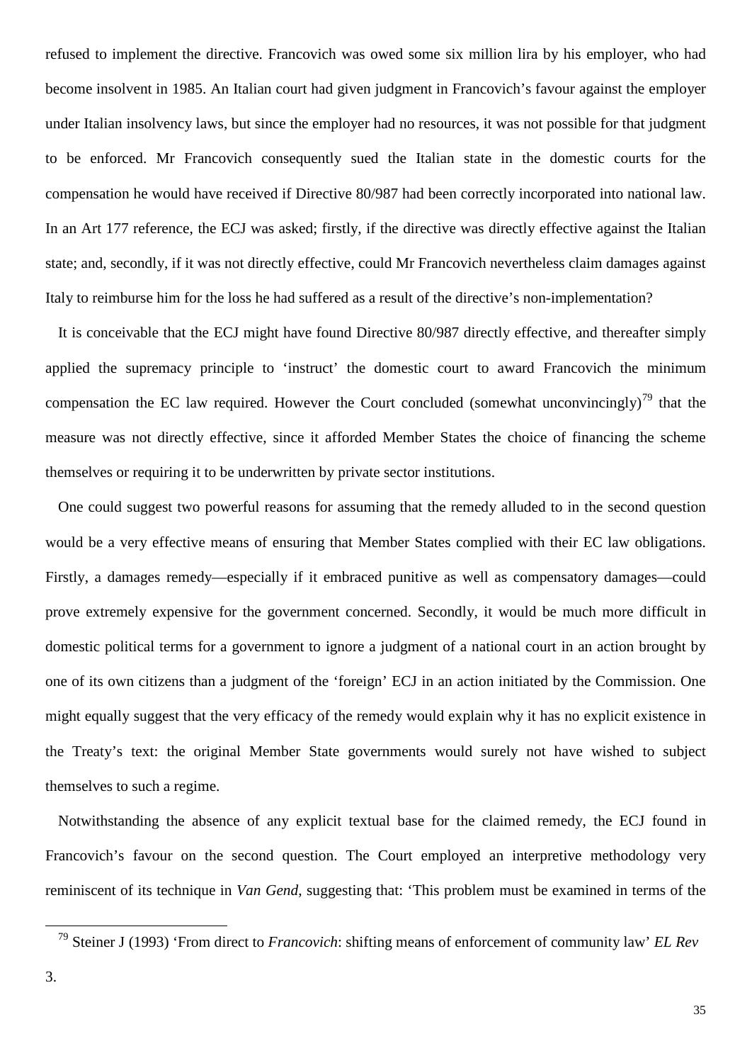refused to implement the directive. Francovich was owed some six million lira by his employer, who had become insolvent in 1985. An Italian court had given judgment in Francovich's favour against the employer under Italian insolvency laws, but since the employer had no resources, it was not possible for that judgment to be enforced. Mr Francovich consequently sued the Italian state in the domestic courts for the compensation he would have received if Directive 80/987 had been correctly incorporated into national law. In an Art 177 reference, the ECJ was asked; firstly, if the directive was directly effective against the Italian state; and, secondly, if it was not directly effective, could Mr Francovich nevertheless claim damages against Italy to reimburse him for the loss he had suffered as a result of the directive's non-implementation?

It is conceivable that the ECJ might have found Directive 80/987 directly effective, and thereafter simply applied the supremacy principle to 'instruct' the domestic court to award Francovich the minimum compensation the EC law required. However the Court concluded (somewhat unconvincingly)[79] that the measure was not directly effective, since it afforded Member States the choice of financing the scheme themselves or requiring it to be underwritten by private sector institutions.

One could suggest two powerful reasons for assuming that the remedy alluded to in the second question would be a very effective means of ensuring that Member States complied with their EC law obligations. Firstly, a damages remedy—especially if it embraced punitive as well as compensatory damages—could prove extremely expensive for the government concerned. Secondly, it would be much more difficult in domestic political terms for a government to ignore a judgment of a national court in an action brought by one of its own citizens than a judgment of the 'foreign' ECJ in an action initiated by the Commission. One might equally suggest that the very efficacy of the remedy would explain why it has no explicit existence in the Treaty's text: the original Member State governments would surely not have wished to subject themselves to such a regime.

Notwithstanding the absence of any explicit textual base for the claimed remedy, the ECJ found in Francovich's favour on the second question. The Court employed an interpretive methodology very reminiscent of its technique in *Van Gend*, suggesting that: 'This problem must be examined in terms of the

---

[79] Steiner J (1993) 'From direct to *Francovich*: shifting means of enforcement of community law' *EL Rev* 3.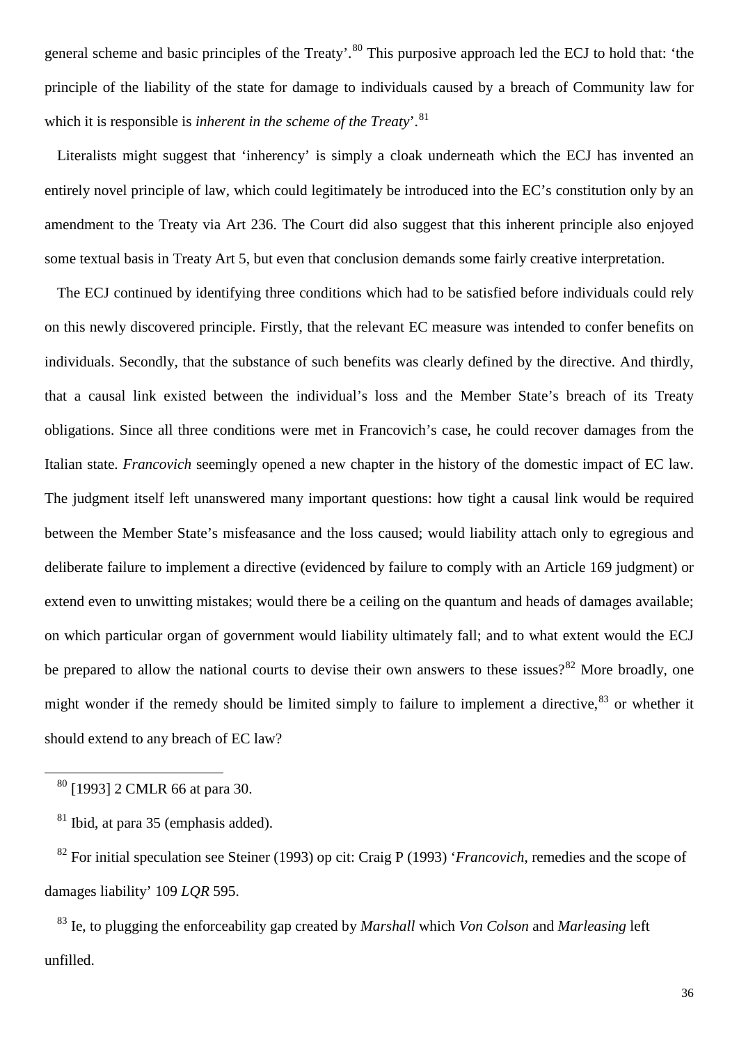general scheme and basic principles of the Treaty'.[80] This purposive approach led the ECJ to hold that: 'the principle of the liability of the state for damage to individuals caused by a breach of Community law for which it is responsible is *inherent in the scheme of the Treaty*'.[81]

Literalists might suggest that 'inherency' is simply a cloak underneath which the ECJ has invented an entirely novel principle of law, which could legitimately be introduced into the EC's constitution only by an amendment to the Treaty via Art 236. The Court did also suggest that this inherent principle also enjoyed some textual basis in Treaty Art 5, but even that conclusion demands some fairly creative interpretation.

The ECJ continued by identifying three conditions which had to be satisfied before individuals could rely on this newly discovered principle. Firstly, that the relevant EC measure was intended to confer benefits on individuals. Secondly, that the substance of such benefits was clearly defined by the directive. And thirdly, that a causal link existed between the individual's loss and the Member State's breach of its Treaty obligations. Since all three conditions were met in Francovich's case, he could recover damages from the Italian state. *Francovich* seemingly opened a new chapter in the history of the domestic impact of EC law. The judgment itself left unanswered many important questions: how tight a causal link would be required between the Member State's misfeasance and the loss caused; would liability attach only to egregious and deliberate failure to implement a directive (evidenced by failure to comply with an Article 169 judgment) or extend even to unwitting mistakes; would there be a ceiling on the quantum and heads of damages available; on which particular organ of government would liability ultimately fall; and to what extent would the ECJ be prepared to allow the national courts to devise their own answers to these issues?[82] More broadly, one might wonder if the remedy should be limited simply to failure to implement a directive,[83] or whether it should extend to any breach of EC law?

---

[80] [1993] 2 CMLR 66 at para 30.

[81] Ibid, at para 35 (emphasis added).

[82] For initial speculation see Steiner (1993) op cit: Craig P (1993) '*Francovich*, remedies and the scope of damages liability' 109 *LQR* 595.

[83] Ie, to plugging the enforceability gap created by *Marshall* which *Von Colson* and *Marleasing* left unfilled.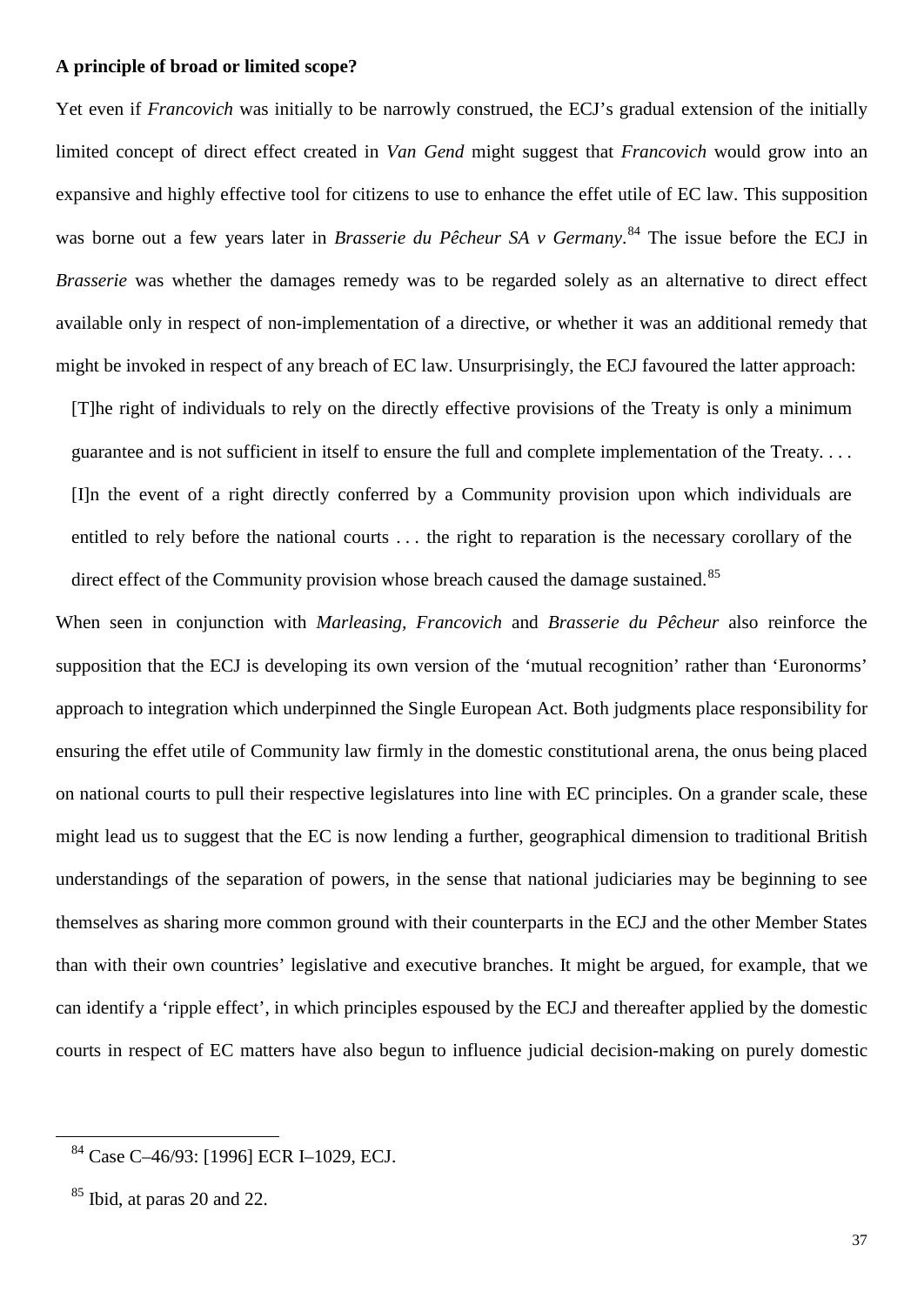**A principle of broad or limited scope?**

Yet even if *Francovich* was initially to be narrowly construed, the ECJ's gradual extension of the initially limited concept of direct effect created in *Van Gend* might suggest that *Francovich* would grow into an expansive and highly effective tool for citizens to use to enhance the effet utile of EC law. This supposition was borne out a few years later in *Brasserie du Pêcheur SA v Germany*.[84] The issue before the ECJ in *Brasserie* was whether the damages remedy was to be regarded solely as an alternative to direct effect available only in respect of non-implementation of a directive, or whether it was an additional remedy that might be invoked in respect of any breach of EC law. Unsurprisingly, the ECJ favoured the latter approach:

> [T]he right of individuals to rely on the directly effective provisions of the Treaty is only a minimum guarantee and is not sufficient in itself to ensure the full and complete implementation of the Treaty. . . . [I]n the event of a right directly conferred by a Community provision upon which individuals are entitled to rely before the national courts . . . the right to reparation is the necessary corollary of the direct effect of the Community provision whose breach caused the damage sustained.[85]

When seen in conjunction with *Marleasing, Francovich* and *Brasserie du Pêcheur* also reinforce the supposition that the ECJ is developing its own version of the 'mutual recognition' rather than 'Euronorms' approach to integration which underpinned the Single European Act. Both judgments place responsibility for ensuring the effet utile of Community law firmly in the domestic constitutional arena, the onus being placed on national courts to pull their respective legislatures into line with EC principles. On a grander scale, these might lead us to suggest that the EC is now lending a further, geographical dimension to traditional British understandings of the separation of powers, in the sense that national judiciaries may be beginning to see themselves as sharing more common ground with their counterparts in the ECJ and the other Member States than with their own countries' legislative and executive branches. It might be argued, for example, that we can identify a 'ripple effect', in which principles espoused by the ECJ and thereafter applied by the domestic courts in respect of EC matters have also begun to influence judicial decision-making on purely domestic

---

[84] Case C–46/93: [1996] ECR I–1029, ECJ.

[85] Ibid, at paras 20 and 22.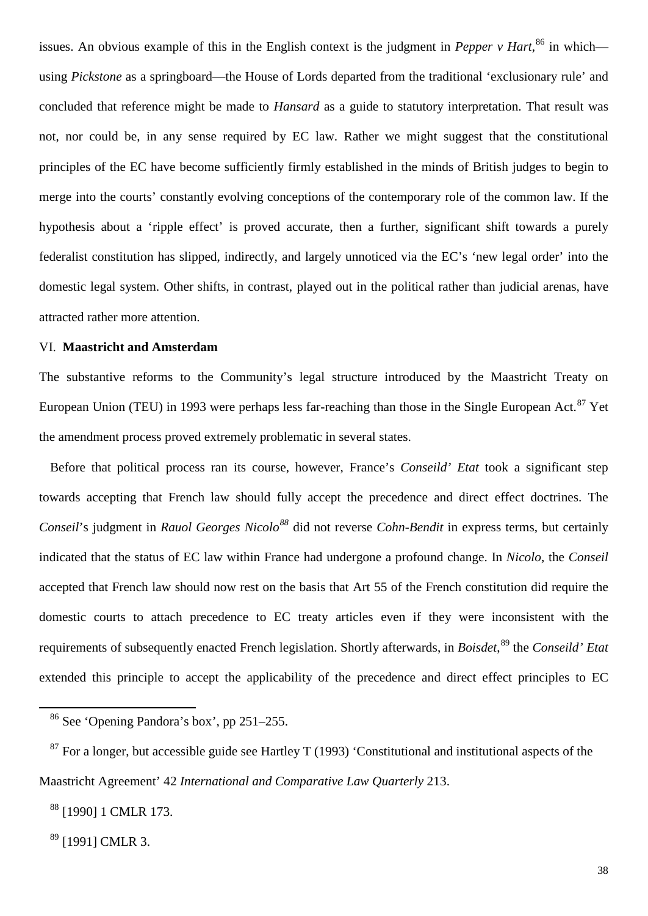issues. An obvious example of this in the English context is the judgment in *Pepper v Hart*,[86] in which—using *Pickstone* as a springboard—the House of Lords departed from the traditional 'exclusionary rule' and concluded that reference might be made to *Hansard* as a guide to statutory interpretation. That result was not, nor could be, in any sense required by EC law. Rather we might suggest that the constitutional principles of the EC have become sufficiently firmly established in the minds of British judges to begin to merge into the courts' constantly evolving conceptions of the contemporary role of the common law. If the hypothesis about a 'ripple effect' is proved accurate, then a further, significant shift towards a purely federalist constitution has slipped, indirectly, and largely unnoticed via the EC's 'new legal order' into the domestic legal system. Other shifts, in contrast, played out in the political rather than judicial arenas, have attracted rather more attention.

## VI. **Maastricht and Amsterdam**

The substantive reforms to the Community's legal structure introduced by the Maastricht Treaty on European Union (TEU) in 1993 were perhaps less far-reaching than those in the Single European Act.[87] Yet the amendment process proved extremely problematic in several states.

Before that political process ran its course, however, France's *Conseild' Etat* took a significant step towards accepting that French law should fully accept the precedence and direct effect doctrines. The *Conseil*'s judgment in *Rauol Georges Nicolo*[88] did not reverse *Cohn-Bendit* in express terms, but certainly indicated that the status of EC law within France had undergone a profound change. In *Nicolo*, the *Conseil* accepted that French law should now rest on the basis that Art 55 of the French constitution did require the domestic courts to attach precedence to EC treaty articles even if they were inconsistent with the requirements of subsequently enacted French legislation. Shortly afterwards, in *Boisdet*,[89] the *Conseild' Etat* extended this principle to accept the applicability of the precedence and direct effect principles to EC

---

[86] See 'Opening Pandora's box', pp 251–255.

[87] For a longer, but accessible guide see Hartley T (1993) 'Constitutional and institutional aspects of the Maastricht Agreement' 42 *International and Comparative Law Quarterly* 213.

[88] [1990] 1 CMLR 173.

[89] [1991] CMLR 3.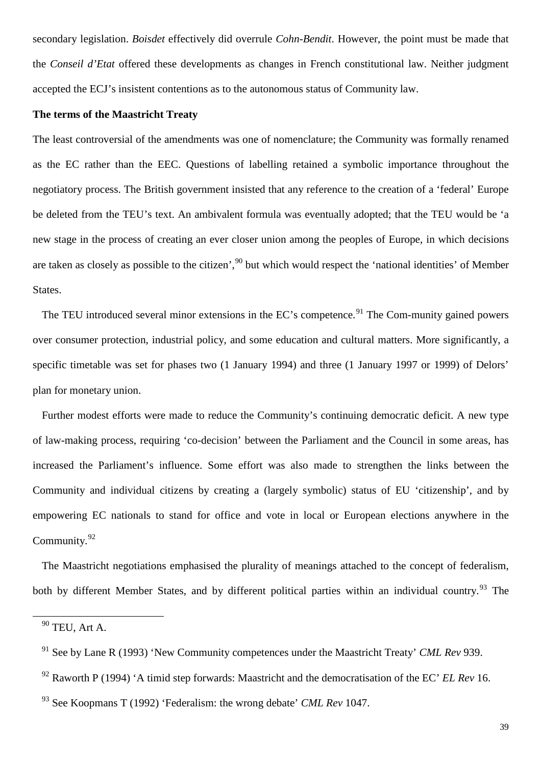secondary legislation. *Boisdet* effectively did overrule *Cohn-Bendit*. However, the point must be made that the *Conseil d'Etat* offered these developments as changes in French constitutional law. Neither judgment accepted the ECJ's insistent contentions as to the autonomous status of Community law.

**The terms of the Maastricht Treaty**

The least controversial of the amendments was one of nomenclature; the Community was formally renamed as the EC rather than the EEC. Questions of labelling retained a symbolic importance throughout the negotiatory process. The British government insisted that any reference to the creation of a 'federal' Europe be deleted from the TEU's text. An ambivalent formula was eventually adopted; that the TEU would be 'a new stage in the process of creating an ever closer union among the peoples of Europe, in which decisions are taken as closely as possible to the citizen',[90] but which would respect the 'national identities' of Member States.

The TEU introduced several minor extensions in the EC's competence.[91] The Com-munity gained powers over consumer protection, industrial policy, and some education and cultural matters. More significantly, a specific timetable was set for phases two (1 January 1994) and three (1 January 1997 or 1999) of Delors' plan for monetary union.

Further modest efforts were made to reduce the Community's continuing democratic deficit. A new type of law-making process, requiring 'co-decision' between the Parliament and the Council in some areas, has increased the Parliament's influence. Some effort was also made to strengthen the links between the Community and individual citizens by creating a (largely symbolic) status of EU 'citizenship', and by empowering EC nationals to stand for office and vote in local or European elections anywhere in the Community.[92]

The Maastricht negotiations emphasised the plurality of meanings attached to the concept of federalism, both by different Member States, and by different political parties within an individual country.[93] The

---

[90] TEU, Art A.

[91] See by Lane R (1993) 'New Community competences under the Maastricht Treaty' *CML Rev* 939.

[92] Raworth P (1994) 'A timid step forwards: Maastricht and the democratisation of the EC' *EL Rev* 16.

[93] See Koopmans T (1992) 'Federalism: the wrong debate' *CML Rev* 1047.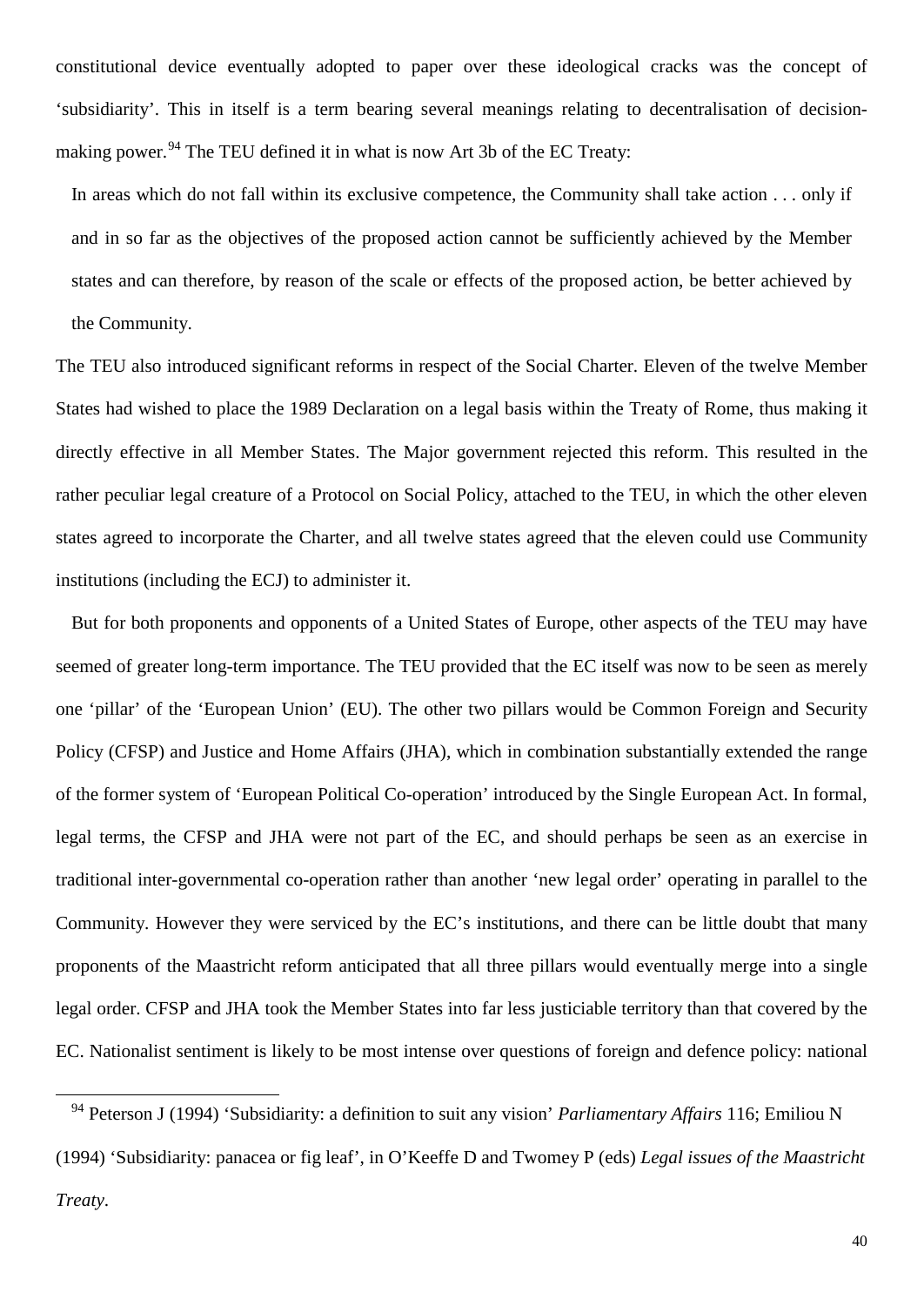constitutional device eventually adopted to paper over these ideological cracks was the concept of 'subsidiarity'. This in itself is a term bearing several meanings relating to decentralisation of decision-making power.[94] The TEU defined it in what is now Art 3b of the EC Treaty:

> In areas which do not fall within its exclusive competence, the Community shall take action . . . only if and in so far as the objectives of the proposed action cannot be sufficiently achieved by the Member states and can therefore, by reason of the scale or effects of the proposed action, be better achieved by the Community.

The TEU also introduced significant reforms in respect of the Social Charter. Eleven of the twelve Member States had wished to place the 1989 Declaration on a legal basis within the Treaty of Rome, thus making it directly effective in all Member States. The Major government rejected this reform. This resulted in the rather peculiar legal creature of a Protocol on Social Policy, attached to the TEU, in which the other eleven states agreed to incorporate the Charter, and all twelve states agreed that the eleven could use Community institutions (including the ECJ) to administer it.

But for both proponents and opponents of a United States of Europe, other aspects of the TEU may have seemed of greater long-term importance. The TEU provided that the EC itself was now to be seen as merely one 'pillar' of the 'European Union' (EU). The other two pillars would be Common Foreign and Security Policy (CFSP) and Justice and Home Affairs (JHA), which in combination substantially extended the range of the former system of 'European Political Co-operation' introduced by the Single European Act. In formal, legal terms, the CFSP and JHA were not part of the EC, and should perhaps be seen as an exercise in traditional inter-governmental co-operation rather than another 'new legal order' operating in parallel to the Community. However they were serviced by the EC's institutions, and there can be little doubt that many proponents of the Maastricht reform anticipated that all three pillars would eventually merge into a single legal order. CFSP and JHA took the Member States into far less justiciable territory than that covered by the EC. Nationalist sentiment is likely to be most intense over questions of foreign and defence policy: national

---

[94] Peterson J (1994) 'Subsidiarity: a definition to suit any vision' *Parliamentary Affairs* 116; Emiliou N (1994) 'Subsidiarity: panacea or fig leaf', in O'Keeffe D and Twomey P (eds) *Legal issues of the Maastricht Treaty*.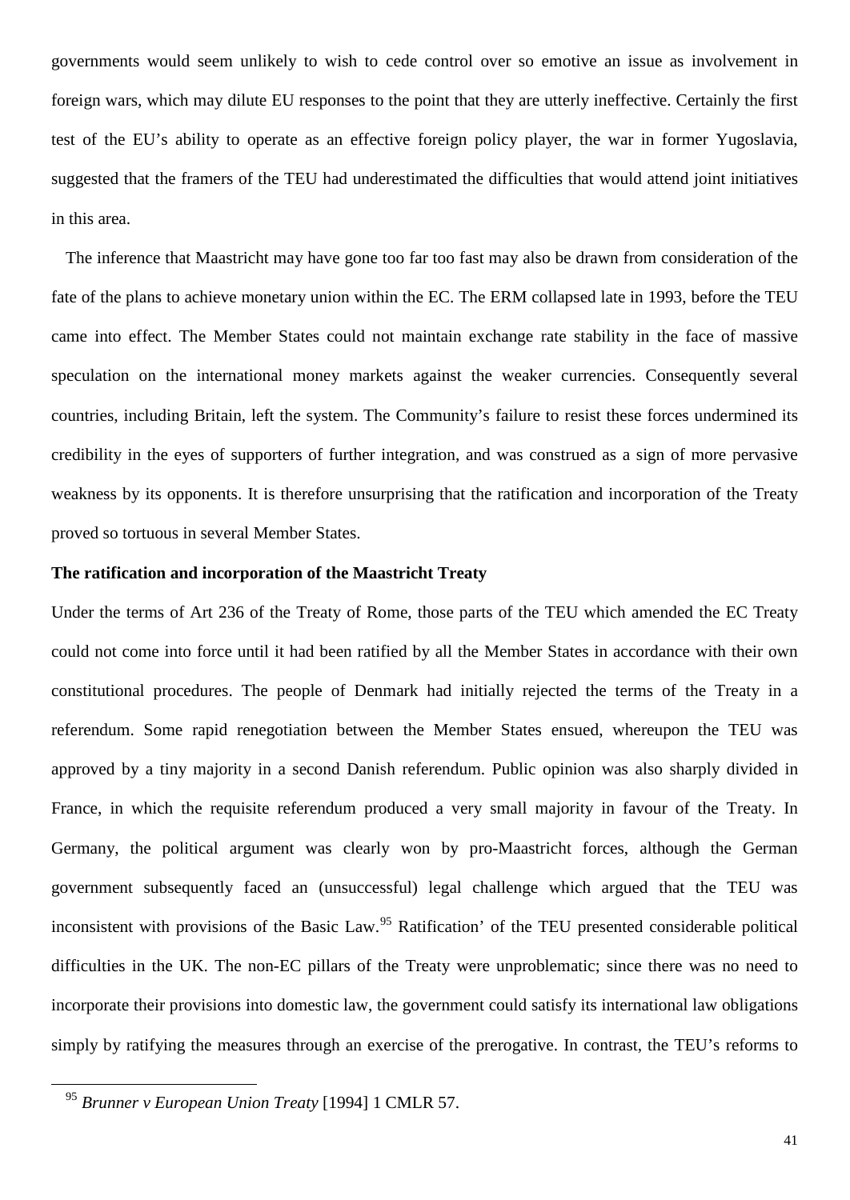governments would seem unlikely to wish to cede control over so emotive an issue as involvement in foreign wars, which may dilute EU responses to the point that they are utterly ineffective. Certainly the first test of the EU's ability to operate as an effective foreign policy player, the war in former Yugoslavia, suggested that the framers of the TEU had underestimated the difficulties that would attend joint initiatives in this area.

The inference that Maastricht may have gone too far too fast may also be drawn from consideration of the fate of the plans to achieve monetary union within the EC. The ERM collapsed late in 1993, before the TEU came into effect. The Member States could not maintain exchange rate stability in the face of massive speculation on the international money markets against the weaker currencies. Consequently several countries, including Britain, left the system. The Community's failure to resist these forces undermined its credibility in the eyes of supporters of further integration, and was construed as a sign of more pervasive weakness by its opponents. It is therefore unsurprising that the ratification and incorporation of the Treaty proved so tortuous in several Member States.

**The ratification and incorporation of the Maastricht Treaty**

Under the terms of Art 236 of the Treaty of Rome, those parts of the TEU which amended the EC Treaty could not come into force until it had been ratified by all the Member States in accordance with their own constitutional procedures. The people of Denmark had initially rejected the terms of the Treaty in a referendum. Some rapid renegotiation between the Member States ensued, whereupon the TEU was approved by a tiny majority in a second Danish referendum. Public opinion was also sharply divided in France, in which the requisite referendum produced a very small majority in favour of the Treaty. In Germany, the political argument was clearly won by pro-Maastricht forces, although the German government subsequently faced an (unsuccessful) legal challenge which argued that the TEU was inconsistent with provisions of the Basic Law.[95] Ratification' of the TEU presented considerable political difficulties in the UK. The non-EC pillars of the Treaty were unproblematic; since there was no need to incorporate their provisions into domestic law, the government could satisfy its international law obligations simply by ratifying the measures through an exercise of the prerogative. In contrast, the TEU's reforms to

[95] *Brunner v European Union Treaty* [1994] 1 CMLR 57.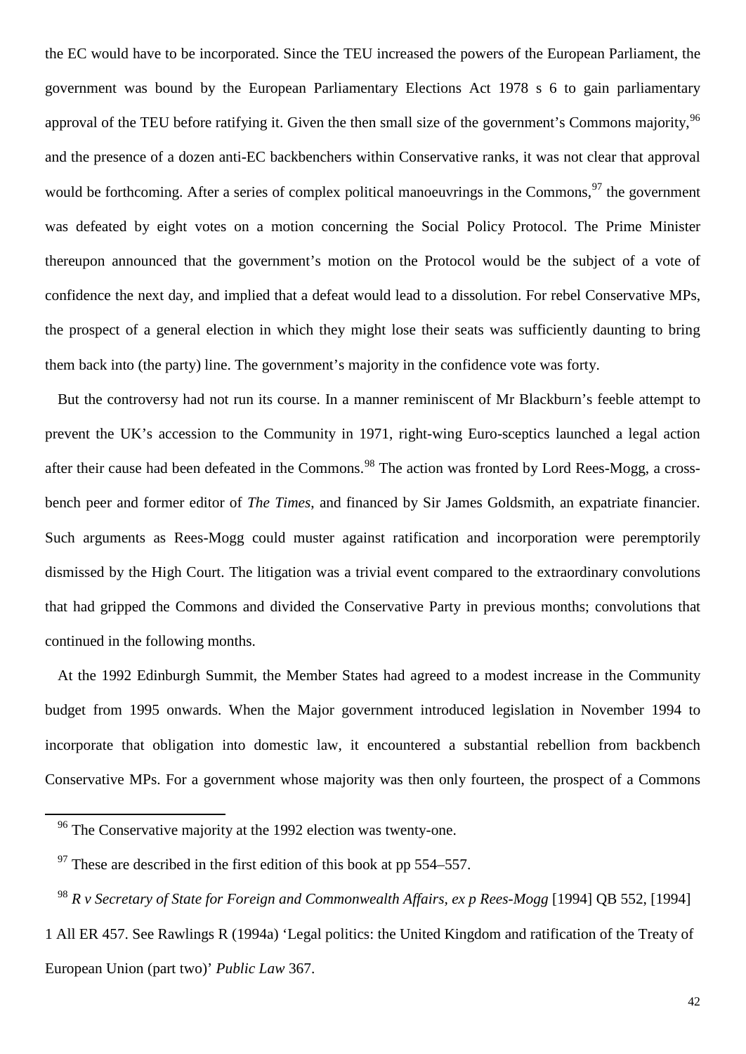the EC would have to be incorporated. Since the TEU increased the powers of the European Parliament, the government was bound by the European Parliamentary Elections Act 1978 s 6 to gain parliamentary approval of the TEU before ratifying it. Given the then small size of the government's Commons majority,[96] and the presence of a dozen anti-EC backbenchers within Conservative ranks, it was not clear that approval would be forthcoming. After a series of complex political manoeuvrings in the Commons,[97] the government was defeated by eight votes on a motion concerning the Social Policy Protocol. The Prime Minister thereupon announced that the government's motion on the Protocol would be the subject of a vote of confidence the next day, and implied that a defeat would lead to a dissolution. For rebel Conservative MPs, the prospect of a general election in which they might lose their seats was sufficiently daunting to bring them back into (the party) line. The government's majority in the confidence vote was forty.

But the controversy had not run its course. In a manner reminiscent of Mr Blackburn's feeble attempt to prevent the UK's accession to the Community in 1971, right-wing Euro-sceptics launched a legal action after their cause had been defeated in the Commons.[98] The action was fronted by Lord Rees-Mogg, a cross-bench peer and former editor of *The Times*, and financed by Sir James Goldsmith, an expatriate financier. Such arguments as Rees-Mogg could muster against ratification and incorporation were peremptorily dismissed by the High Court. The litigation was a trivial event compared to the extraordinary convolutions that had gripped the Commons and divided the Conservative Party in previous months; convolutions that continued in the following months.

At the 1992 Edinburgh Summit, the Member States had agreed to a modest increase in the Community budget from 1995 onwards. When the Major government introduced legislation in November 1994 to incorporate that obligation into domestic law, it encountered a substantial rebellion from backbench Conservative MPs. For a government whose majority was then only fourteen, the prospect of a Commons

---

[96] The Conservative majority at the 1992 election was twenty-one.

[97] These are described in the first edition of this book at pp 554–557.

[98] *R v Secretary of State for Foreign and Commonwealth Affairs, ex p Rees-Mogg* [1994] QB 552, [1994] 1 All ER 457. See Rawlings R (1994a) 'Legal politics: the United Kingdom and ratification of the Treaty of European Union (part two)' *Public Law* 367.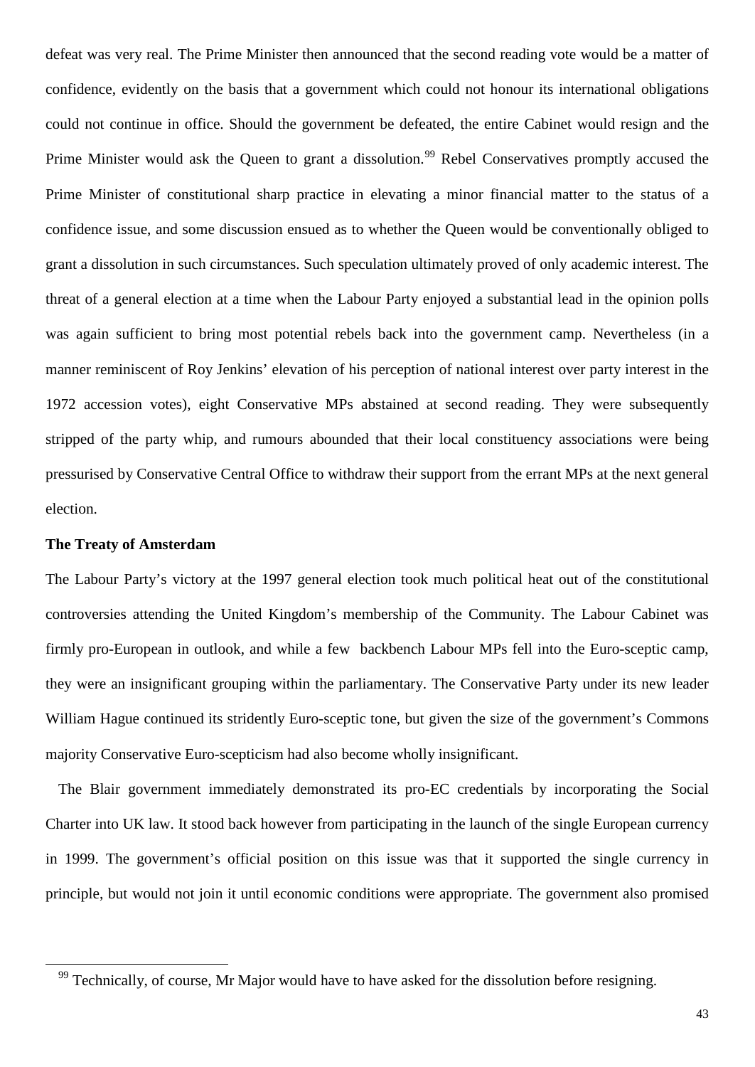defeat was very real. The Prime Minister then announced that the second reading vote would be a matter of confidence, evidently on the basis that a government which could not honour its international obligations could not continue in office. Should the government be defeated, the entire Cabinet would resign and the Prime Minister would ask the Queen to grant a dissolution.[99] Rebel Conservatives promptly accused the Prime Minister of constitutional sharp practice in elevating a minor financial matter to the status of a confidence issue, and some discussion ensued as to whether the Queen would be conventionally obliged to grant a dissolution in such circumstances. Such speculation ultimately proved of only academic interest. The threat of a general election at a time when the Labour Party enjoyed a substantial lead in the opinion polls was again sufficient to bring most potential rebels back into the government camp. Nevertheless (in a manner reminiscent of Roy Jenkins' elevation of his perception of national interest over party interest in the 1972 accession votes), eight Conservative MPs abstained at second reading. They were subsequently stripped of the party whip, and rumours abounded that their local constituency associations were being pressurised by Conservative Central Office to withdraw their support from the errant MPs at the next general election.

**The Treaty of Amsterdam**

The Labour Party's victory at the 1997 general election took much political heat out of the constitutional controversies attending the United Kingdom's membership of the Community. The Labour Cabinet was firmly pro-European in outlook, and while a few backbench Labour MPs fell into the Euro-sceptic camp, they were an insignificant grouping within the parliamentary. The Conservative Party under its new leader William Hague continued its stridently Euro-sceptic tone, but given the size of the government's Commons majority Conservative Euro-scepticism had also become wholly insignificant.

The Blair government immediately demonstrated its pro-EC credentials by incorporating the Social Charter into UK law. It stood back however from participating in the launch of the single European currency in 1999. The government's official position on this issue was that it supported the single currency in principle, but would not join it until economic conditions were appropriate. The government also promised

[99] Technically, of course, Mr Major would have to have asked for the dissolution before resigning.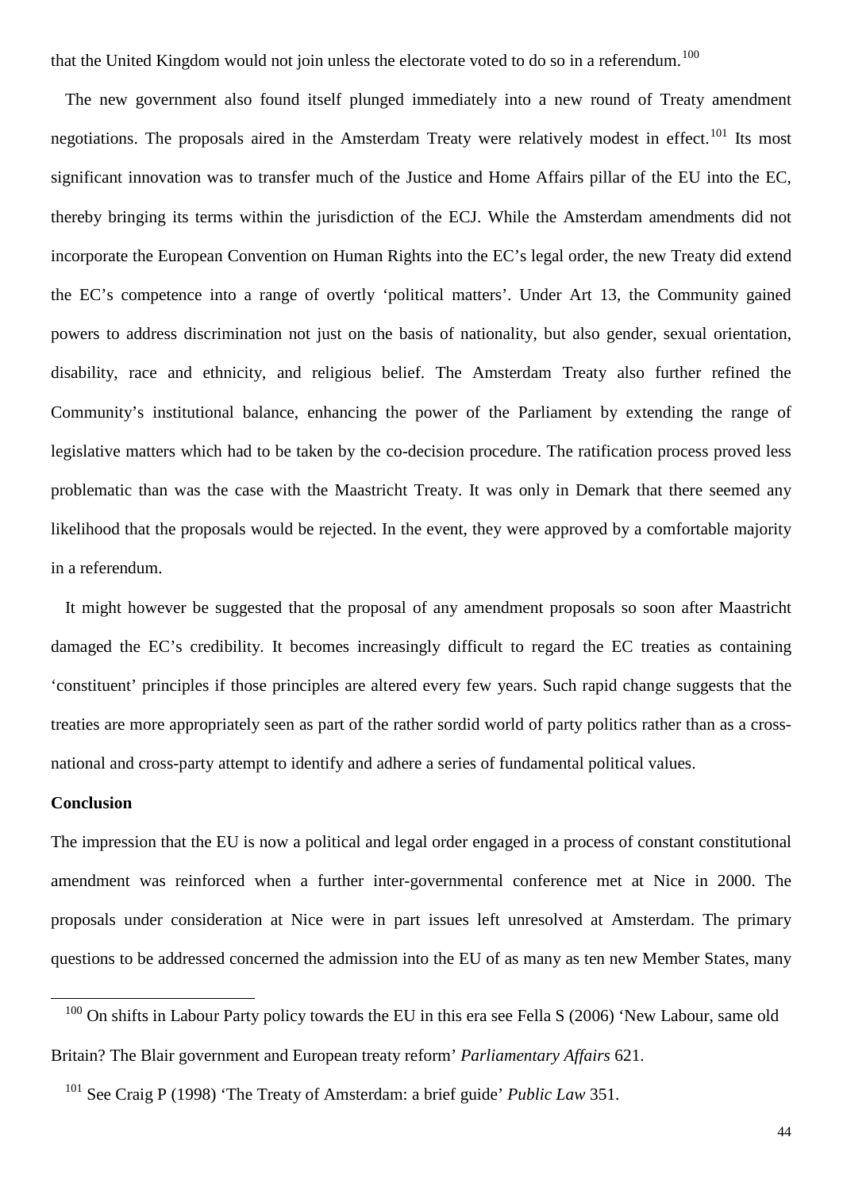that the United Kingdom would not join unless the electorate voted to do so in a referendum.[100]

The new government also found itself plunged immediately into a new round of Treaty amendment negotiations. The proposals aired in the Amsterdam Treaty were relatively modest in effect.[101] Its most significant innovation was to transfer much of the Justice and Home Affairs pillar of the EU into the EC, thereby bringing its terms within the jurisdiction of the ECJ. While the Amsterdam amendments did not incorporate the European Convention on Human Rights into the EC's legal order, the new Treaty did extend the EC's competence into a range of overtly 'political matters'. Under Art 13, the Community gained powers to address discrimination not just on the basis of nationality, but also gender, sexual orientation, disability, race and ethnicity, and religious belief. The Amsterdam Treaty also further refined the Community's institutional balance, enhancing the power of the Parliament by extending the range of legislative matters which had to be taken by the co-decision procedure. The ratification process proved less problematic than was the case with the Maastricht Treaty. It was only in Demark that there seemed any likelihood that the proposals would be rejected. In the event, they were approved by a comfortable majority in a referendum.

It might however be suggested that the proposal of any amendment proposals so soon after Maastricht damaged the EC's credibility. It becomes increasingly difficult to regard the EC treaties as containing 'constituent' principles if those principles are altered every few years. Such rapid change suggests that the treaties are more appropriately seen as part of the rather sordid world of party politics rather than as a cross-national and cross-party attempt to identify and adhere a series of fundamental political values.

**Conclusion**

The impression that the EU is now a political and legal order engaged in a process of constant constitutional amendment was reinforced when a further inter-governmental conference met at Nice in 2000. The proposals under consideration at Nice were in part issues left unresolved at Amsterdam. The primary questions to be addressed concerned the admission into the EU of as many as ten new Member States, many

---

[100] On shifts in Labour Party policy towards the EU in this era see Fella S (2006) 'New Labour, same old Britain? The Blair government and European treaty reform' *Parliamentary Affairs* 621.

[101] See Craig P (1998) 'The Treaty of Amsterdam: a brief guide' *Public Law* 351.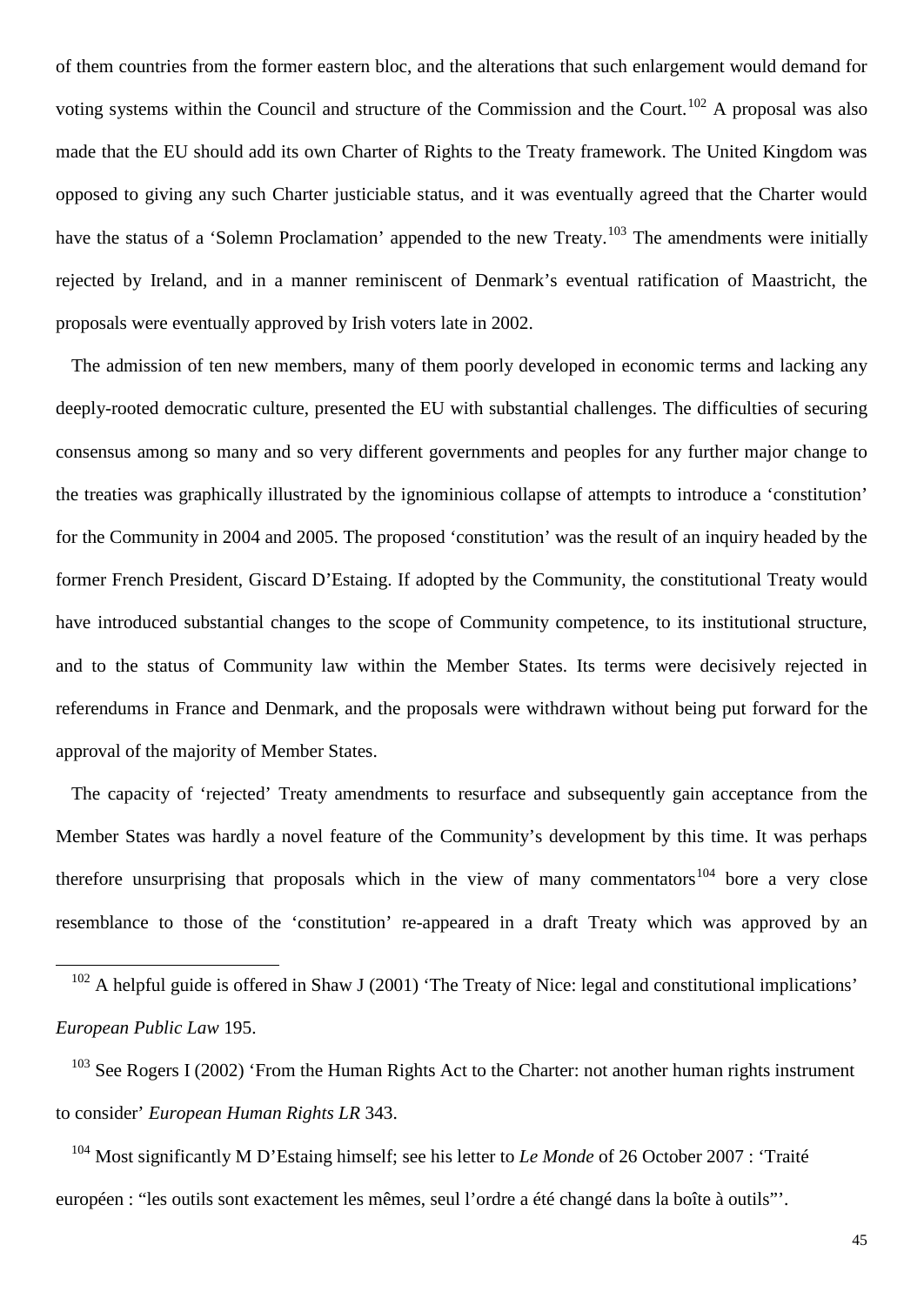of them countries from the former eastern bloc, and the alterations that such enlargement would demand for voting systems within the Council and structure of the Commission and the Court.[102] A proposal was also made that the EU should add its own Charter of Rights to the Treaty framework. The United Kingdom was opposed to giving any such Charter justiciable status, and it was eventually agreed that the Charter would have the status of a 'Solemn Proclamation' appended to the new Treaty.[103] The amendments were initially rejected by Ireland, and in a manner reminiscent of Denmark's eventual ratification of Maastricht, the proposals were eventually approved by Irish voters late in 2002.

The admission of ten new members, many of them poorly developed in economic terms and lacking any deeply-rooted democratic culture, presented the EU with substantial challenges. The difficulties of securing consensus among so many and so very different governments and peoples for any further major change to the treaties was graphically illustrated by the ignominious collapse of attempts to introduce a 'constitution' for the Community in 2004 and 2005. The proposed 'constitution' was the result of an inquiry headed by the former French President, Giscard D'Estaing. If adopted by the Community, the constitutional Treaty would have introduced substantial changes to the scope of Community competence, to its institutional structure, and to the status of Community law within the Member States. Its terms were decisively rejected in referendums in France and Denmark, and the proposals were withdrawn without being put forward for the approval of the majority of Member States.

The capacity of 'rejected' Treaty amendments to resurface and subsequently gain acceptance from the Member States was hardly a novel feature of the Community's development by this time. It was perhaps therefore unsurprising that proposals which in the view of many commentators[104] bore a very close resemblance to those of the 'constitution' re-appeared in a draft Treaty which was approved by an

---

[102] A helpful guide is offered in Shaw J (2001) 'The Treaty of Nice: legal and constitutional implications' *European Public Law* 195.

[103] See Rogers I (2002) 'From the Human Rights Act to the Charter: not another human rights instrument to consider' *European Human Rights LR* 343.

[104] Most significantly M D'Estaing himself; see his letter to *Le Monde* of 26 October 2007 : 'Traité européen : "les outils sont exactement les mêmes, seul l'ordre a été changé dans la boîte à outils"'.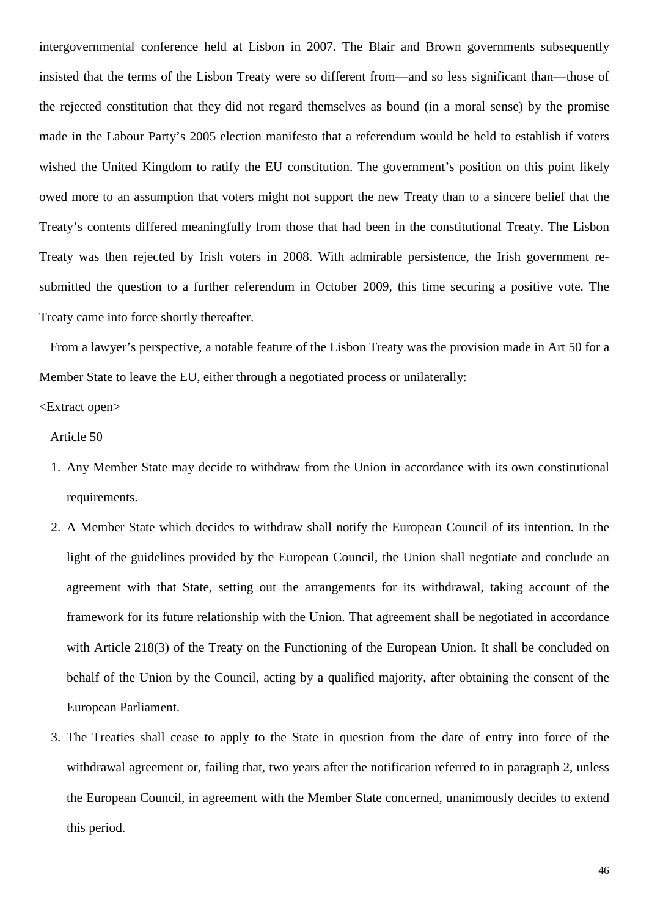intergovernmental conference held at Lisbon in 2007. The Blair and Brown governments subsequently insisted that the terms of the Lisbon Treaty were so different from—and so less significant than—those of the rejected constitution that they did not regard themselves as bound (in a moral sense) by the promise made in the Labour Party's 2005 election manifesto that a referendum would be held to establish if voters wished the United Kingdom to ratify the EU constitution. The government's position on this point likely owed more to an assumption that voters might not support the new Treaty than to a sincere belief that the Treaty's contents differed meaningfully from those that had been in the constitutional Treaty. The Lisbon Treaty was then rejected by Irish voters in 2008. With admirable persistence, the Irish government re-submitted the question to a further referendum in October 2009, this time securing a positive vote. The Treaty came into force shortly thereafter.

From a lawyer's perspective, a notable feature of the Lisbon Treaty was the provision made in Art 50 for a Member State to leave the EU, either through a negotiated process or unilaterally:

<Extract open>

Article 50

1. Any Member State may decide to withdraw from the Union in accordance with its own constitutional requirements.
2. A Member State which decides to withdraw shall notify the European Council of its intention. In the light of the guidelines provided by the European Council, the Union shall negotiate and conclude an agreement with that State, setting out the arrangements for its withdrawal, taking account of the framework for its future relationship with the Union. That agreement shall be negotiated in accordance with Article 218(3) of the Treaty on the Functioning of the European Union. It shall be concluded on behalf of the Union by the Council, acting by a qualified majority, after obtaining the consent of the European Parliament.
3. The Treaties shall cease to apply to the State in question from the date of entry into force of the withdrawal agreement or, failing that, two years after the notification referred to in paragraph 2, unless the European Council, in agreement with the Member State concerned, unanimously decides to extend this period.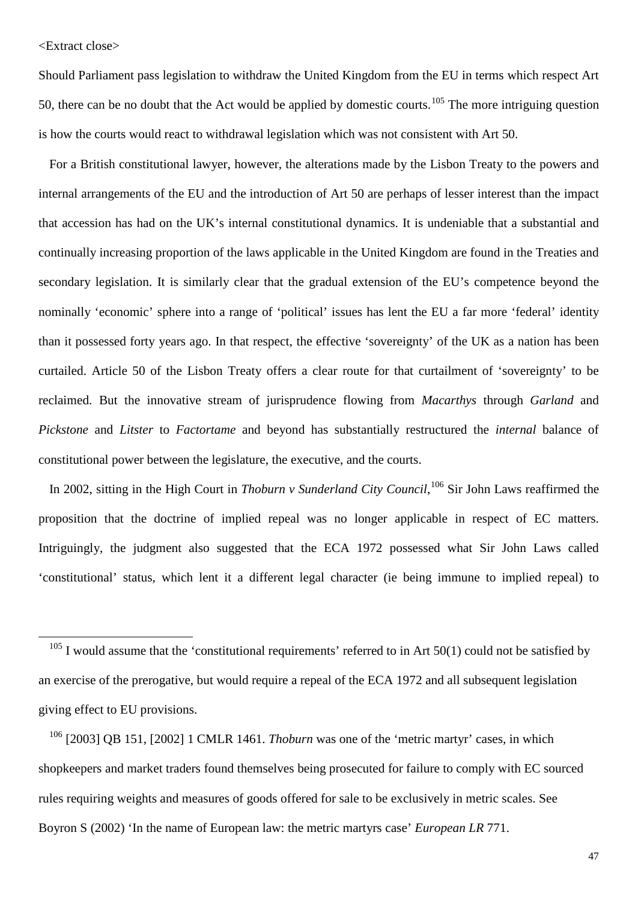<Extract close>

Should Parliament pass legislation to withdraw the United Kingdom from the EU in terms which respect Art 50, there can be no doubt that the Act would be applied by domestic courts.[105] The more intriguing question is how the courts would react to withdrawal legislation which was not consistent with Art 50.

For a British constitutional lawyer, however, the alterations made by the Lisbon Treaty to the powers and internal arrangements of the EU and the introduction of Art 50 are perhaps of lesser interest than the impact that accession has had on the UK's internal constitutional dynamics. It is undeniable that a substantial and continually increasing proportion of the laws applicable in the United Kingdom are found in the Treaties and secondary legislation. It is similarly clear that the gradual extension of the EU's competence beyond the nominally 'economic' sphere into a range of 'political' issues has lent the EU a far more 'federal' identity than it possessed forty years ago. In that respect, the effective 'sovereignty' of the UK as a nation has been curtailed. Article 50 of the Lisbon Treaty offers a clear route for that curtailment of 'sovereignty' to be reclaimed. But the innovative stream of jurisprudence flowing from *Macarthys* through *Garland* and *Pickstone* and *Litster* to *Factortame* and beyond has substantially restructured the *internal* balance of constitutional power between the legislature, the executive, and the courts.

In 2002, sitting in the High Court in *Thoburn v Sunderland City Council*,[106] Sir John Laws reaffirmed the proposition that the doctrine of implied repeal was no longer applicable in respect of EC matters. Intriguingly, the judgment also suggested that the ECA 1972 possessed what Sir John Laws called 'constitutional' status, which lent it a different legal character (ie being immune to implied repeal) to

---

[105] I would assume that the 'constitutional requirements' referred to in Art 50(1) could not be satisfied by an exercise of the prerogative, but would require a repeal of the ECA 1972 and all subsequent legislation giving effect to EU provisions.

[106] [2003] QB 151, [2002] 1 CMLR 1461. *Thoburn* was one of the 'metric martyr' cases, in which shopkeepers and market traders found themselves being prosecuted for failure to comply with EC sourced rules requiring weights and measures of goods offered for sale to be exclusively in metric scales. See Boyron S (2002) 'In the name of European law: the metric martyrs case' *European LR* 771.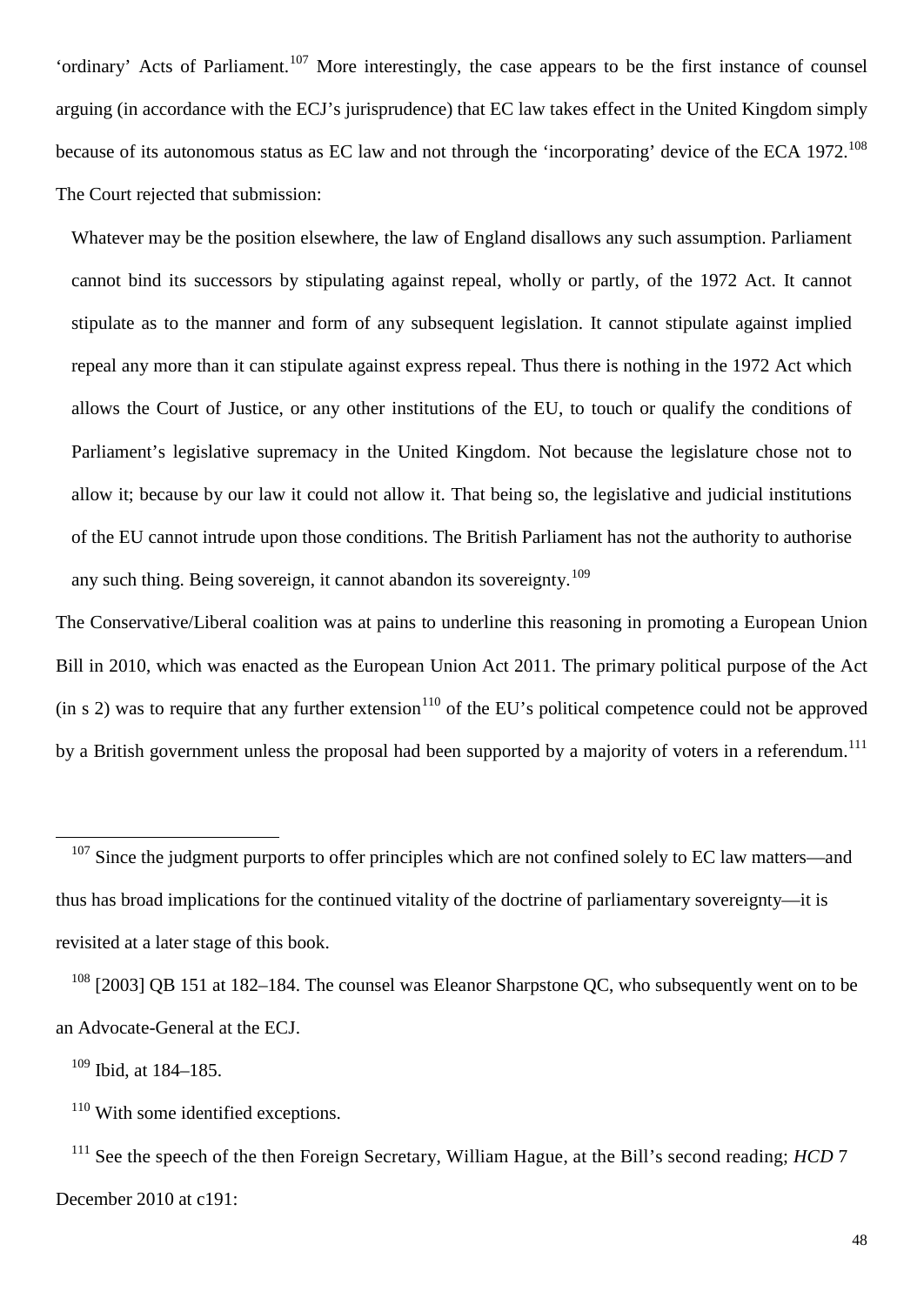'ordinary' Acts of Parliament.[107] More interestingly, the case appears to be the first instance of counsel arguing (in accordance with the ECJ's jurisprudence) that EC law takes effect in the United Kingdom simply because of its autonomous status as EC law and not through the 'incorporating' device of the ECA 1972.[108] The Court rejected that submission:

> Whatever may be the position elsewhere, the law of England disallows any such assumption. Parliament cannot bind its successors by stipulating against repeal, wholly or partly, of the 1972 Act. It cannot stipulate as to the manner and form of any subsequent legislation. It cannot stipulate against implied repeal any more than it can stipulate against express repeal. Thus there is nothing in the 1972 Act which allows the Court of Justice, or any other institutions of the EU, to touch or qualify the conditions of Parliament's legislative supremacy in the United Kingdom. Not because the legislature chose not to allow it; because by our law it could not allow it. That being so, the legislative and judicial institutions of the EU cannot intrude upon those conditions. The British Parliament has not the authority to authorise any such thing. Being sovereign, it cannot abandon its sovereignty.[109]

The Conservative/Liberal coalition was at pains to underline this reasoning in promoting a European Union Bill in 2010, which was enacted as the European Union Act 2011. The primary political purpose of the Act (in s 2) was to require that any further extension[110] of the EU's political competence could not be approved by a British government unless the proposal had been supported by a majority of voters in a referendum.[111]

---

[107] Since the judgment purports to offer principles which are not confined solely to EC law matters—and thus has broad implications for the continued vitality of the doctrine of parliamentary sovereignty—it is revisited at a later stage of this book.

[108] [2003] QB 151 at 182–184. The counsel was Eleanor Sharpstone QC, who subsequently went on to be an Advocate-General at the ECJ.

[109] Ibid, at 184–185.

[110] With some identified exceptions.

[111] See the speech of the then Foreign Secretary, William Hague, at the Bill's second reading; *HCD* 7 December 2010 at c191: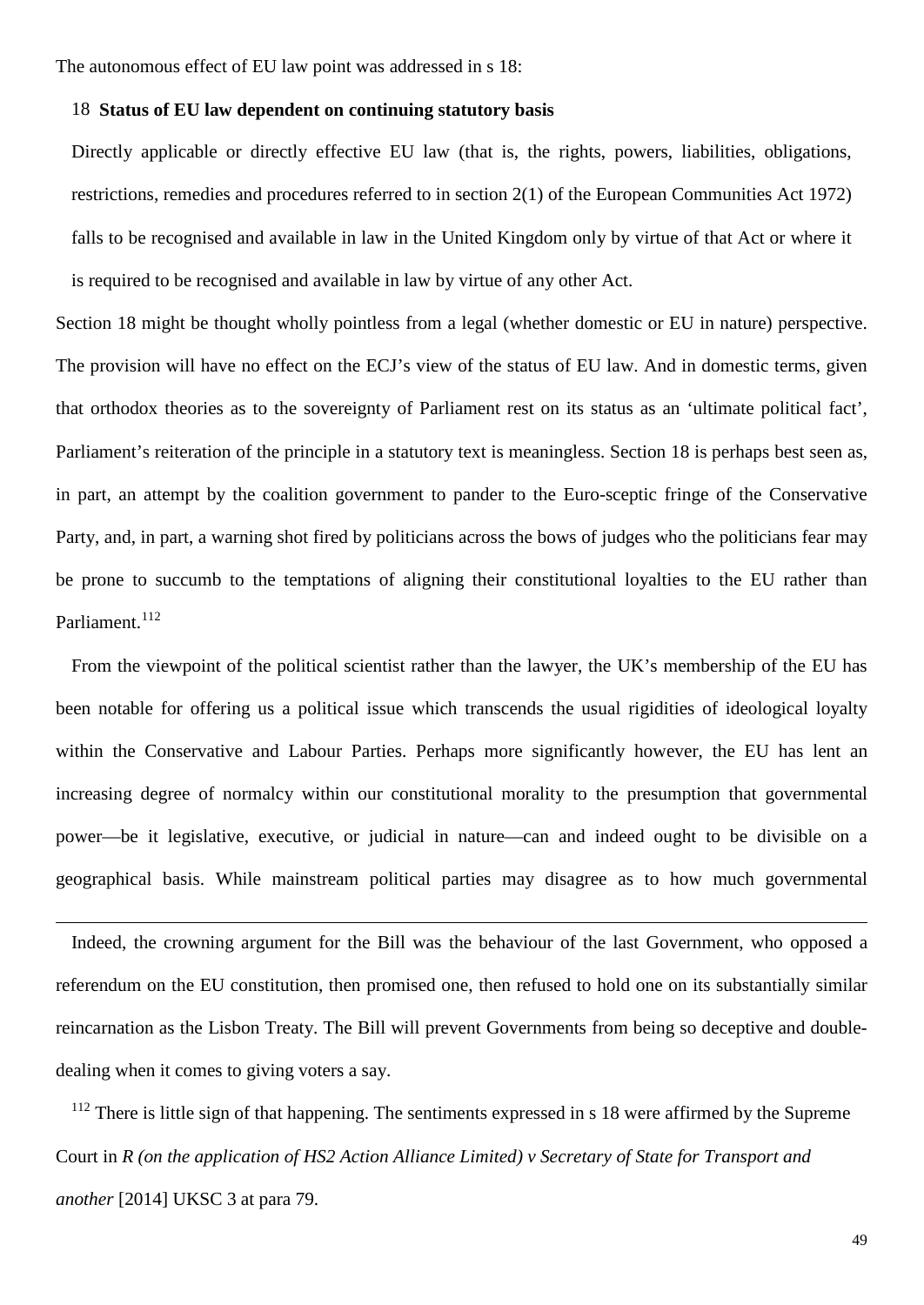The autonomous effect of EU law point was addressed in s 18:

**18 Status of EU law dependent on continuing statutory basis**

Directly applicable or directly effective EU law (that is, the rights, powers, liabilities, obligations, restrictions, remedies and procedures referred to in section 2(1) of the European Communities Act 1972) falls to be recognised and available in law in the United Kingdom only by virtue of that Act or where it is required to be recognised and available in law by virtue of any other Act.

Section 18 might be thought wholly pointless from a legal (whether domestic or EU in nature) perspective. The provision will have no effect on the ECJ's view of the status of EU law. And in domestic terms, given that orthodox theories as to the sovereignty of Parliament rest on its status as an 'ultimate political fact', Parliament's reiteration of the principle in a statutory text is meaningless. Section 18 is perhaps best seen as, in part, an attempt by the coalition government to pander to the Euro-sceptic fringe of the Conservative Party, and, in part, a warning shot fired by politicians across the bows of judges who the politicians fear may be prone to succumb to the temptations of aligning their constitutional loyalties to the EU rather than Parliament.[112]

From the viewpoint of the political scientist rather than the lawyer, the UK's membership of the EU has been notable for offering us a political issue which transcends the usual rigidities of ideological loyalty within the Conservative and Labour Parties. Perhaps more significantly however, the EU has lent an increasing degree of normalcy within our constitutional morality to the presumption that governmental power—be it legislative, executive, or judicial in nature—can and indeed ought to be divisible on a geographical basis. While mainstream political parties may disagree as to how much governmental

---

Indeed, the crowning argument for the Bill was the behaviour of the last Government, who opposed a referendum on the EU constitution, then promised one, then refused to hold one on its substantially similar reincarnation as the Lisbon Treaty. The Bill will prevent Governments from being so deceptive and double-dealing when it comes to giving voters a say.

[112] There is little sign of that happening. The sentiments expressed in s 18 were affirmed by the Supreme Court in *R (on the application of HS2 Action Alliance Limited) v Secretary of State for Transport and another* [2014] UKSC 3 at para 79.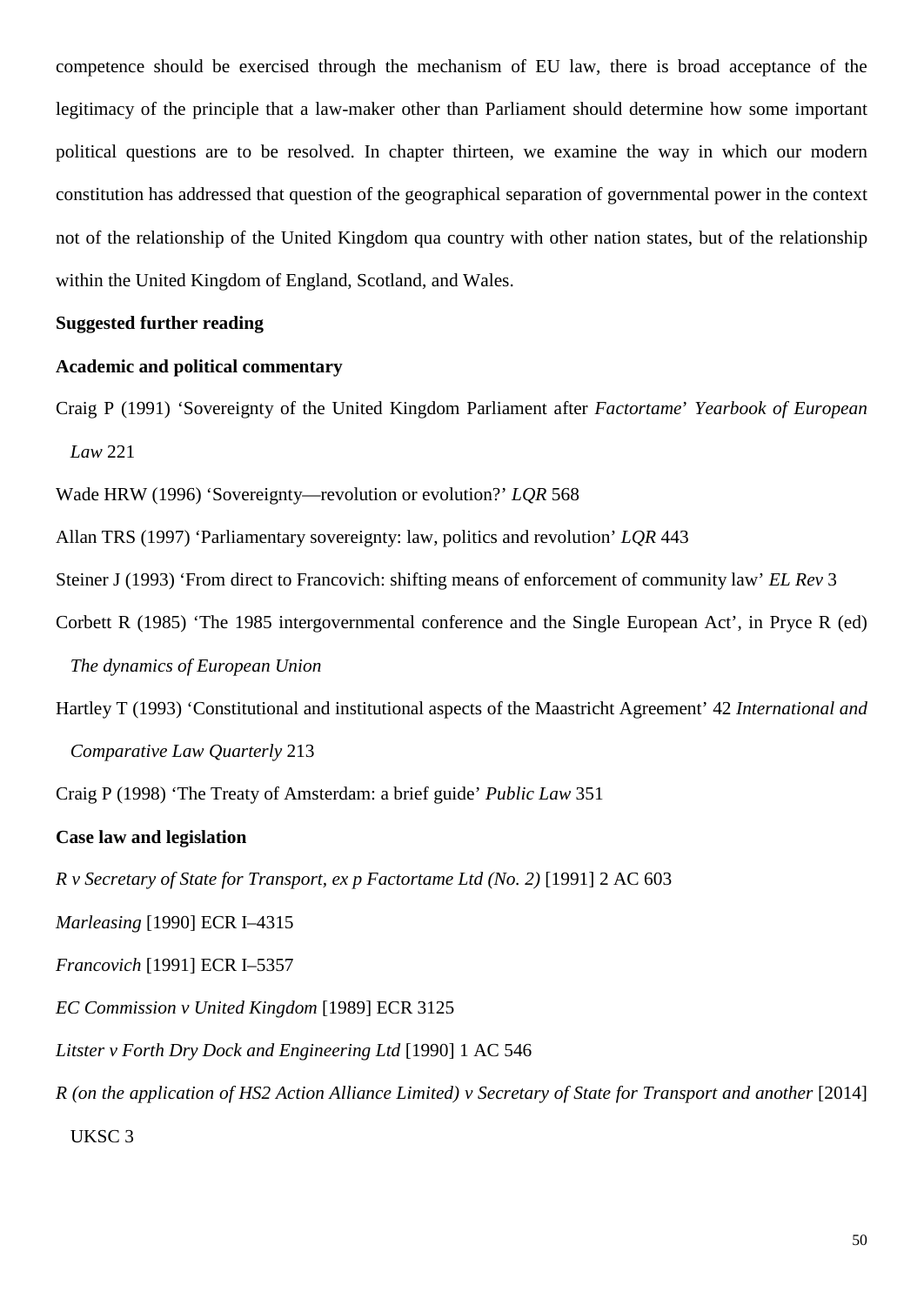competence should be exercised through the mechanism of EU law, there is broad acceptance of the legitimacy of the principle that a law-maker other than Parliament should determine how some important political questions are to be resolved. In chapter thirteen, we examine the way in which our modern constitution has addressed that question of the geographical separation of governmental power in the context not of the relationship of the United Kingdom qua country with other nation states, but of the relationship within the United Kingdom of England, Scotland, and Wales.

**Suggested further reading**

**Academic and political commentary**

Craig P (1991) 'Sovereignty of the United Kingdom Parliament after *Factortame*' *Yearbook of European Law* 221

Wade HRW (1996) 'Sovereignty—revolution or evolution?' *LQR* 568

Allan TRS (1997) 'Parliamentary sovereignty: law, politics and revolution' *LQR* 443

Steiner J (1993) 'From direct to Francovich: shifting means of enforcement of community law' *EL Rev* 3

Corbett R (1985) 'The 1985 intergovernmental conference and the Single European Act', in Pryce R (ed) *The dynamics of European Union*

Hartley T (1993) 'Constitutional and institutional aspects of the Maastricht Agreement' 42 *International and Comparative Law Quarterly* 213

Craig P (1998) 'The Treaty of Amsterdam: a brief guide' *Public Law* 351

**Case law and legislation**

*R v Secretary of State for Transport, ex p Factortame Ltd (No. 2)* [1991] 2 AC 603

*Marleasing* [1990] ECR I–4315

*Francovich* [1991] ECR I–5357

*EC Commission v United Kingdom* [1989] ECR 3125

*Litster v Forth Dry Dock and Engineering Ltd* [1990] 1 AC 546

*R (on the application of HS2 Action Alliance Limited) v Secretary of State for Transport and another* [2014] UKSC 3